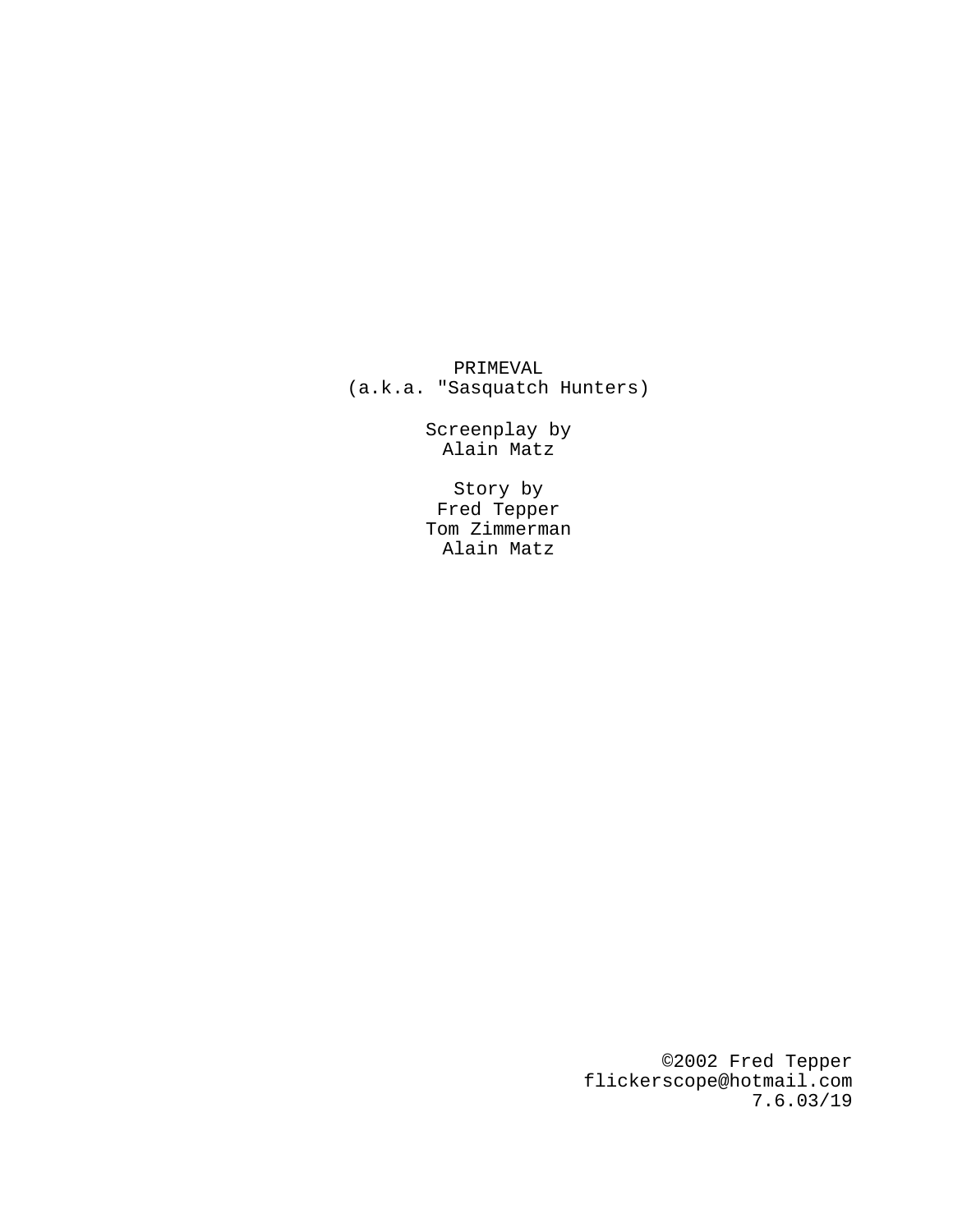PRIMEVAL
(a.k.a. "Sasquatch Hunters)

Screenplay by
Alain Matz

Story by
Fred Tepper
Tom Zimmerman
Alain Matz

©2002 Fred Tepper
flickerscope@hotmail.com
7.6.03/19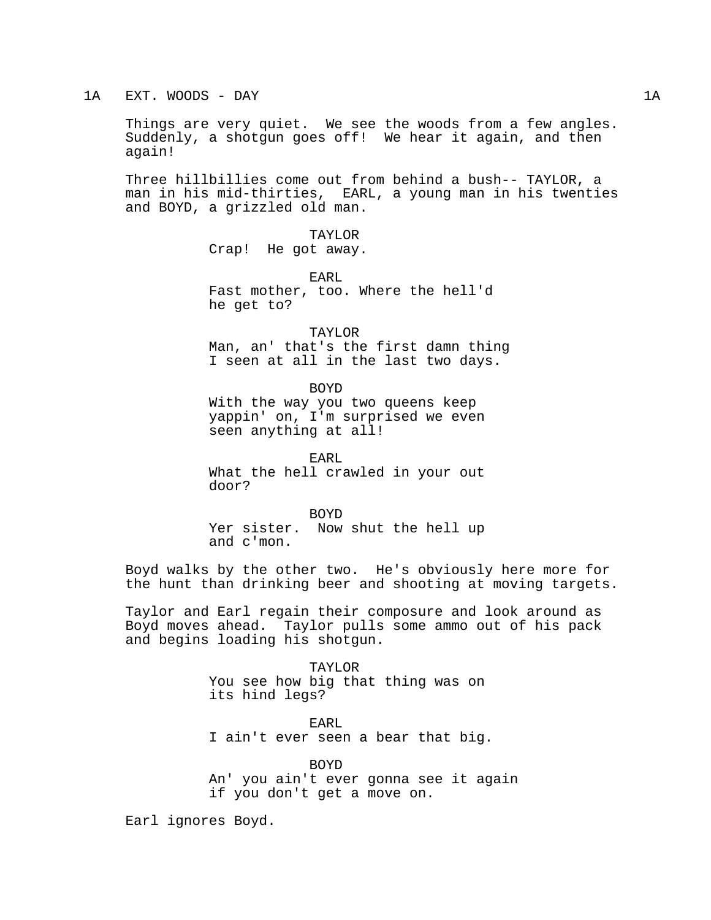1A    EXT. WOODS - DAY    1A

Things are very quiet. We see the woods from a few angles. Suddenly, a shotgun goes off! We hear it again, and then again!

Three hillbillies come out from behind a bush-- TAYLOR, a man in his mid-thirties, EARL, a young man in his twenties and BOYD, a grizzled old man.

TAYLOR
Crap! He got away.

EARL
Fast mother, too. Where the hell'd he get to?

TAYLOR
Man, an' that's the first damn thing I seen at all in the last two days.

BOYD
With the way you two queens keep yappin' on, I'm surprised we even seen anything at all!

EARL
What the hell crawled in your out door?

BOYD
Yer sister. Now shut the hell up and c'mon.

Boyd walks by the other two. He's obviously here more for the hunt than drinking beer and shooting at moving targets.

Taylor and Earl regain their composure and look around as Boyd moves ahead. Taylor pulls some ammo out of his pack and begins loading his shotgun.

TAYLOR
You see how big that thing was on its hind legs?

EARL
I ain't ever seen a bear that big.

BOYD
An' you ain't ever gonna see it again if you don't get a move on.

Earl ignores Boyd.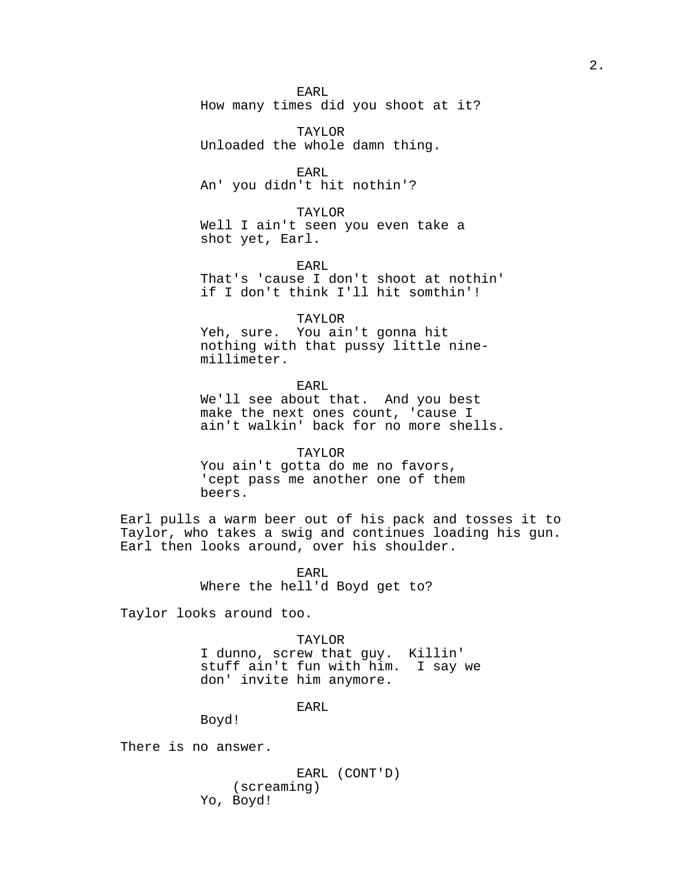EARL
How many times did you shoot at it?

TAYLOR
Unloaded the whole damn thing.

EARL
An' you didn't hit nothin'?

TAYLOR
Well I ain't seen you even take a shot yet, Earl.

EARL
That's 'cause I don't shoot at nothin' if I don't think I'll hit somthin'!

TAYLOR
Yeh, sure. You ain't gonna hit nothing with that pussy little nine-millimeter.

EARL
We'll see about that. And you best make the next ones count, 'cause I ain't walkin' back for no more shells.

TAYLOR
You ain't gotta do me no favors, 'cept pass me another one of them beers.

Earl pulls a warm beer out of his pack and tosses it to Taylor, who takes a swig and continues loading his gun. Earl then looks around, over his shoulder.

EARL
Where the hell'd Boyd get to?

Taylor looks around too.

TAYLOR
I dunno, screw that guy. Killin' stuff ain't fun with him. I say we don' invite him anymore.

EARL
Boyd!

There is no answer.

EARL (CONT'D)
(screaming)
Yo, Boyd!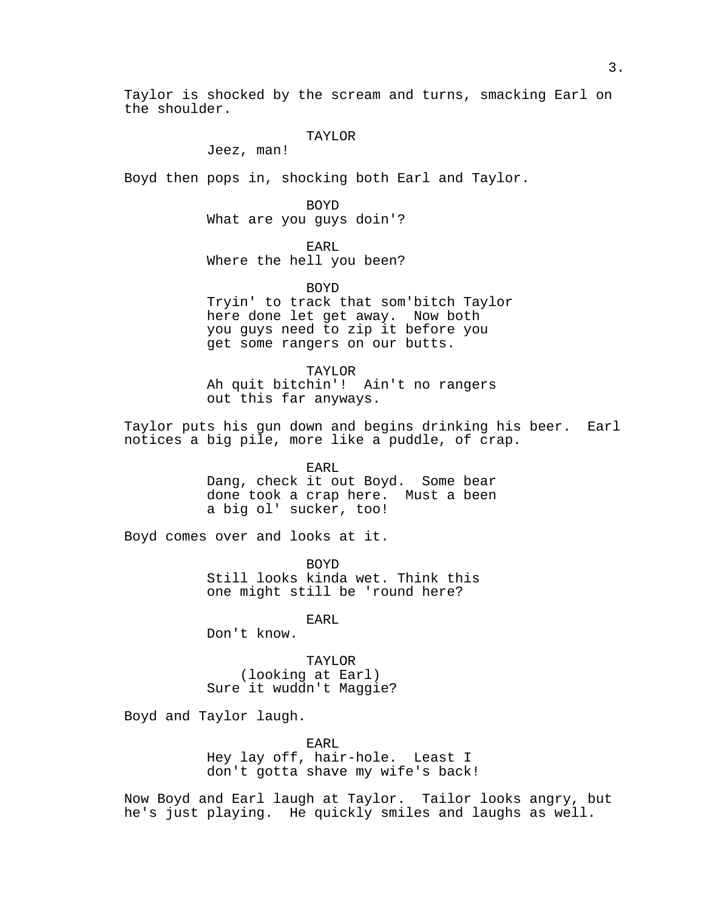Taylor is shocked by the scream and turns, smacking Earl on the shoulder.

TAYLOR
Jeez, man!

Boyd then pops in, shocking both Earl and Taylor.

BOYD
What are you guys doin'?

EARL
Where the hell you been?

BOYD
Tryin' to track that som'bitch Taylor here done let get away. Now both you guys need to zip it before you get some rangers on our butts.

TAYLOR
Ah quit bitchin'! Ain't no rangers out this far anyways.

Taylor puts his gun down and begins drinking his beer. Earl notices a big pile, more like a puddle, of crap.

EARL
Dang, check it out Boyd. Some bear done took a crap here. Must a been a big ol' sucker, too!

Boyd comes over and looks at it.

BOYD
Still looks kinda wet. Think this one might still be 'round here?

EARL
Don't know.

TAYLOR
(looking at Earl)
Sure it wuddn't Maggie?

Boyd and Taylor laugh.

EARL
Hey lay off, hair-hole. Least I don't gotta shave my wife's back!

Now Boyd and Earl laugh at Taylor. Tailor looks angry, but he's just playing. He quickly smiles and laughs as well.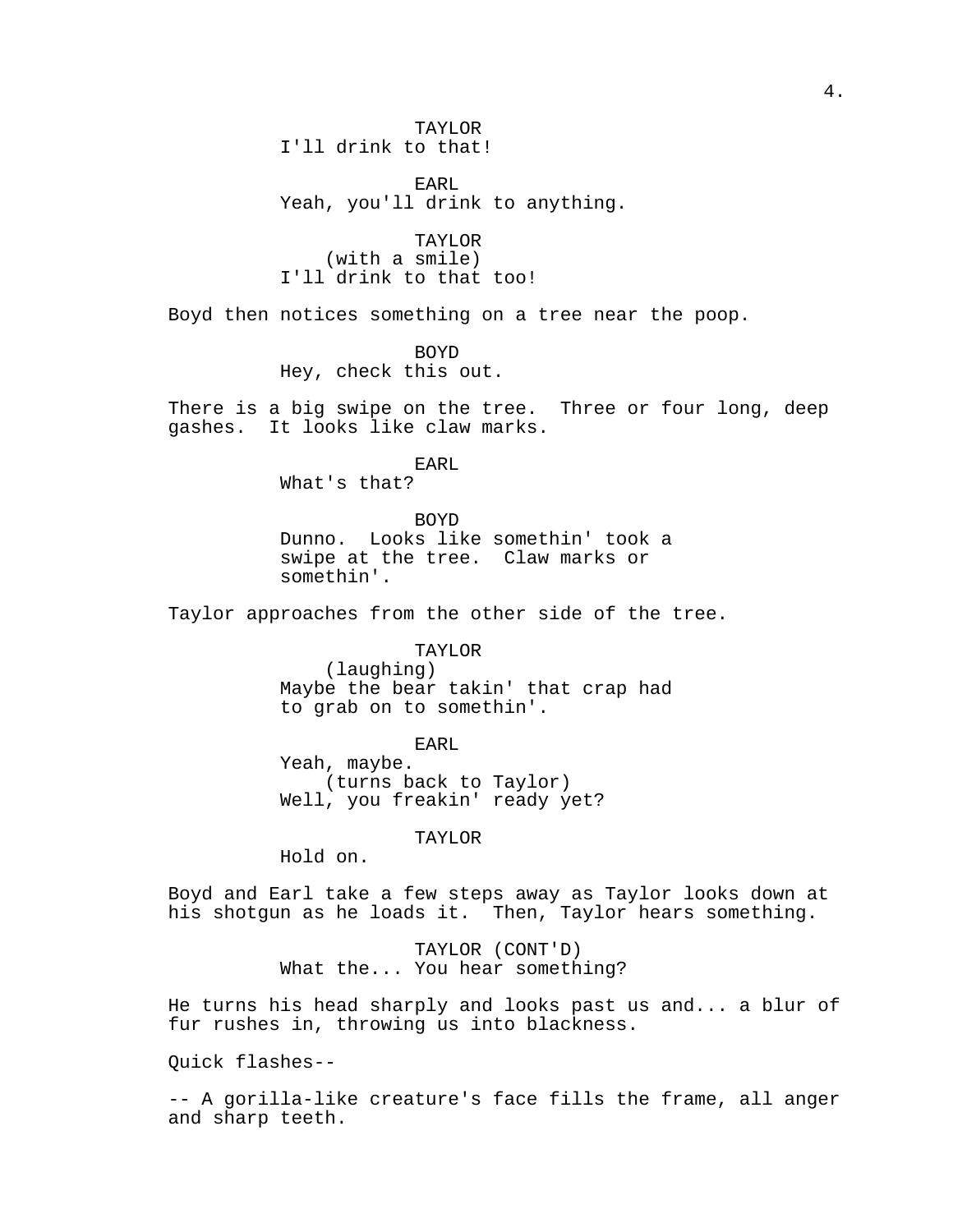TAYLOR
I'll drink to that!

EARL
Yeah, you'll drink to anything.

TAYLOR
(with a smile)
I'll drink to that too!

Boyd then notices something on a tree near the poop.

BOYD
Hey, check this out.

There is a big swipe on the tree. Three or four long, deep gashes. It looks like claw marks.

EARL
What's that?

BOYD
Dunno. Looks like somethin' took a swipe at the tree. Claw marks or somethin'.

Taylor approaches from the other side of the tree.

TAYLOR
(laughing)
Maybe the bear takin' that crap had to grab on to somethin'.

EARL
Yeah, maybe.
(turns back to Taylor)
Well, you freakin' ready yet?

TAYLOR
Hold on.

Boyd and Earl take a few steps away as Taylor looks down at his shotgun as he loads it. Then, Taylor hears something.

TAYLOR (CONT'D)
What the... You hear something?

He turns his head sharply and looks past us and... a blur of fur rushes in, throwing us into blackness.

Quick flashes--

-- A gorilla-like creature's face fills the frame, all anger and sharp teeth.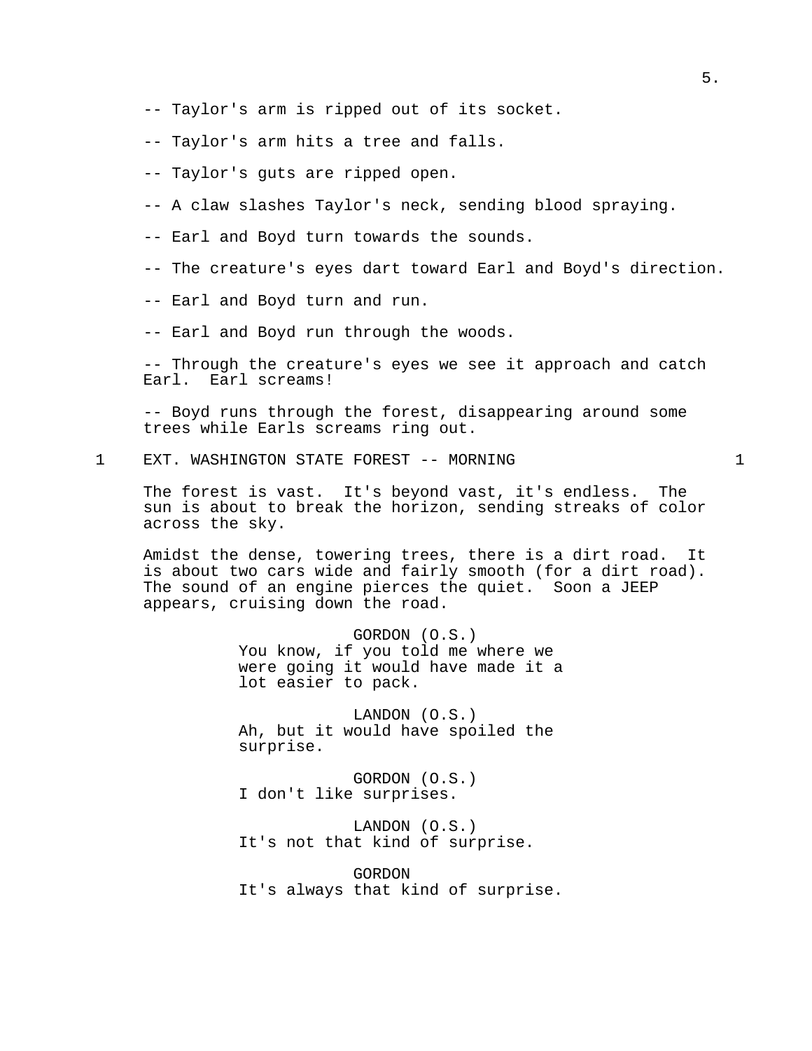-- Taylor's arm is ripped out of its socket.

-- Taylor's arm hits a tree and falls.

-- Taylor's guts are ripped open.

-- A claw slashes Taylor's neck, sending blood spraying.

-- Earl and Boyd turn towards the sounds.

-- The creature's eyes dart toward Earl and Boyd's direction.

-- Earl and Boyd turn and run.

-- Earl and Boyd run through the woods.

-- Through the creature's eyes we see it approach and catch Earl. Earl screams!

-- Boyd runs through the forest, disappearing around some trees while Earls screams ring out.

1 EXT. WASHINGTON STATE FOREST -- MORNING 1

The forest is vast. It's beyond vast, it's endless. The sun is about to break the horizon, sending streaks of color across the sky.

Amidst the dense, towering trees, there is a dirt road. It is about two cars wide and fairly smooth (for a dirt road). The sound of an engine pierces the quiet. Soon a JEEP appears, cruising down the road.

GORDON (O.S.)
You know, if you told me where we were going it would have made it a lot easier to pack.

LANDON (O.S.)
Ah, but it would have spoiled the surprise.

GORDON (O.S.)
I don't like surprises.

LANDON (O.S.)
It's not that kind of surprise.

GORDON
It's always that kind of surprise.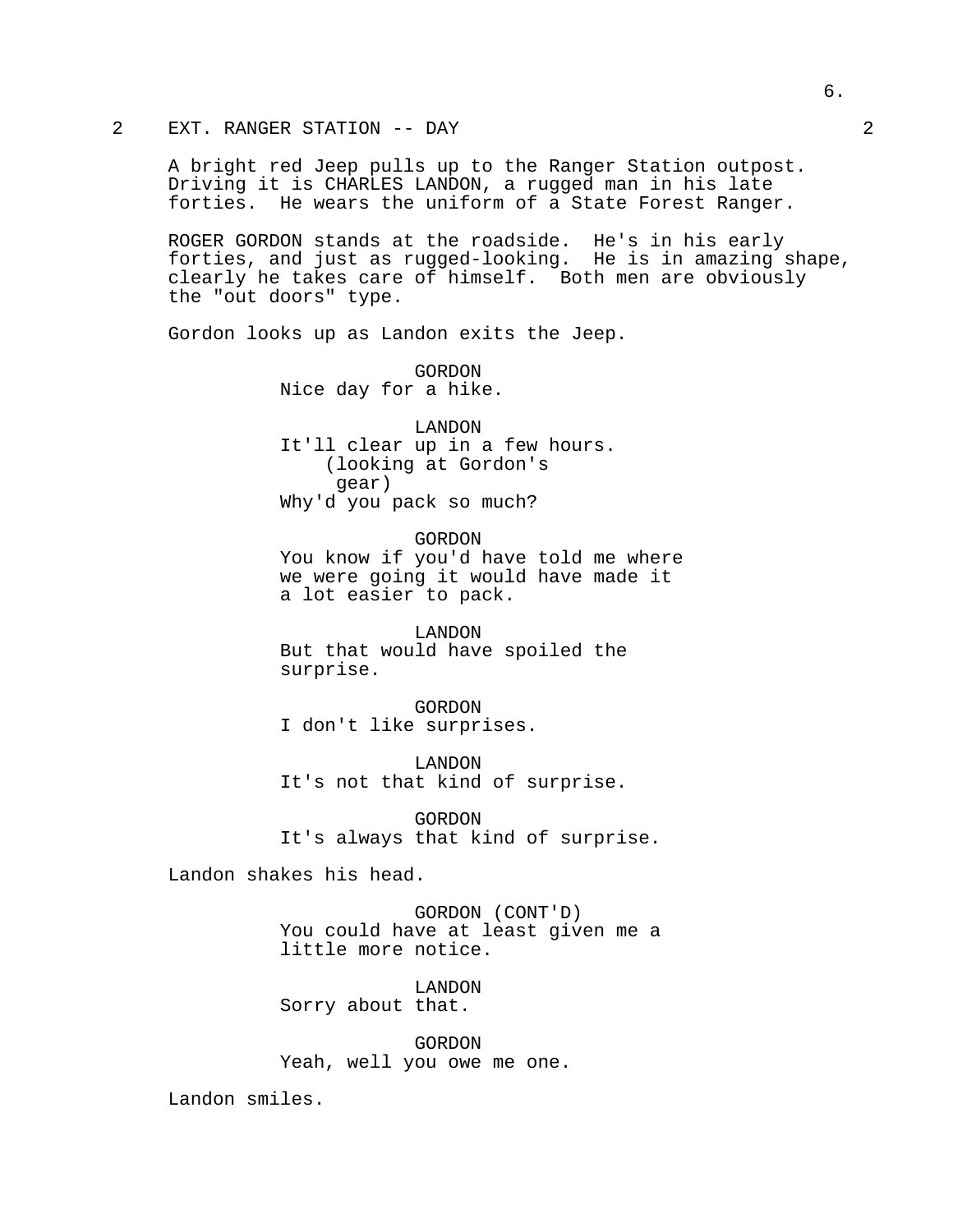2 EXT. RANGER STATION -- DAY 2

A bright red Jeep pulls up to the Ranger Station outpost. Driving it is CHARLES LANDON, a rugged man in his late forties. He wears the uniform of a State Forest Ranger.

ROGER GORDON stands at the roadside. He's in his early forties, and just as rugged-looking. He is in amazing shape, clearly he takes care of himself. Both men are obviously the "out doors" type.

Gordon looks up as Landon exits the Jeep.

GORDON
Nice day for a hike.

LANDON
It'll clear up in a few hours.
(looking at Gordon's gear)
Why'd you pack so much?

GORDON
You know if you'd have told me where we were going it would have made it a lot easier to pack.

LANDON
But that would have spoiled the surprise.

GORDON
I don't like surprises.

LANDON
It's not that kind of surprise.

GORDON
It's always that kind of surprise.

Landon shakes his head.

GORDON (CONT'D)
You could have at least given me a little more notice.

LANDON
Sorry about that.

GORDON
Yeah, well you owe me one.

Landon smiles.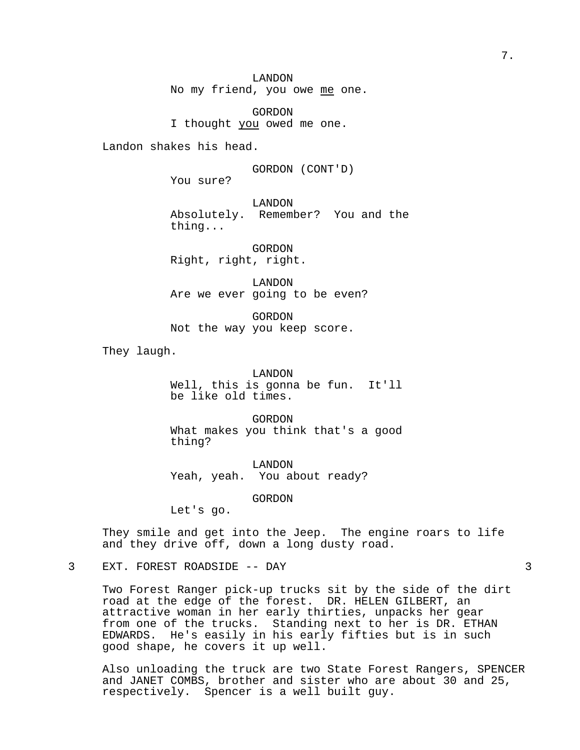LANDON
No my friend, you owe _me_ one.

GORDON
I thought _you_ owed me one.

Landon shakes his head.

GORDON (CONT'D)
You sure?

LANDON
Absolutely. Remember? You and the thing...

GORDON
Right, right, right.

LANDON
Are we ever going to be even?

GORDON
Not the way you keep score.

They laugh.

LANDON
Well, this is gonna be fun. It'll be like old times.

GORDON
What makes you think that's a good thing?

LANDON
Yeah, yeah. You about ready?

GORDON
Let's go.

They smile and get into the Jeep. The engine roars to life and they drive off, down a long dusty road.

3 EXT. FOREST ROADSIDE -- DAY 3

Two Forest Ranger pick-up trucks sit by the side of the dirt road at the edge of the forest. DR. HELEN GILBERT, an attractive woman in her early thirties, unpacks her gear from one of the trucks. Standing next to her is DR. ETHAN EDWARDS. He's easily in his early fifties but is in such good shape, he covers it up well.

Also unloading the truck are two State Forest Rangers, SPENCER and JANET COMBS, brother and sister who are about 30 and 25, respectively. Spencer is a well built guy.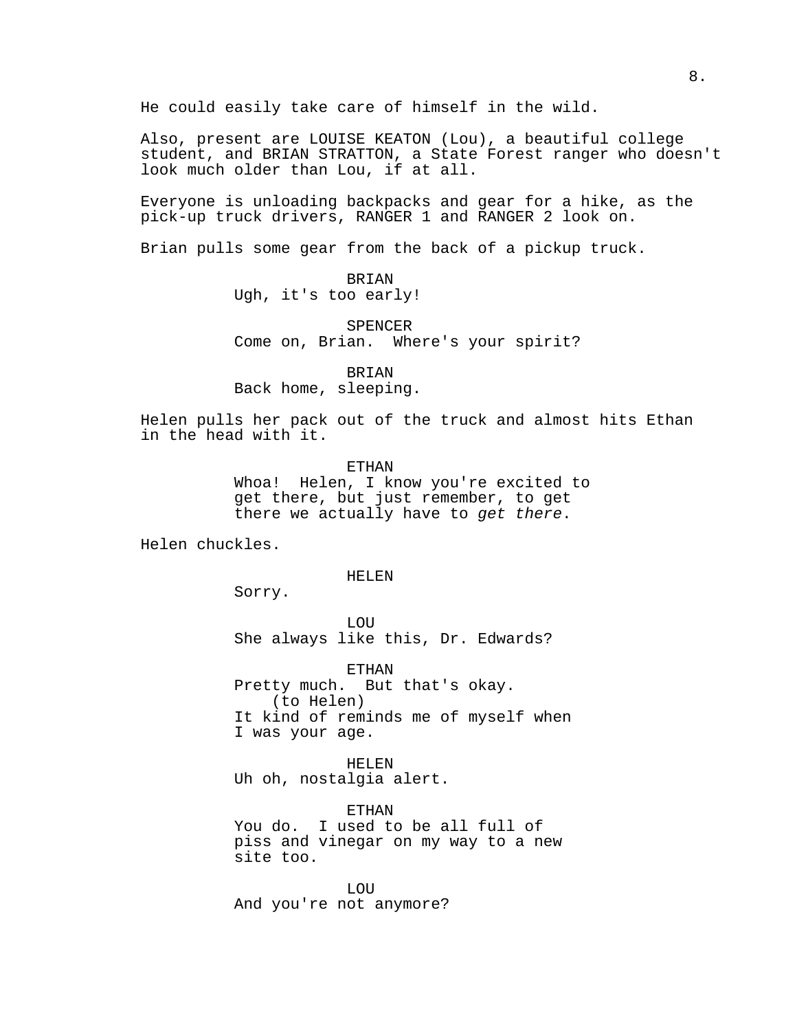He could easily take care of himself in the wild.

Also, present are LOUISE KEATON (Lou), a beautiful college student, and BRIAN STRATTON, a State Forest ranger who doesn't look much older than Lou, if at all.

Everyone is unloading backpacks and gear for a hike, as the pick-up truck drivers, RANGER 1 and RANGER 2 look on.

Brian pulls some gear from the back of a pickup truck.

BRIAN
Ugh, it's too early!

SPENCER
Come on, Brian. Where's your spirit?

BRIAN
Back home, sleeping.

Helen pulls her pack out of the truck and almost hits Ethan in the head with it.

ETHAN
Whoa! Helen, I know you're excited to get there, but just remember, to get there we actually have to *get there*.

Helen chuckles.

HELEN
Sorry.

LOU
She always like this, Dr. Edwards?

ETHAN
Pretty much. But that's okay.
(to Helen)
It kind of reminds me of myself when I was your age.

HELEN
Uh oh, nostalgia alert.

ETHAN
You do. I used to be all full of piss and vinegar on my way to a new site too.

LOU
And you're not anymore?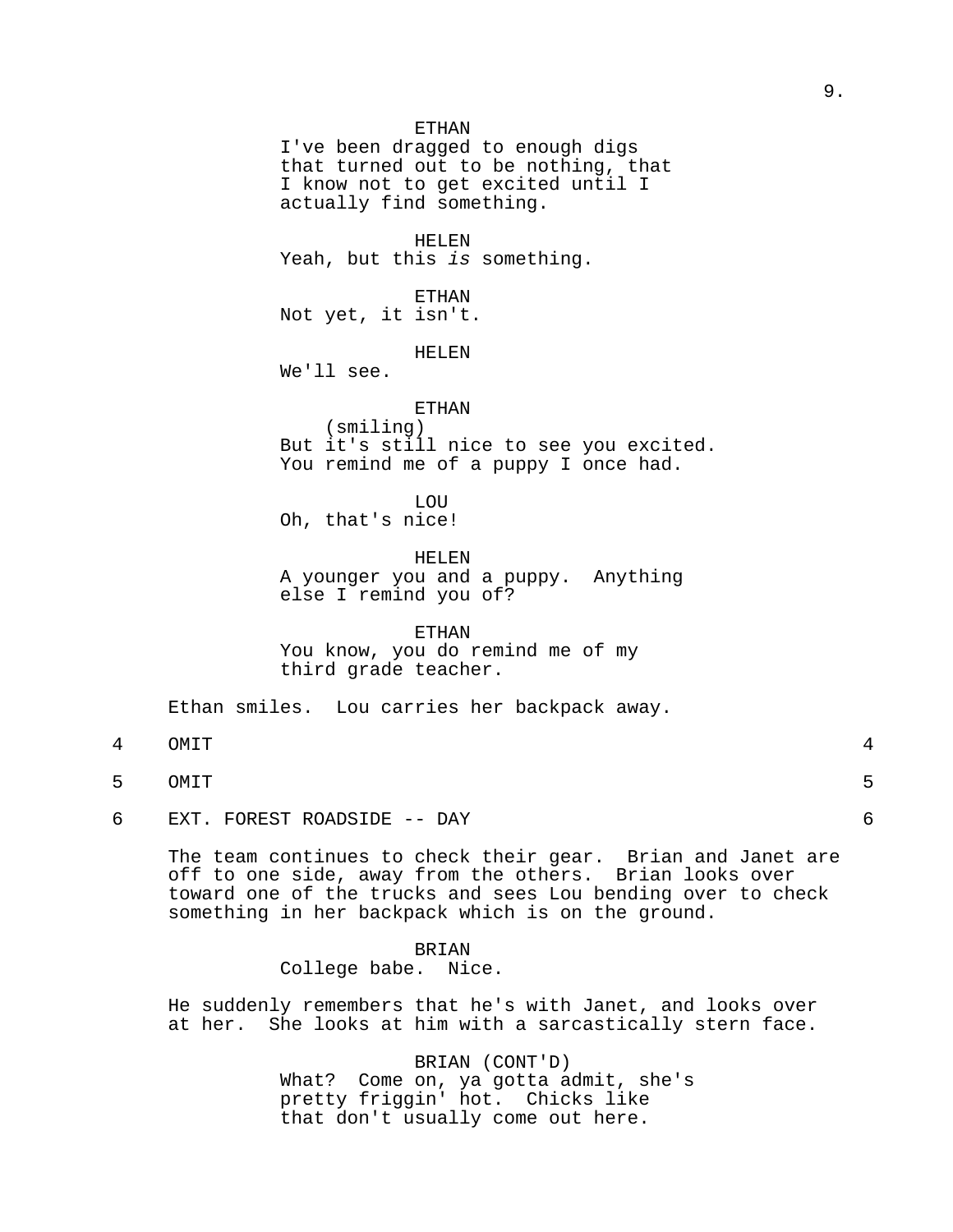ETHAN
I've been dragged to enough digs that turned out to be nothing, that I know not to get excited until I actually find something.

HELEN
Yeah, but this *is* something.

ETHAN
Not yet, it isn't.

HELEN
We'll see.

ETHAN
(smiling)
But it's still nice to see you excited. You remind me of a puppy I once had.

LOU
Oh, that's nice!

HELEN
A younger you and a puppy. Anything else I remind you of?

ETHAN
You know, you do remind me of my third grade teacher.

Ethan smiles. Lou carries her backpack away.

4 OMIT 4

5 OMIT 5

6 EXT. FOREST ROADSIDE -- DAY 6

The team continues to check their gear. Brian and Janet are off to one side, away from the others. Brian looks over toward one of the trucks and sees Lou bending over to check something in her backpack which is on the ground.

BRIAN
College babe. Nice.

He suddenly remembers that he's with Janet, and looks over at her. She looks at him with a sarcastically stern face.

BRIAN (CONT'D)
What? Come on, ya gotta admit, she's pretty friggin' hot. Chicks like that don't usually come out here.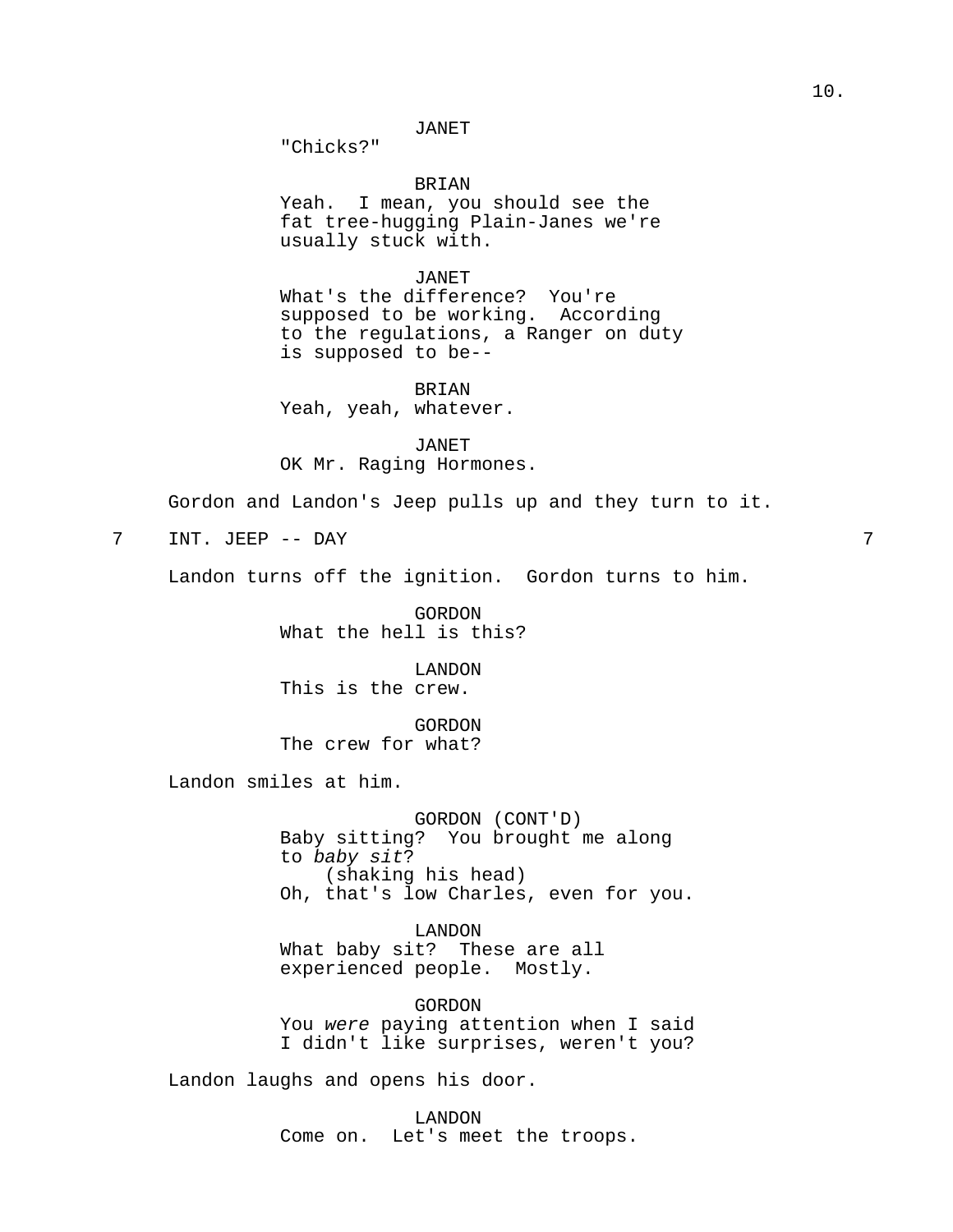JANET
"Chicks?"

BRIAN
Yeah. I mean, you should see the fat tree-hugging Plain-Janes we're usually stuck with.

JANET
What's the difference? You're supposed to be working. According to the regulations, a Ranger on duty is supposed to be--

BRIAN
Yeah, yeah, whatever.

JANET
OK Mr. Raging Hormones.

Gordon and Landon's Jeep pulls up and they turn to it.

7 INT. JEEP -- DAY 7

Landon turns off the ignition. Gordon turns to him.

GORDON
What the hell is this?

LANDON
This is the crew.

GORDON
The crew for what?

Landon smiles at him.

GORDON (CONT'D)
Baby sitting? You brought me along to *baby sit*?
(shaking his head)
Oh, that's low Charles, even for you.

LANDON
What baby sit? These are all experienced people. Mostly.

GORDON
You *were* paying attention when I said I didn't like surprises, weren't you?

Landon laughs and opens his door.

LANDON
Come on. Let's meet the troops.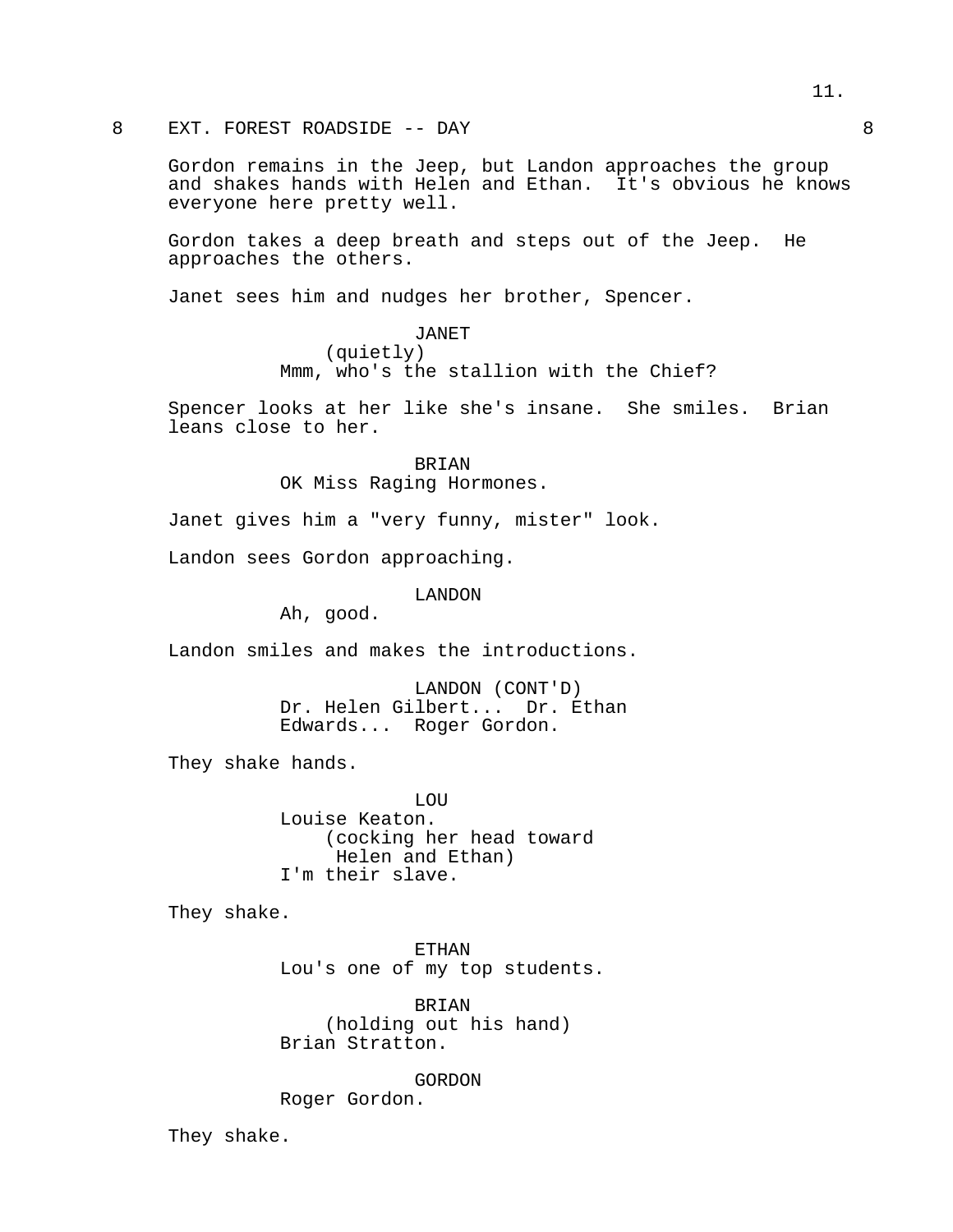8 EXT. FOREST ROADSIDE -- DAY 8

Gordon remains in the Jeep, but Landon approaches the group and shakes hands with Helen and Ethan. It's obvious he knows everyone here pretty well.

Gordon takes a deep breath and steps out of the Jeep. He approaches the others.

Janet sees him and nudges her brother, Spencer.

JANET
(quietly)
Mmm, who's the stallion with the Chief?

Spencer looks at her like she's insane. She smiles. Brian leans close to her.

BRIAN
OK Miss Raging Hormones.

Janet gives him a "very funny, mister" look.

Landon sees Gordon approaching.

LANDON
Ah, good.

Landon smiles and makes the introductions.

LANDON (CONT'D)
Dr. Helen Gilbert... Dr. Ethan Edwards... Roger Gordon.

They shake hands.

LOU
Louise Keaton.
(cocking her head toward Helen and Ethan)
I'm their slave.

They shake.

ETHAN
Lou's one of my top students.

BRIAN
(holding out his hand)
Brian Stratton.

GORDON
Roger Gordon.

They shake.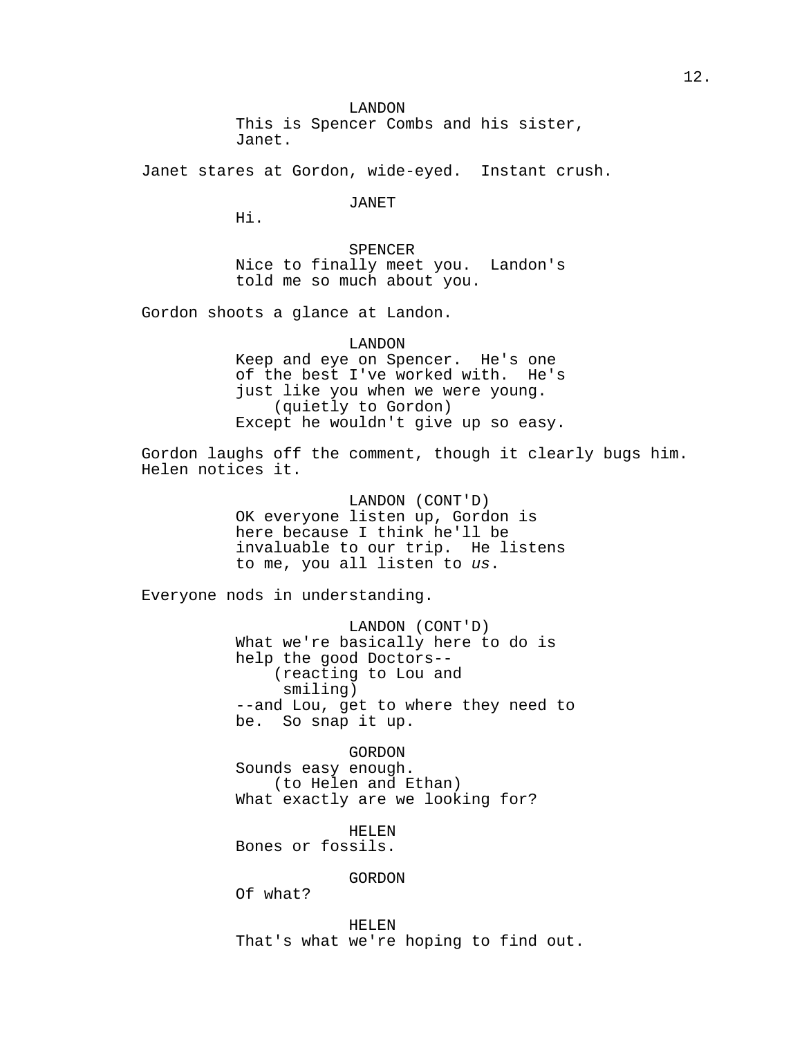LANDON
This is Spencer Combs and his sister, Janet.

Janet stares at Gordon, wide-eyed. Instant crush.

JANET
Hi.

SPENCER
Nice to finally meet you. Landon's told me so much about you.

Gordon shoots a glance at Landon.

LANDON
Keep and eye on Spencer. He's one of the best I've worked with. He's just like you when we were young.
(quietly to Gordon)
Except he wouldn't give up so easy.

Gordon laughs off the comment, though it clearly bugs him. Helen notices it.

LANDON (CONT'D)
OK everyone listen up, Gordon is here because I think he'll be invaluable to our trip. He listens to me, you all listen to *us*.

Everyone nods in understanding.

LANDON (CONT'D)
What we're basically here to do is help the good Doctors--
(reacting to Lou and smiling)
--and Lou, get to where they need to be. So snap it up.

GORDON
Sounds easy enough.
(to Helen and Ethan)
What exactly are we looking for?

HELEN
Bones or fossils.

GORDON
Of what?

HELEN
That's what we're hoping to find out.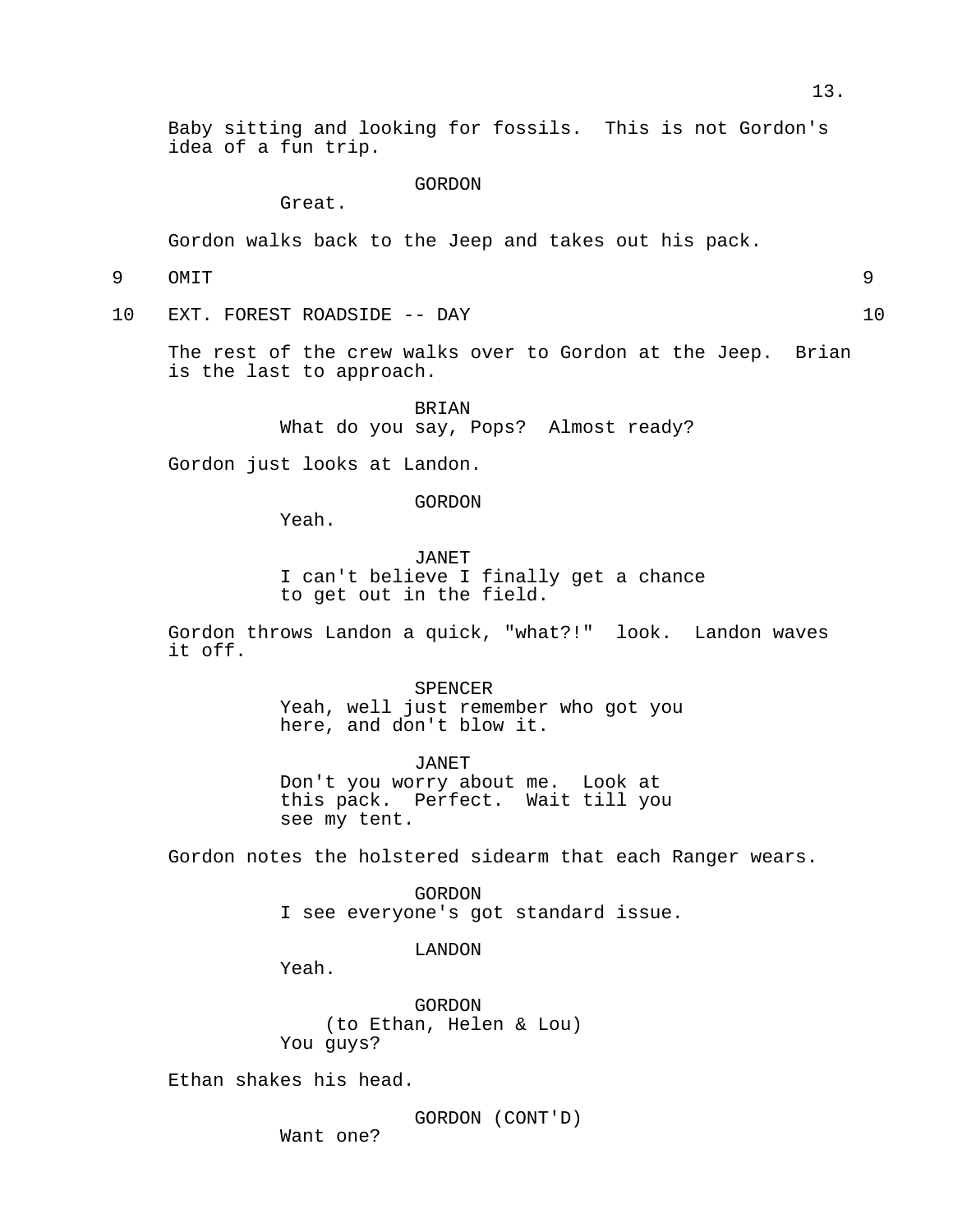Baby sitting and looking for fossils. This is not Gordon's idea of a fun trip.

GORDON
Great.

Gordon walks back to the Jeep and takes out his pack.

9 OMIT 9

10 EXT. FOREST ROADSIDE -- DAY 10

The rest of the crew walks over to Gordon at the Jeep. Brian is the last to approach.

BRIAN
What do you say, Pops? Almost ready?

Gordon just looks at Landon.

GORDON
Yeah.

JANET
I can't believe I finally get a chance to get out in the field.

Gordon throws Landon a quick, "what?!" look. Landon waves it off.

SPENCER
Yeah, well just remember who got you here, and don't blow it.

JANET
Don't you worry about me. Look at this pack. Perfect. Wait till you see my tent.

Gordon notes the holstered sidearm that each Ranger wears.

GORDON
I see everyone's got standard issue.

LANDON
Yeah.

GORDON
(to Ethan, Helen & Lou)
You guys?

Ethan shakes his head.

GORDON (CONT'D)
Want one?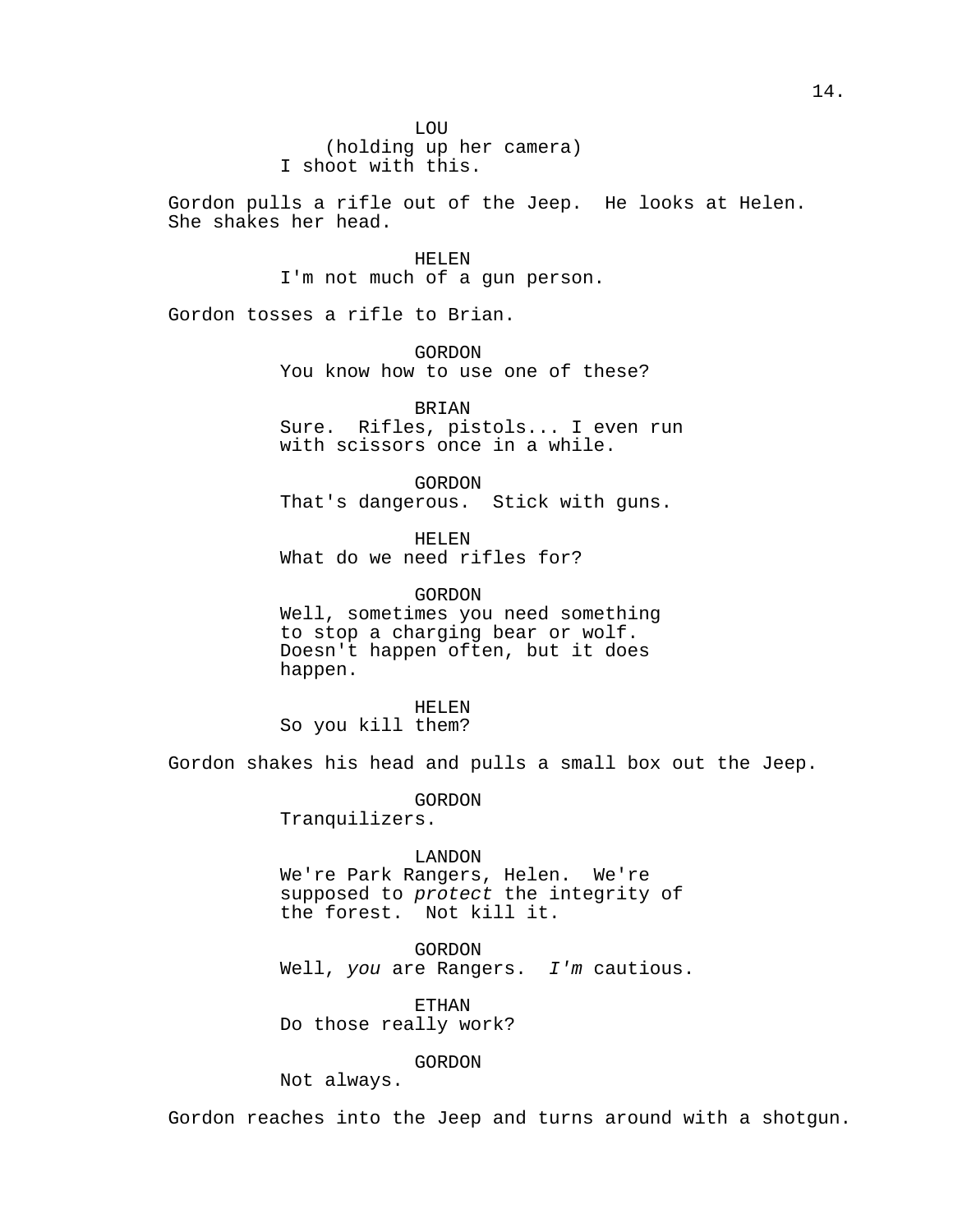LOU
(holding up her camera)
I shoot with this.

Gordon pulls a rifle out of the Jeep. He looks at Helen. She shakes her head.

HELEN
I'm not much of a gun person.

Gordon tosses a rifle to Brian.

GORDON
You know how to use one of these?

BRIAN
Sure. Rifles, pistols... I even run with scissors once in a while.

GORDON
That's dangerous. Stick with guns.

HELEN
What do we need rifles for?

GORDON
Well, sometimes you need something to stop a charging bear or wolf. Doesn't happen often, but it does happen.

HELEN
So you kill them?

Gordon shakes his head and pulls a small box out the Jeep.

GORDON
Tranquilizers.

LANDON
We're Park Rangers, Helen. We're supposed to *protect* the integrity of the forest. Not kill it.

GORDON
Well, *you* are Rangers. *I'm* cautious.

ETHAN
Do those really work?

GORDON
Not always.

Gordon reaches into the Jeep and turns around with a shotgun.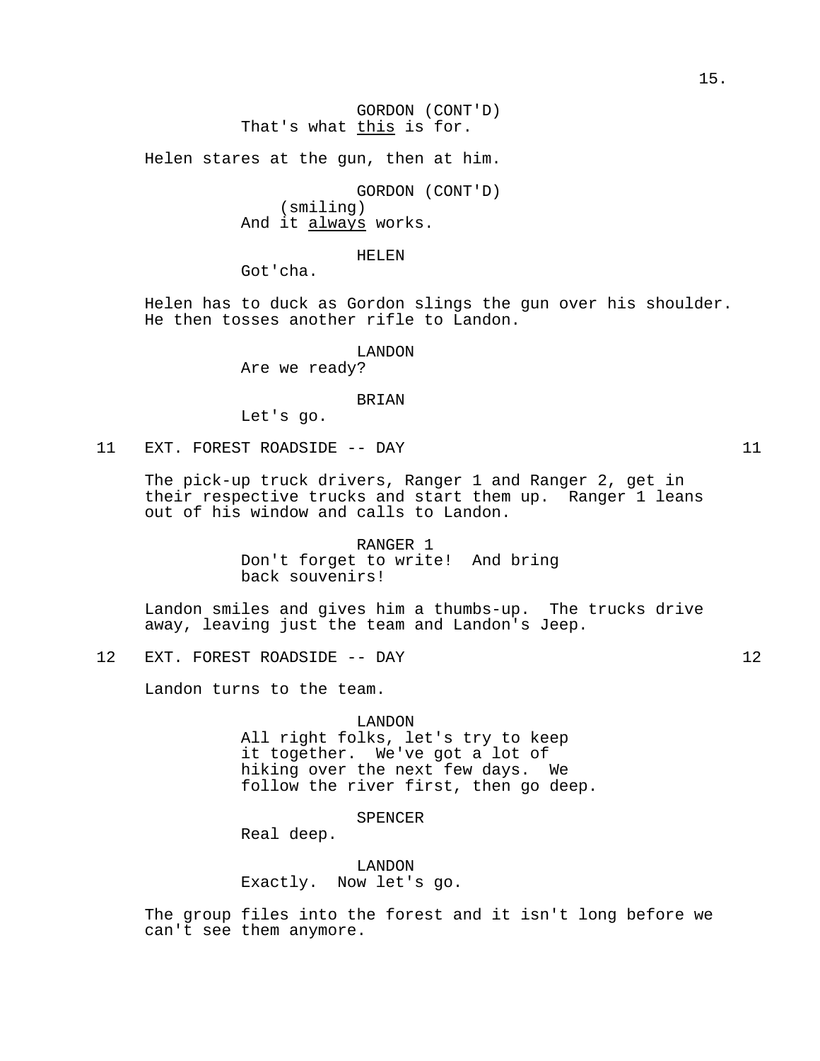GORDON (CONT'D)
That's what _this_ is for.

Helen stares at the gun, then at him.

GORDON (CONT'D)
(smiling)
And it _always_ works.

HELEN
Got'cha.

Helen has to duck as Gordon slings the gun over his shoulder. He then tosses another rifle to Landon.

LANDON
Are we ready?

BRIAN
Let's go.

11 EXT. FOREST ROADSIDE -- DAY 11

The pick-up truck drivers, Ranger 1 and Ranger 2, get in their respective trucks and start them up. Ranger 1 leans out of his window and calls to Landon.

RANGER 1
Don't forget to write! And bring back souvenirs!

Landon smiles and gives him a thumbs-up. The trucks drive away, leaving just the team and Landon's Jeep.

12 EXT. FOREST ROADSIDE -- DAY 12

Landon turns to the team.

LANDON
All right folks, let's try to keep it together. We've got a lot of hiking over the next few days. We follow the river first, then go deep.

SPENCER
Real deep.

LANDON
Exactly. Now let's go.

The group files into the forest and it isn't long before we can't see them anymore.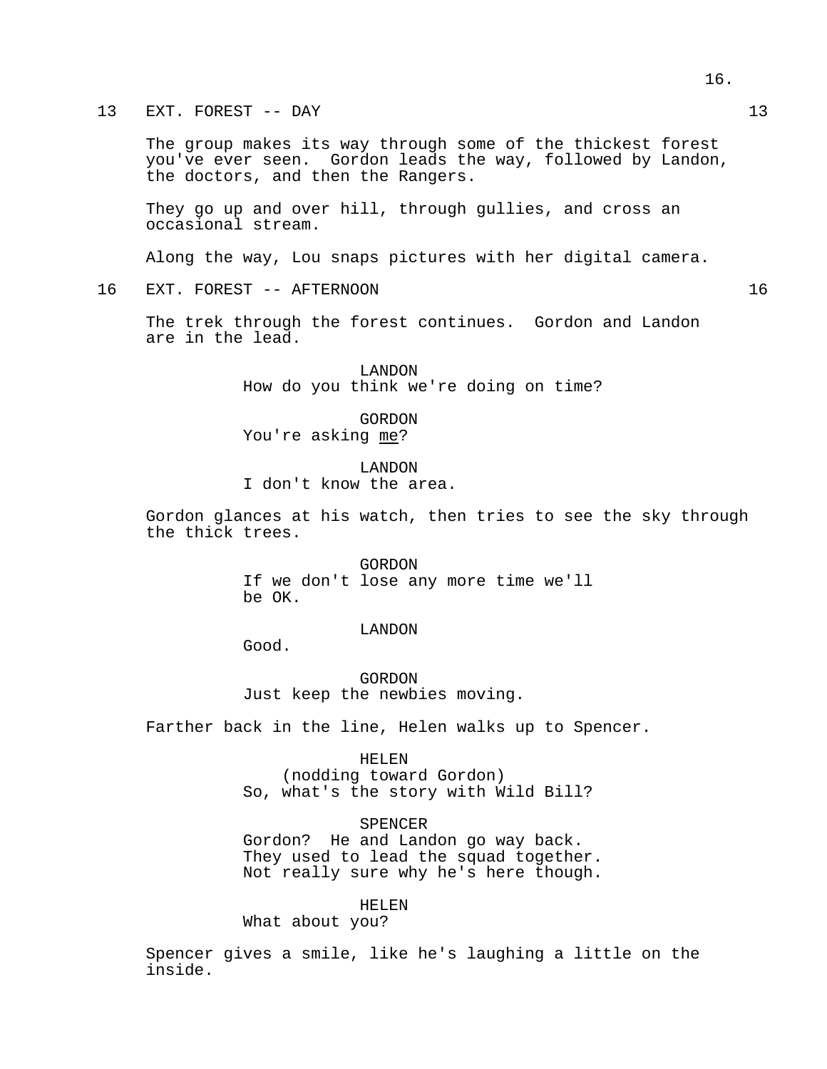13 EXT. FOREST -- DAY 13

The group makes its way through some of the thickest forest you've ever seen. Gordon leads the way, followed by Landon, the doctors, and then the Rangers.

They go up and over hill, through gullies, and cross an occasional stream.

Along the way, Lou snaps pictures with her digital camera.

16 EXT. FOREST -- AFTERNOON 16

The trek through the forest continues. Gordon and Landon are in the lead.

LANDON
How do you think we're doing on time?

GORDON
You're asking <u>me</u>?

LANDON
I don't know the area.

Gordon glances at his watch, then tries to see the sky through the thick trees.

GORDON
If we don't lose any more time we'll be OK.

LANDON
Good.

GORDON
Just keep the newbies moving.

Farther back in the line, Helen walks up to Spencer.

HELEN
(nodding toward Gordon)
So, what's the story with Wild Bill?

SPENCER
Gordon? He and Landon go way back. They used to lead the squad together. Not really sure why he's here though.

HELEN
What about you?

Spencer gives a smile, like he's laughing a little on the inside.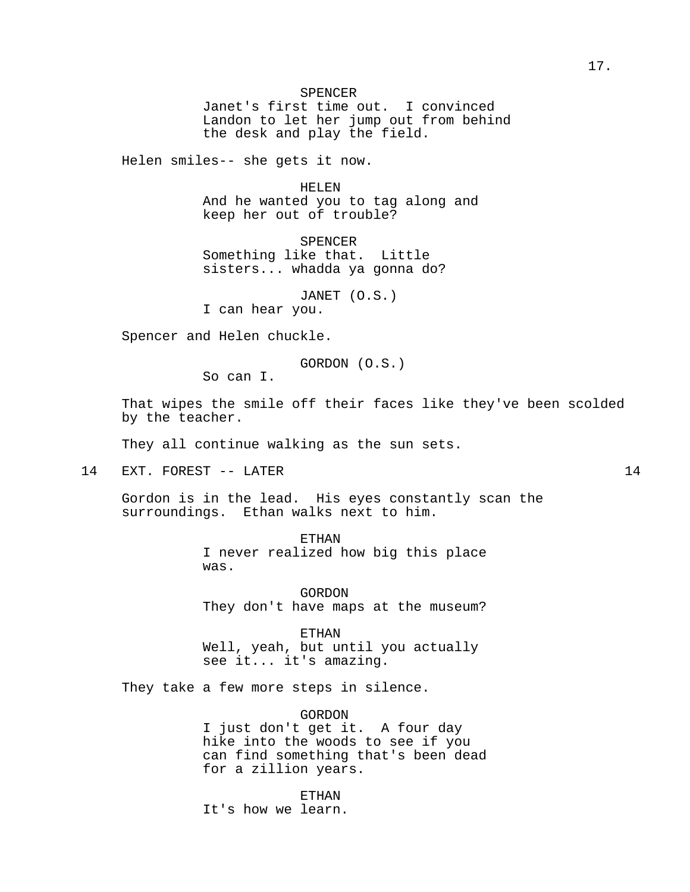SPENCER
Janet's first time out. I convinced Landon to let her jump out from behind the desk and play the field.

Helen smiles-- she gets it now.

HELEN
And he wanted you to tag along and keep her out of trouble?

SPENCER
Something like that. Little sisters... whadda ya gonna do?

JANET (O.S.)
I can hear you.

Spencer and Helen chuckle.

GORDON (O.S.)
So can I.

That wipes the smile off their faces like they've been scolded by the teacher.

They all continue walking as the sun sets.

14 EXT. FOREST -- LATER 14

Gordon is in the lead. His eyes constantly scan the surroundings. Ethan walks next to him.

ETHAN
I never realized how big this place was.

GORDON
They don't have maps at the museum?

ETHAN
Well, yeah, but until you actually see it... it's amazing.

They take a few more steps in silence.

GORDON
I just don't get it. A four day hike into the woods to see if you can find something that's been dead for a zillion years.

ETHAN
It's how we learn.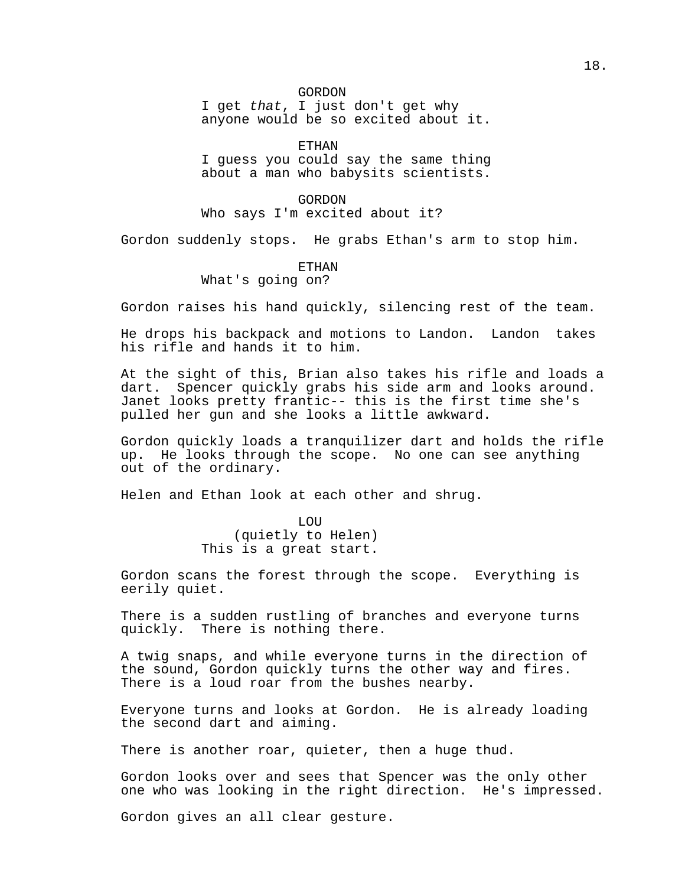GORDON

I get *that*, I just don't get why anyone would be so excited about it.

ETHAN

I guess you could say the same thing about a man who babysits scientists.

GORDON

Who says I'm excited about it?

Gordon suddenly stops. He grabs Ethan's arm to stop him.

ETHAN

What's going on?

Gordon raises his hand quickly, silencing rest of the team.

He drops his backpack and motions to Landon. Landon takes his rifle and hands it to him.

At the sight of this, Brian also takes his rifle and loads a dart. Spencer quickly grabs his side arm and looks around. Janet looks pretty frantic-- this is the first time she's pulled her gun and she looks a little awkward.

Gordon quickly loads a tranquilizer dart and holds the rifle up. He looks through the scope. No one can see anything out of the ordinary.

Helen and Ethan look at each other and shrug.

LOU

(quietly to Helen)

This is a great start.

Gordon scans the forest through the scope. Everything is eerily quiet.

There is a sudden rustling of branches and everyone turns quickly. There is nothing there.

A twig snaps, and while everyone turns in the direction of the sound, Gordon quickly turns the other way and fires. There is a loud roar from the bushes nearby.

Everyone turns and looks at Gordon. He is already loading the second dart and aiming.

There is another roar, quieter, then a huge thud.

Gordon looks over and sees that Spencer was the only other one who was looking in the right direction. He's impressed.

Gordon gives an all clear gesture.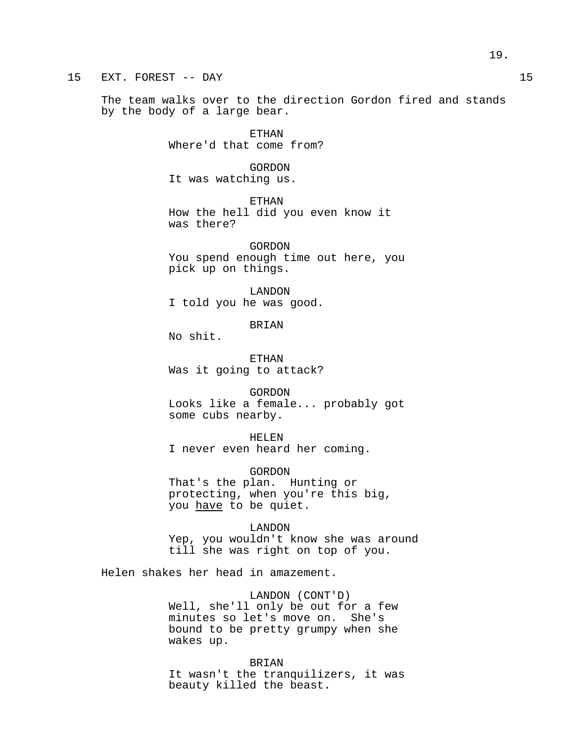15 EXT. FOREST -- DAY 15

The team walks over to the direction Gordon fired and stands by the body of a large bear.

ETHAN
Where'd that come from?

GORDON
It was watching us.

ETHAN
How the hell did you even know it was there?

GORDON
You spend enough time out here, you pick up on things.

LANDON
I told you he was good.

BRIAN
No shit.

ETHAN
Was it going to attack?

GORDON
Looks like a female... probably got some cubs nearby.

HELEN
I never even heard her coming.

GORDON
That's the plan. Hunting or protecting, when you're this big, you <u>have</u> to be quiet.

LANDON
Yep, you wouldn't know she was around till she was right on top of you.

Helen shakes her head in amazement.

LANDON (CONT'D)
Well, she'll only be out for a few minutes so let's move on. She's bound to be pretty grumpy when she wakes up.

BRIAN
It wasn't the tranquilizers, it was beauty killed the beast.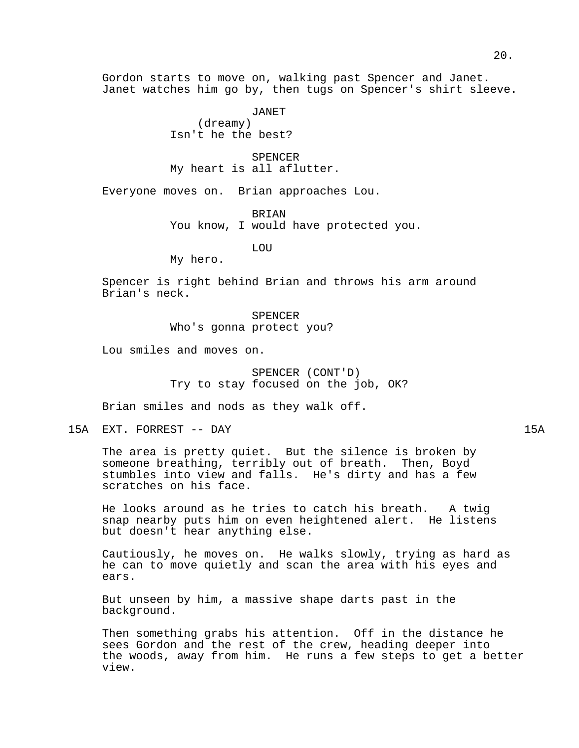Gordon starts to move on, walking past Spencer and Janet. Janet watches him go by, then tugs on Spencer's shirt sleeve.

JANET
(dreamy)
Isn't he the best?

SPENCER
My heart is all aflutter.

Everyone moves on. Brian approaches Lou.

BRIAN
You know, I would have protected you.

LOU
My hero.

Spencer is right behind Brian and throws his arm around Brian's neck.

SPENCER
Who's gonna protect you?

Lou smiles and moves on.

SPENCER (CONT'D)
Try to stay focused on the job, OK?

Brian smiles and nods as they walk off.

15A EXT. FORREST -- DAY 15A

The area is pretty quiet. But the silence is broken by someone breathing, terribly out of breath. Then, Boyd stumbles into view and falls. He's dirty and has a few scratches on his face.

He looks around as he tries to catch his breath. A twig snap nearby puts him on even heightened alert. He listens but doesn't hear anything else.

Cautiously, he moves on. He walks slowly, trying as hard as he can to move quietly and scan the area with his eyes and ears.

But unseen by him, a massive shape darts past in the background.

Then something grabs his attention. Off in the distance he sees Gordon and the rest of the crew, heading deeper into the woods, away from him. He runs a few steps to get a better view.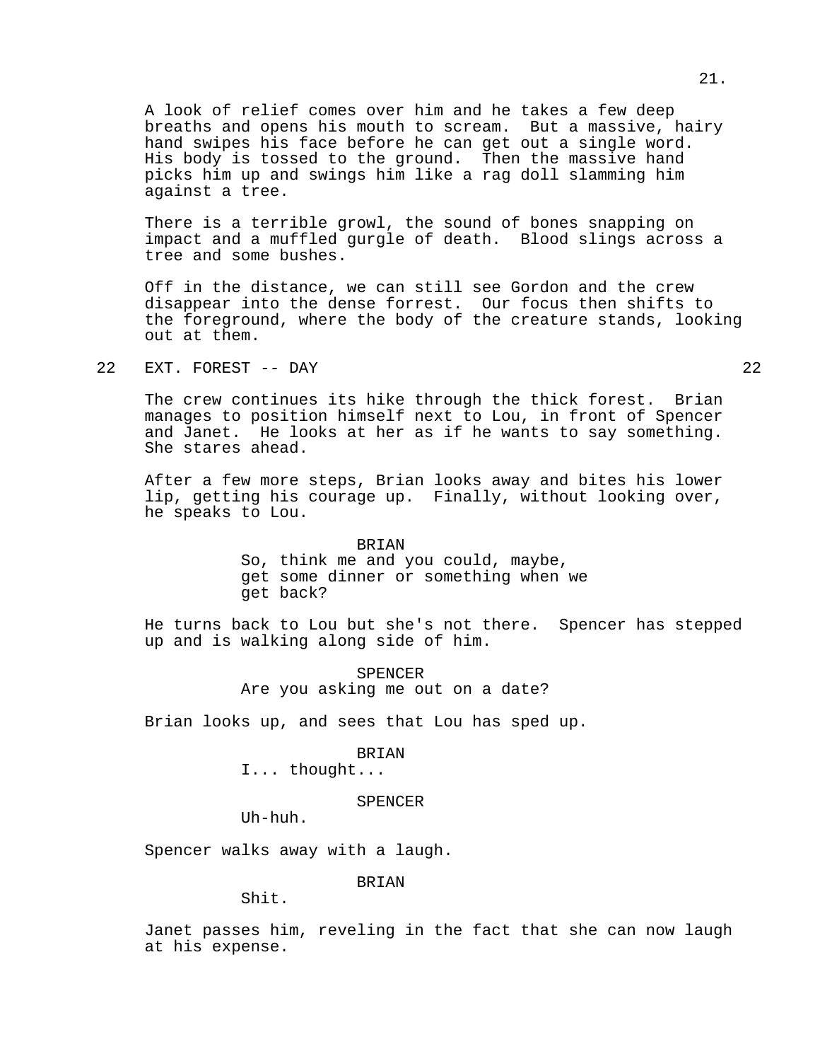A look of relief comes over him and he takes a few deep breaths and opens his mouth to scream. But a massive, hairy hand swipes his face before he can get out a single word. His body is tossed to the ground. Then the massive hand picks him up and swings him like a rag doll slamming him against a tree.

There is a terrible growl, the sound of bones snapping on impact and a muffled gurgle of death. Blood slings across a tree and some bushes.

Off in the distance, we can still see Gordon and the crew disappear into the dense forrest. Our focus then shifts to the foreground, where the body of the creature stands, looking out at them.

22 EXT. FOREST -- DAY 22

The crew continues its hike through the thick forest. Brian manages to position himself next to Lou, in front of Spencer and Janet. He looks at her as if he wants to say something. She stares ahead.

After a few more steps, Brian looks away and bites his lower lip, getting his courage up. Finally, without looking over, he speaks to Lou.

BRIAN
So, think me and you could, maybe, get some dinner or something when we get back?

He turns back to Lou but she's not there. Spencer has stepped up and is walking along side of him.

SPENCER
Are you asking me out on a date?

Brian looks up, and sees that Lou has sped up.

BRIAN
I... thought...

SPENCER
Uh-huh.

Spencer walks away with a laugh.

BRIAN
Shit.

Janet passes him, reveling in the fact that she can now laugh at his expense.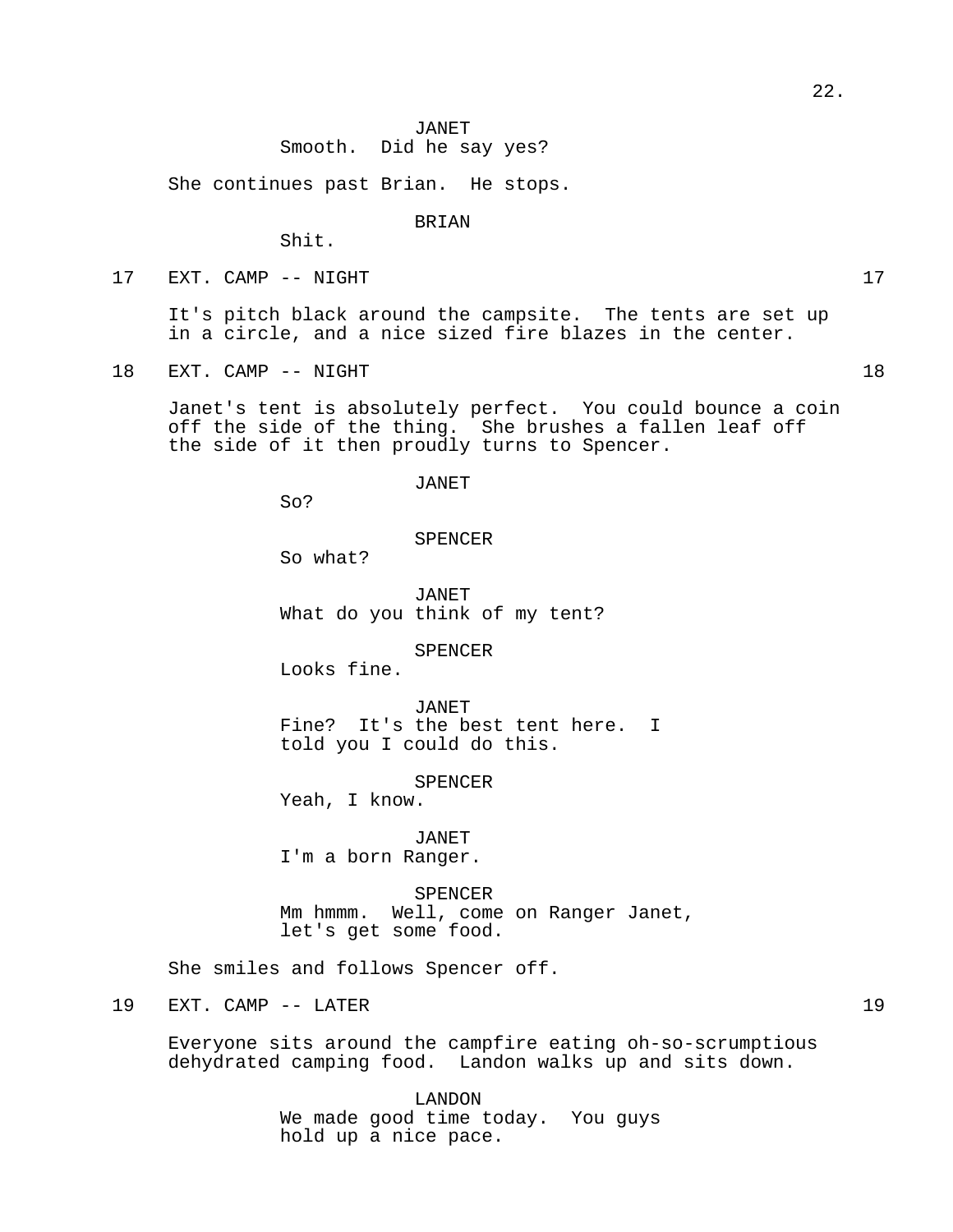JANET
Smooth. Did he say yes?

She continues past Brian. He stops.

BRIAN
Shit.

17 EXT. CAMP -- NIGHT 17

It's pitch black around the campsite. The tents are set up in a circle, and a nice sized fire blazes in the center.

18 EXT. CAMP -- NIGHT 18

Janet's tent is absolutely perfect. You could bounce a coin off the side of the thing. She brushes a fallen leaf off the side of it then proudly turns to Spencer.

JANET
So?

SPENCER
So what?

JANET
What do you think of my tent?

SPENCER
Looks fine.

JANET
Fine? It's the best tent here. I told you I could do this.

SPENCER
Yeah, I know.

JANET
I'm a born Ranger.

SPENCER
Mm hmmm. Well, come on Ranger Janet, let's get some food.

She smiles and follows Spencer off.

19 EXT. CAMP -- LATER 19

Everyone sits around the campfire eating oh-so-scrumptious dehydrated camping food. Landon walks up and sits down.

LANDON
We made good time today. You guys hold up a nice pace.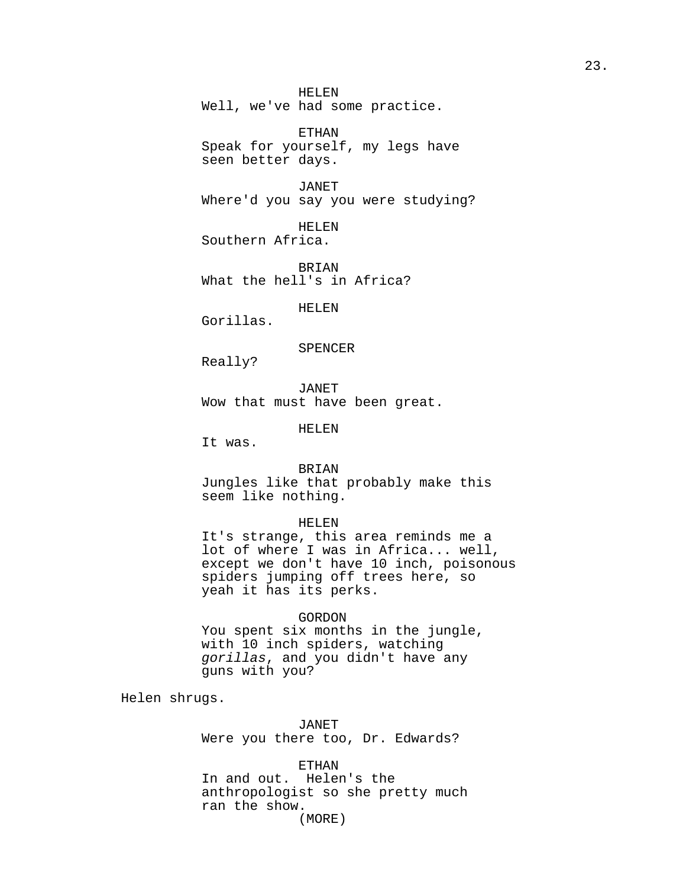HELEN
Well, we've had some practice.

ETHAN
Speak for yourself, my legs have seen better days.

JANET
Where'd you say you were studying?

HELEN
Southern Africa.

BRIAN
What the hell's in Africa?

HELEN
Gorillas.

SPENCER
Really?

JANET
Wow that must have been great.

HELEN
It was.

BRIAN
Jungles like that probably make this seem like nothing.

HELEN
It's strange, this area reminds me a lot of where I was in Africa... well, except we don't have 10 inch, poisonous spiders jumping off trees here, so yeah it has its perks.

GORDON
You spent six months in the jungle, with 10 inch spiders, watching *gorillas*, and you didn't have any guns with you?

Helen shrugs.

JANET
Were you there too, Dr. Edwards?

ETHAN
In and out. Helen's the anthropologist so she pretty much ran the show.
(MORE)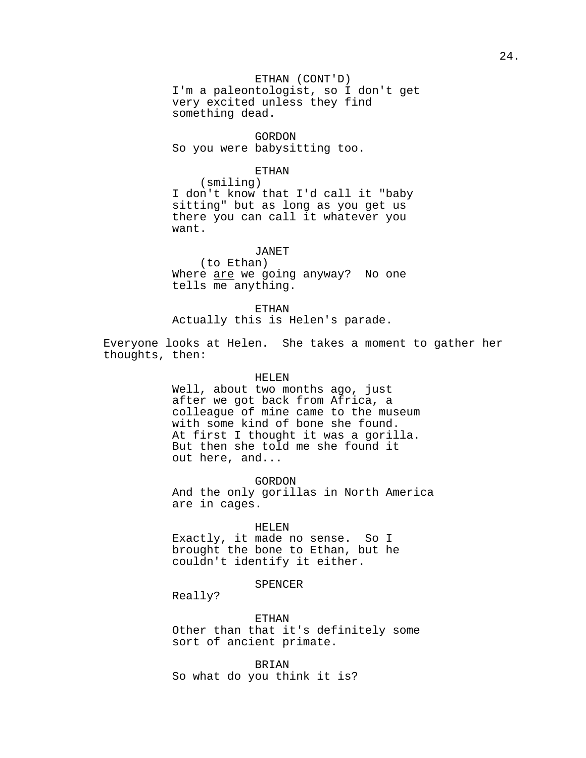ETHAN (CONT'D)
I'm a paleontologist, so I don't get very excited unless they find something dead.

GORDON
So you were babysitting too.

ETHAN
(smiling)
I don't know that I'd call it "baby sitting" but as long as you get us there you can call it whatever you want.

JANET
(to Ethan)
Where <u>are</u> we going anyway? No one tells me anything.

ETHAN
Actually this is Helen's parade.

Everyone looks at Helen. She takes a moment to gather her thoughts, then:

HELEN
Well, about two months ago, just after we got back from Africa, a colleague of mine came to the museum with some kind of bone she found. At first I thought it was a gorilla. But then she told me she found it out here, and...

GORDON
And the only gorillas in North America are in cages.

HELEN
Exactly, it made no sense. So I brought the bone to Ethan, but he couldn't identify it either.

SPENCER
Really?

ETHAN
Other than that it's definitely some sort of ancient primate.

BRIAN
So what do you think it is?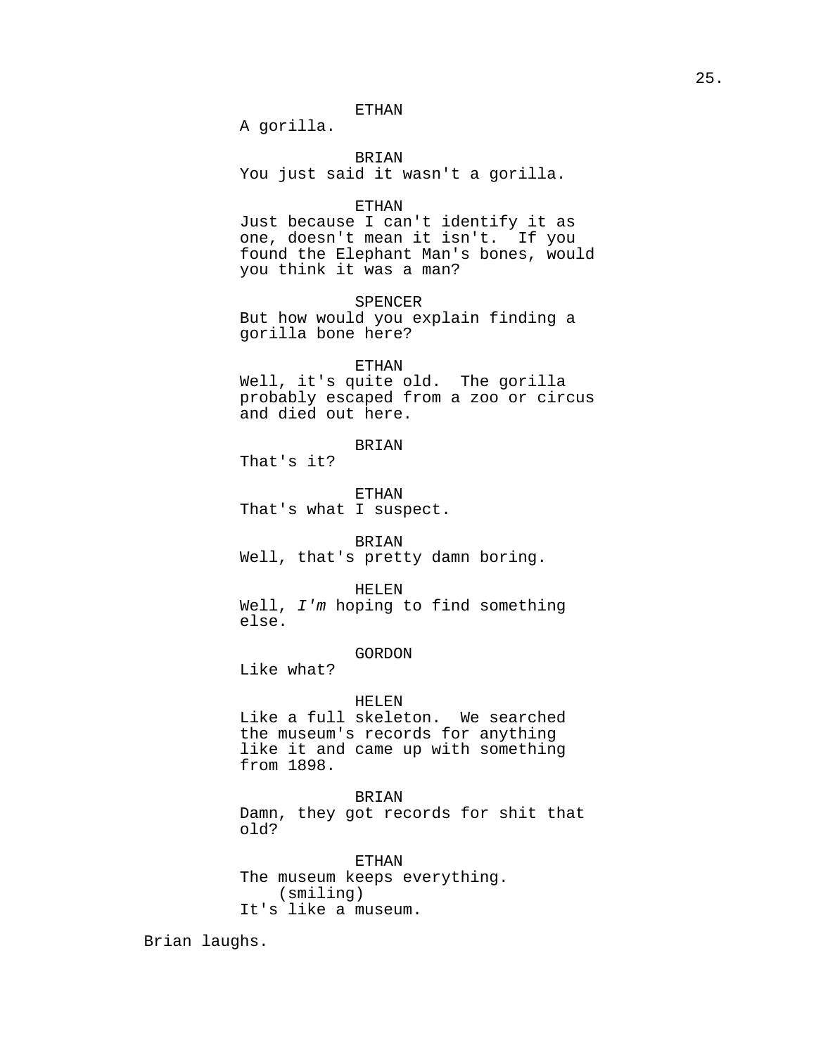ETHAN
A gorilla.

BRIAN
You just said it wasn't a gorilla.

ETHAN
Just because I can't identify it as one, doesn't mean it isn't. If you found the Elephant Man's bones, would you think it was a man?

SPENCER
But how would you explain finding a gorilla bone here?

ETHAN
Well, it's quite old. The gorilla probably escaped from a zoo or circus and died out here.

BRIAN
That's it?

ETHAN
That's what I suspect.

BRIAN
Well, that's pretty damn boring.

HELEN
Well, *I'm* hoping to find something else.

GORDON
Like what?

HELEN
Like a full skeleton. We searched the museum's records for anything like it and came up with something from 1898.

BRIAN
Damn, they got records for shit that old?

ETHAN
The museum keeps everything.
(smiling)
It's like a museum.

Brian laughs.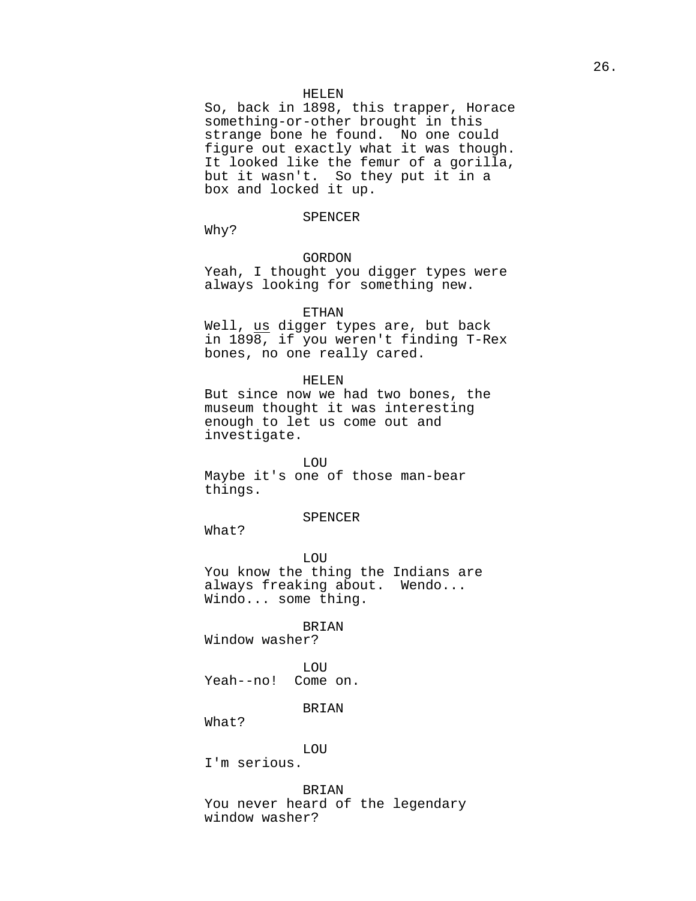HELEN
So, back in 1898, this trapper, Horace something-or-other brought in this strange bone he found. No one could figure out exactly what it was though. It looked like the femur of a gorilla, but it wasn't. So they put it in a box and locked it up.

SPENCER
Why?

GORDON
Yeah, I thought you digger types were always looking for something new.

ETHAN
Well, <u>us</u> digger types are, but back in 1898, if you weren't finding T-Rex bones, no one really cared.

HELEN
But since now we had two bones, the museum thought it was interesting enough to let us come out and investigate.

LOU
Maybe it's one of those man-bear things.

SPENCER
What?

LOU
You know the thing the Indians are always freaking about. Wendo... Windo... some thing.

BRIAN
Window washer?

LOU
Yeah--no! Come on.

BRIAN
What?

LOU
I'm serious.

BRIAN
You never heard of the legendary window washer?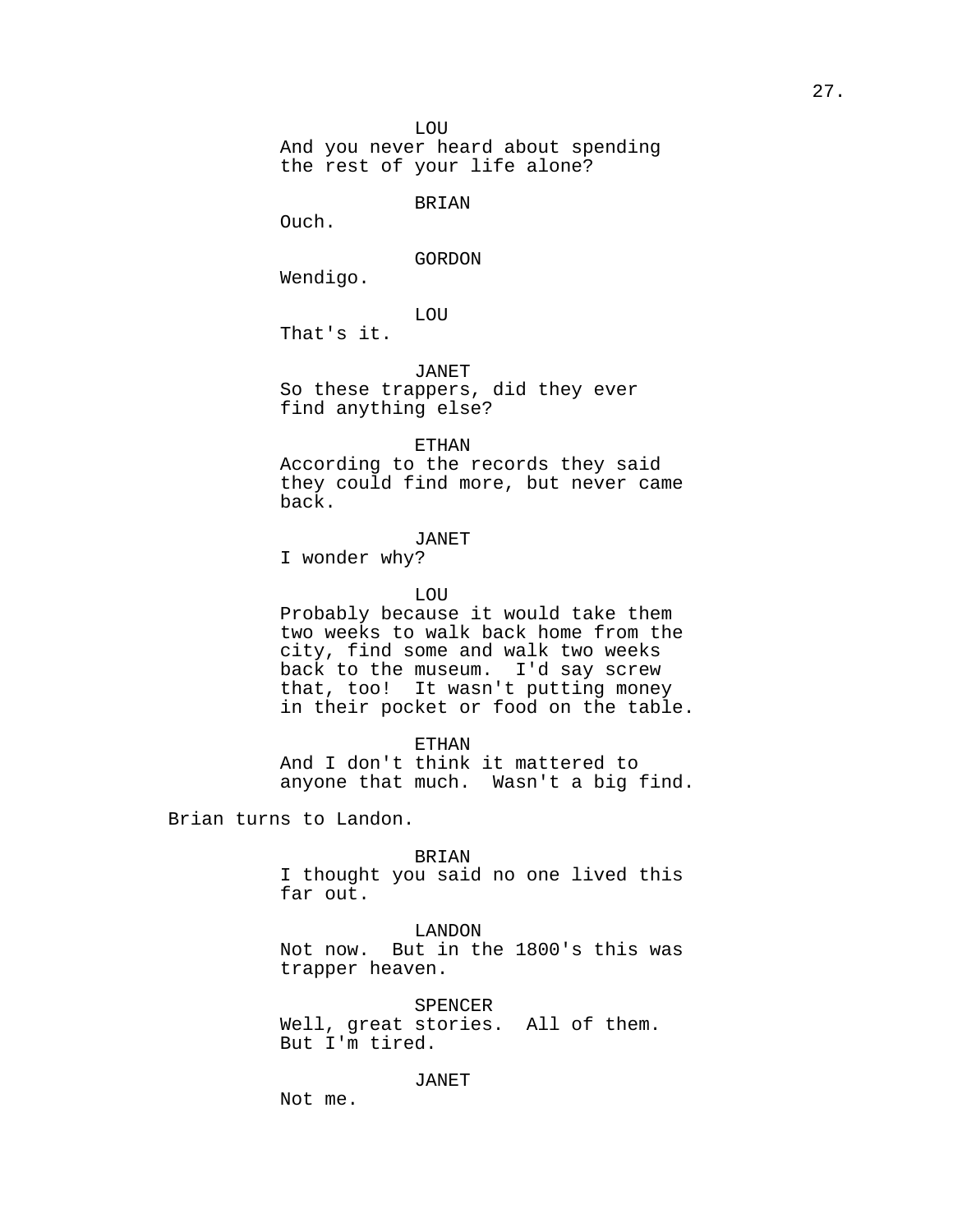LOU
And you never heard about spending the rest of your life alone?

BRIAN
Ouch.

GORDON
Wendigo.

LOU
That's it.

JANET
So these trappers, did they ever find anything else?

ETHAN
According to the records they said they could find more, but never came back.

JANET
I wonder why?

LOU
Probably because it would take them two weeks to walk back home from the city, find some and walk two weeks back to the museum. I'd say screw that, too! It wasn't putting money in their pocket or food on the table.

ETHAN
And I don't think it mattered to anyone that much. Wasn't a big find.

Brian turns to Landon.

BRIAN
I thought you said no one lived this far out.

LANDON
Not now. But in the 1800's this was trapper heaven.

SPENCER
Well, great stories. All of them. But I'm tired.

JANET
Not me.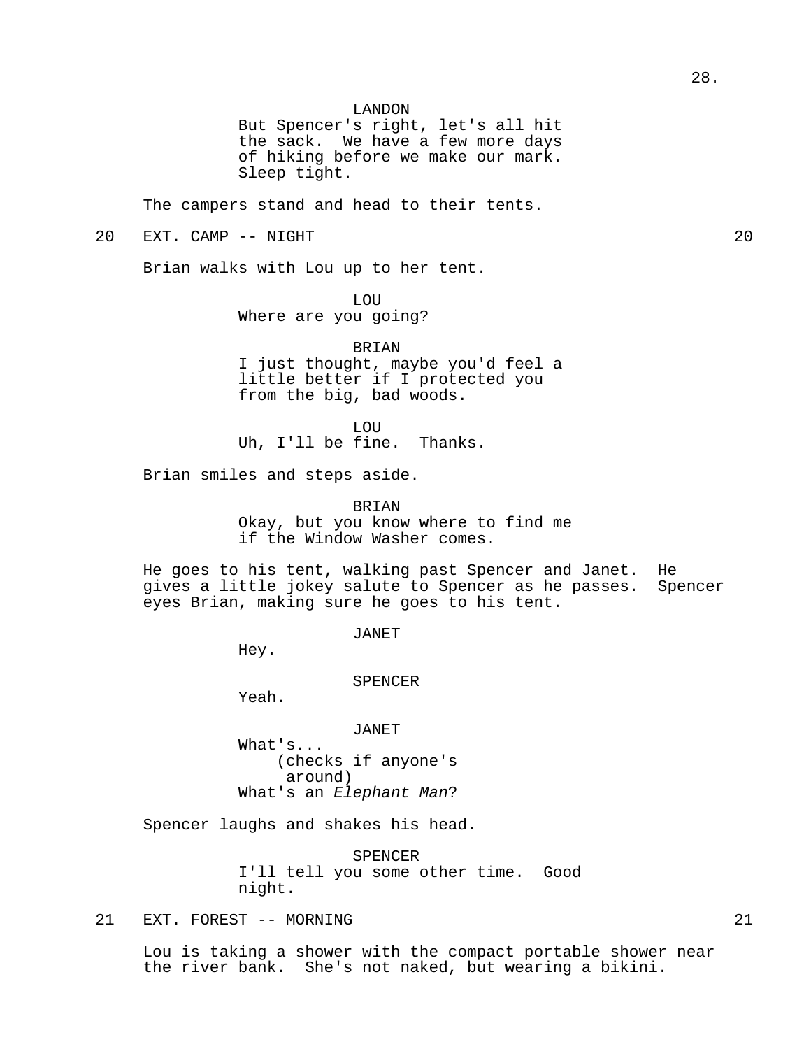LANDON
But Spencer's right, let's all hit the sack. We have a few more days of hiking before we make our mark. Sleep tight.

The campers stand and head to their tents.

20 EXT. CAMP -- NIGHT 20

Brian walks with Lou up to her tent.

LOU
Where are you going?

BRIAN
I just thought, maybe you'd feel a little better if I protected you from the big, bad woods.

LOU
Uh, I'll be fine. Thanks.

Brian smiles and steps aside.

BRIAN
Okay, but you know where to find me if the Window Washer comes.

He goes to his tent, walking past Spencer and Janet. He gives a little jokey salute to Spencer as he passes. Spencer eyes Brian, making sure he goes to his tent.

JANET
Hey.

SPENCER
Yeah.

JANET
What's...
(checks if anyone's around)
What's an *Elephant Man*?

Spencer laughs and shakes his head.

SPENCER
I'll tell you some other time. Good night.

21 EXT. FOREST -- MORNING 21

Lou is taking a shower with the compact portable shower near the river bank. She's not naked, but wearing a bikini.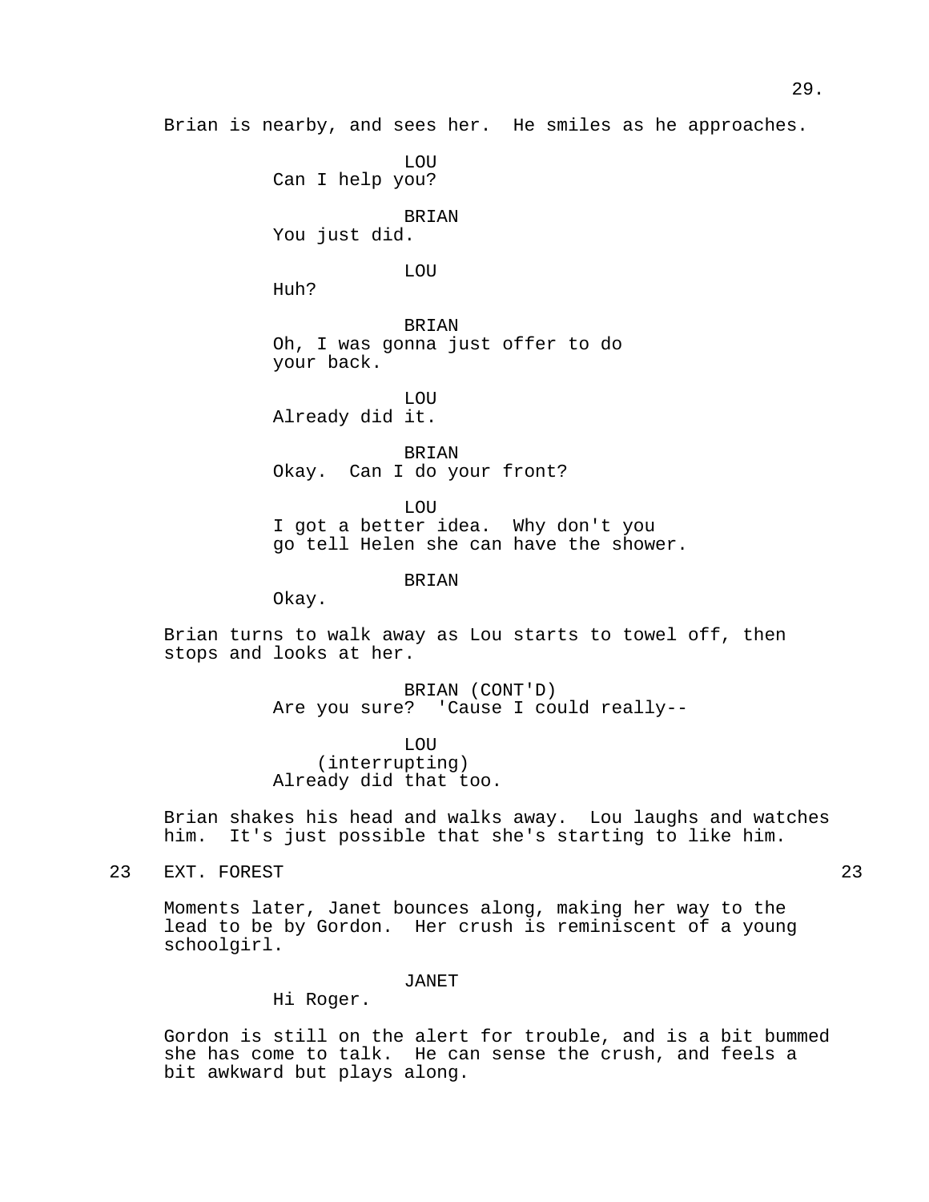Brian is nearby, and sees her. He smiles as he approaches.

LOU
Can I help you?

BRIAN
You just did.

LOU
Huh?

BRIAN
Oh, I was gonna just offer to do your back.

LOU
Already did it.

BRIAN
Okay. Can I do your front?

LOU
I got a better idea. Why don't you go tell Helen she can have the shower.

BRIAN
Okay.

Brian turns to walk away as Lou starts to towel off, then stops and looks at her.

BRIAN (CONT'D)
Are you sure? 'Cause I could really--

LOU
(interrupting)
Already did that too.

Brian shakes his head and walks away. Lou laughs and watches him. It's just possible that she's starting to like him.

23 EXT. FOREST 23

Moments later, Janet bounces along, making her way to the lead to be by Gordon. Her crush is reminiscent of a young schoolgirl.

JANET
Hi Roger.

Gordon is still on the alert for trouble, and is a bit bummed she has come to talk. He can sense the crush, and feels a bit awkward but plays along.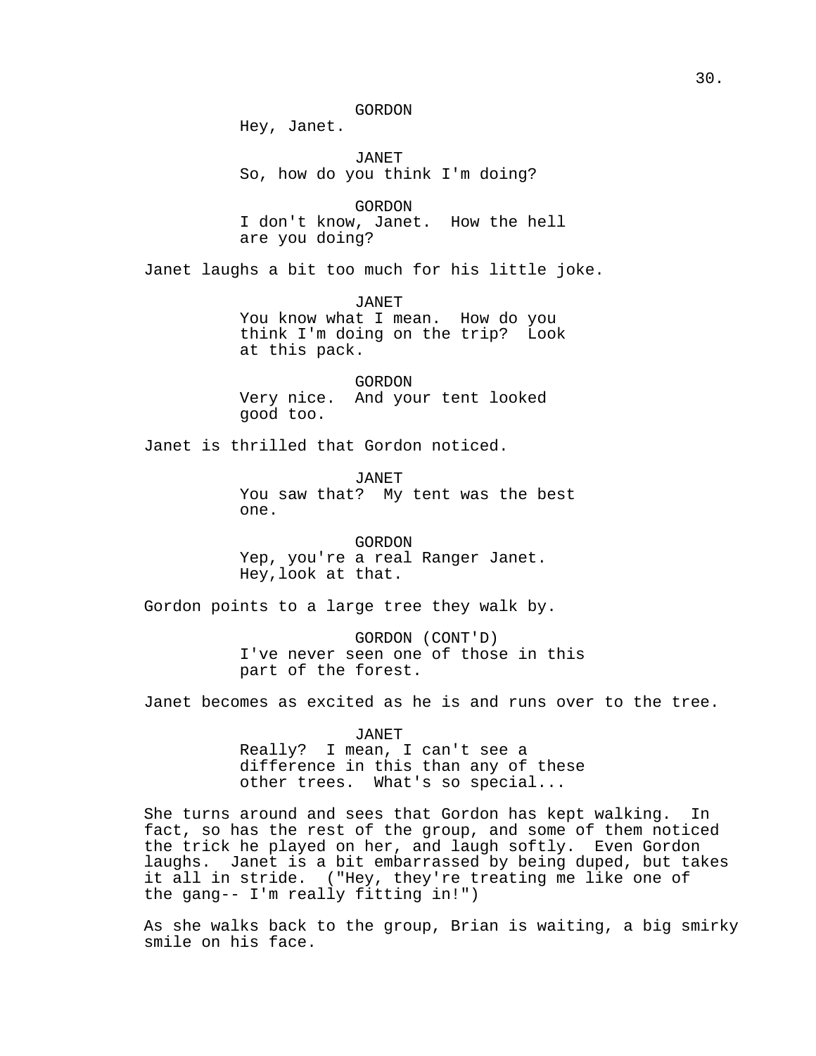GORDON
Hey, Janet.

JANET
So, how do you think I'm doing?

GORDON
I don't know, Janet. How the hell are you doing?

Janet laughs a bit too much for his little joke.

JANET
You know what I mean. How do you think I'm doing on the trip? Look at this pack.

GORDON
Very nice. And your tent looked good too.

Janet is thrilled that Gordon noticed.

JANET
You saw that? My tent was the best one.

GORDON
Yep, you're a real Ranger Janet. Hey,look at that.

Gordon points to a large tree they walk by.

GORDON (CONT'D)
I've never seen one of those in this part of the forest.

Janet becomes as excited as he is and runs over to the tree.

JANET
Really? I mean, I can't see a difference in this than any of these other trees. What's so special...

She turns around and sees that Gordon has kept walking. In fact, so has the rest of the group, and some of them noticed the trick he played on her, and laugh softly. Even Gordon laughs. Janet is a bit embarrassed by being duped, but takes it all in stride. ("Hey, they're treating me like one of the gang-- I'm really fitting in!")

As she walks back to the group, Brian is waiting, a big smirky smile on his face.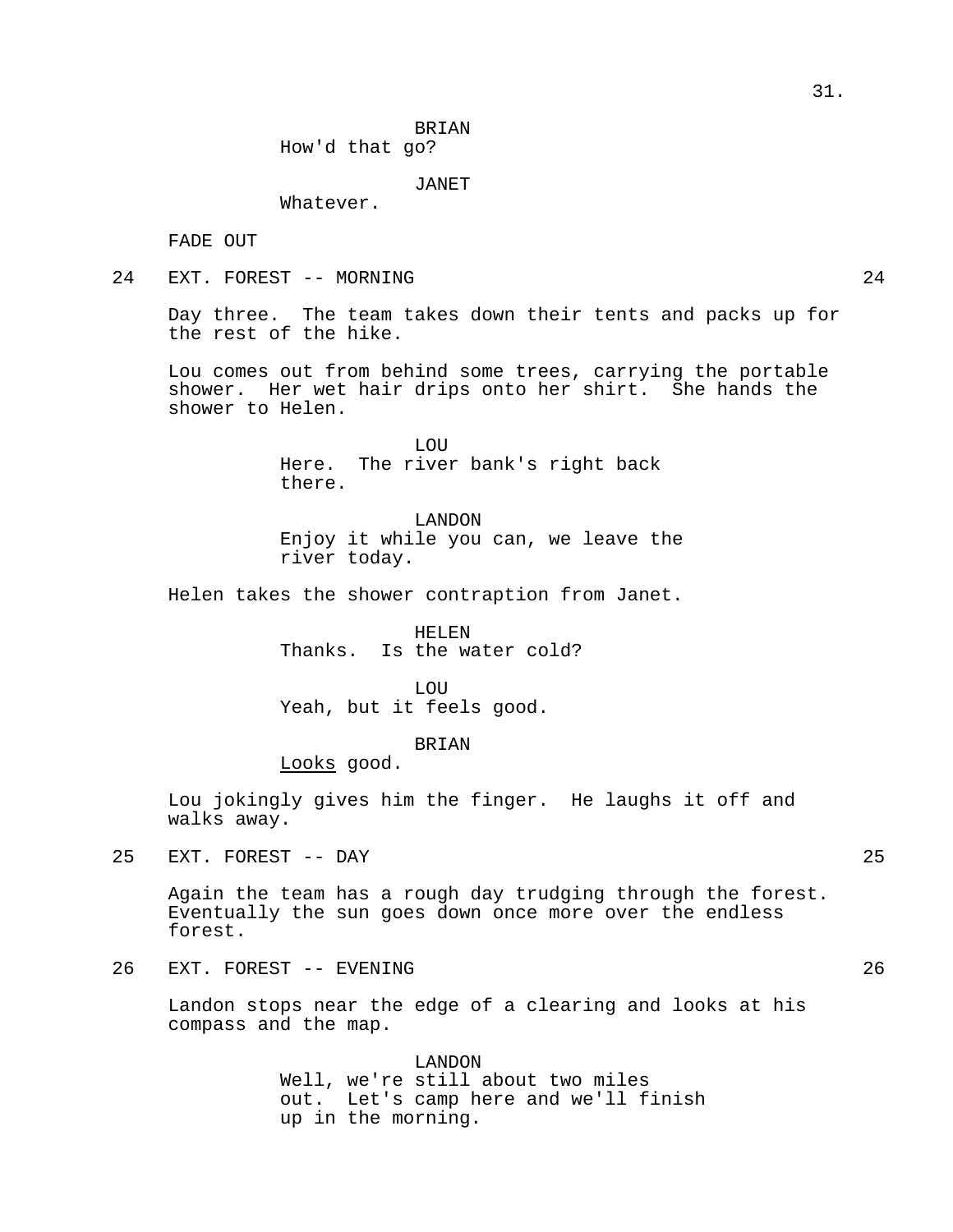BRIAN
How'd that go?

JANET
Whatever.

FADE OUT

24 EXT. FOREST -- MORNING 24

Day three. The team takes down their tents and packs up for the rest of the hike.

Lou comes out from behind some trees, carrying the portable shower. Her wet hair drips onto her shirt. She hands the shower to Helen.

LOU
Here. The river bank's right back there.

LANDON
Enjoy it while you can, we leave the river today.

Helen takes the shower contraption from Janet.

HELEN
Thanks. Is the water cold?

LOU
Yeah, but it feels good.

BRIAN
<u>Looks</u> good.

Lou jokingly gives him the finger. He laughs it off and walks away.

25 EXT. FOREST -- DAY 25

Again the team has a rough day trudging through the forest. Eventually the sun goes down once more over the endless forest.

26 EXT. FOREST -- EVENING 26

Landon stops near the edge of a clearing and looks at his compass and the map.

LANDON
Well, we're still about two miles out. Let's camp here and we'll finish up in the morning.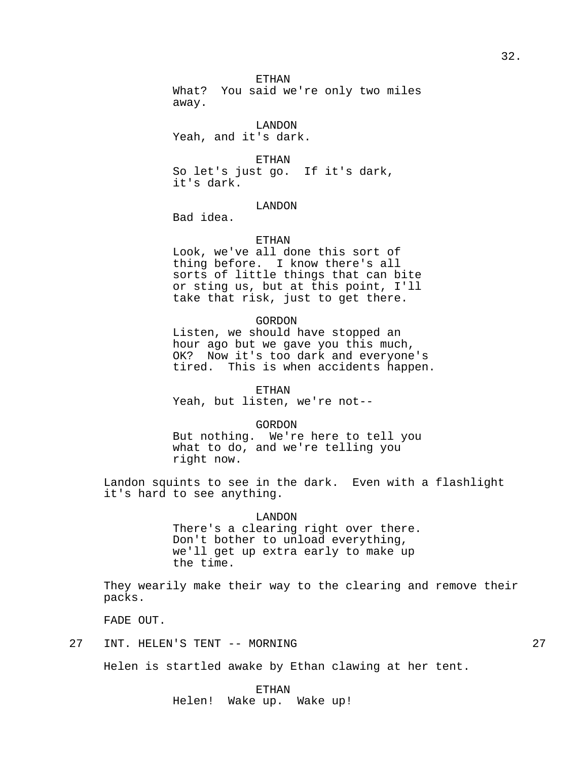ETHAN
What? You said we're only two miles away.

LANDON
Yeah, and it's dark.

ETHAN
So let's just go. If it's dark, it's dark.

LANDON
Bad idea.

ETHAN
Look, we've all done this sort of thing before. I know there's all sorts of little things that can bite or sting us, but at this point, I'll take that risk, just to get there.

GORDON
Listen, we should have stopped an hour ago but we gave you this much, OK? Now it's too dark and everyone's tired. This is when accidents happen.

ETHAN
Yeah, but listen, we're not--

GORDON
But nothing. We're here to tell you what to do, and we're telling you right now.

Landon squints to see in the dark. Even with a flashlight it's hard to see anything.

LANDON
There's a clearing right over there. Don't bother to unload everything, we'll get up extra early to make up the time.

They wearily make their way to the clearing and remove their packs.

FADE OUT.

27 INT. HELEN'S TENT -- MORNING 27

Helen is startled awake by Ethan clawing at her tent.

ETHAN
Helen! Wake up. Wake up!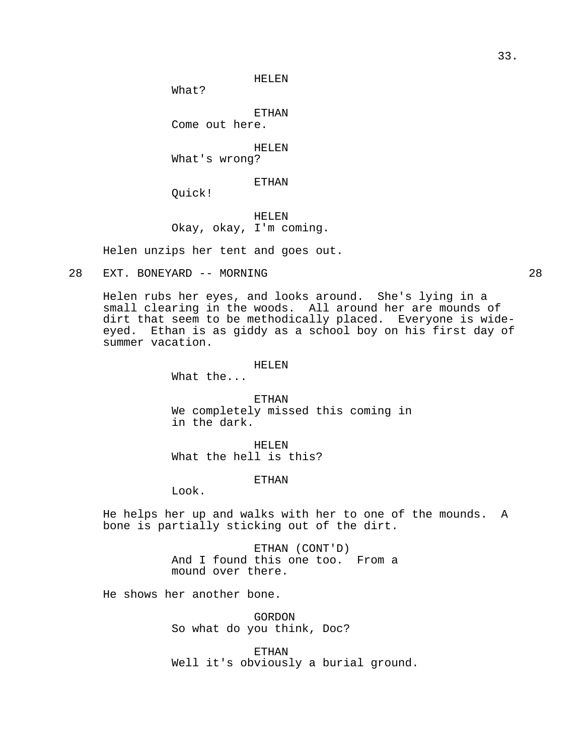HELEN
What?

ETHAN
Come out here.

HELEN
What's wrong?

ETHAN
Quick!

HELEN
Okay, okay, I'm coming.

Helen unzips her tent and goes out.

28 EXT. BONEYARD -- MORNING 28

Helen rubs her eyes, and looks around. She's lying in a small clearing in the woods. All around her are mounds of dirt that seem to be methodically placed. Everyone is wide-eyed. Ethan is as giddy as a school boy on his first day of summer vacation.

HELEN
What the...

ETHAN
We completely missed this coming in in the dark.

HELEN
What the hell is this?

ETHAN
Look.

He helps her up and walks with her to one of the mounds. A bone is partially sticking out of the dirt.

ETHAN (CONT'D)
And I found this one too. From a mound over there.

He shows her another bone.

GORDON
So what do you think, Doc?

ETHAN
Well it's obviously a burial ground.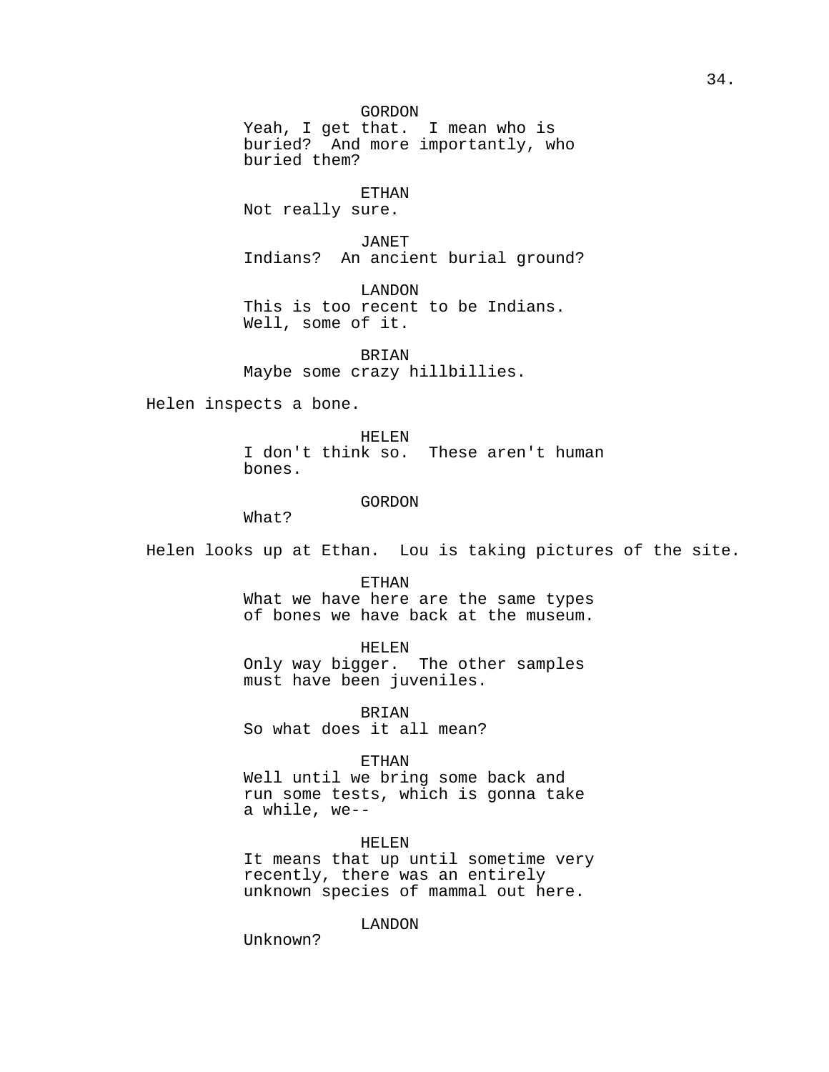GORDON
Yeah, I get that. I mean who is buried? And more importantly, who buried them?

ETHAN
Not really sure.

JANET
Indians? An ancient burial ground?

LANDON
This is too recent to be Indians. Well, some of it.

BRIAN
Maybe some crazy hillbillies.

Helen inspects a bone.

HELEN
I don't think so. These aren't human bones.

GORDON
What?

Helen looks up at Ethan. Lou is taking pictures of the site.

ETHAN
What we have here are the same types of bones we have back at the museum.

HELEN
Only way bigger. The other samples must have been juveniles.

BRIAN
So what does it all mean?

ETHAN
Well until we bring some back and run some tests, which is gonna take a while, we--

HELEN
It means that up until sometime very recently, there was an entirely unknown species of mammal out here.

LANDON
Unknown?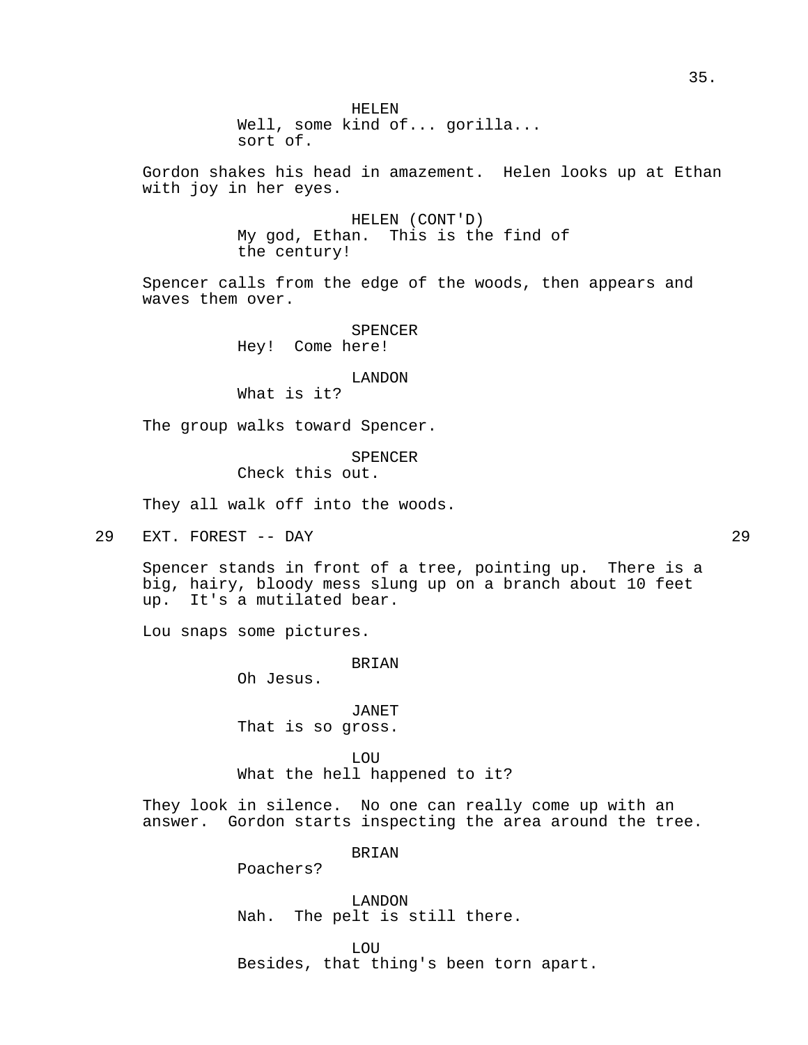HELEN
Well, some kind of... gorilla...
sort of.

Gordon shakes his head in amazement. Helen looks up at Ethan with joy in her eyes.

HELEN (CONT'D)
My god, Ethan. This is the find of the century!

Spencer calls from the edge of the woods, then appears and waves them over.

SPENCER
Hey! Come here!

LANDON
What is it?

The group walks toward Spencer.

SPENCER
Check this out.

They all walk off into the woods.

29 EXT. FOREST -- DAY 29

Spencer stands in front of a tree, pointing up. There is a big, hairy, bloody mess slung up on a branch about 10 feet up. It's a mutilated bear.

Lou snaps some pictures.

BRIAN
Oh Jesus.

JANET
That is so gross.

LOU
What the hell happened to it?

They look in silence. No one can really come up with an answer. Gordon starts inspecting the area around the tree.

BRIAN
Poachers?

LANDON
Nah. The pelt is still there.

LOU
Besides, that thing's been torn apart.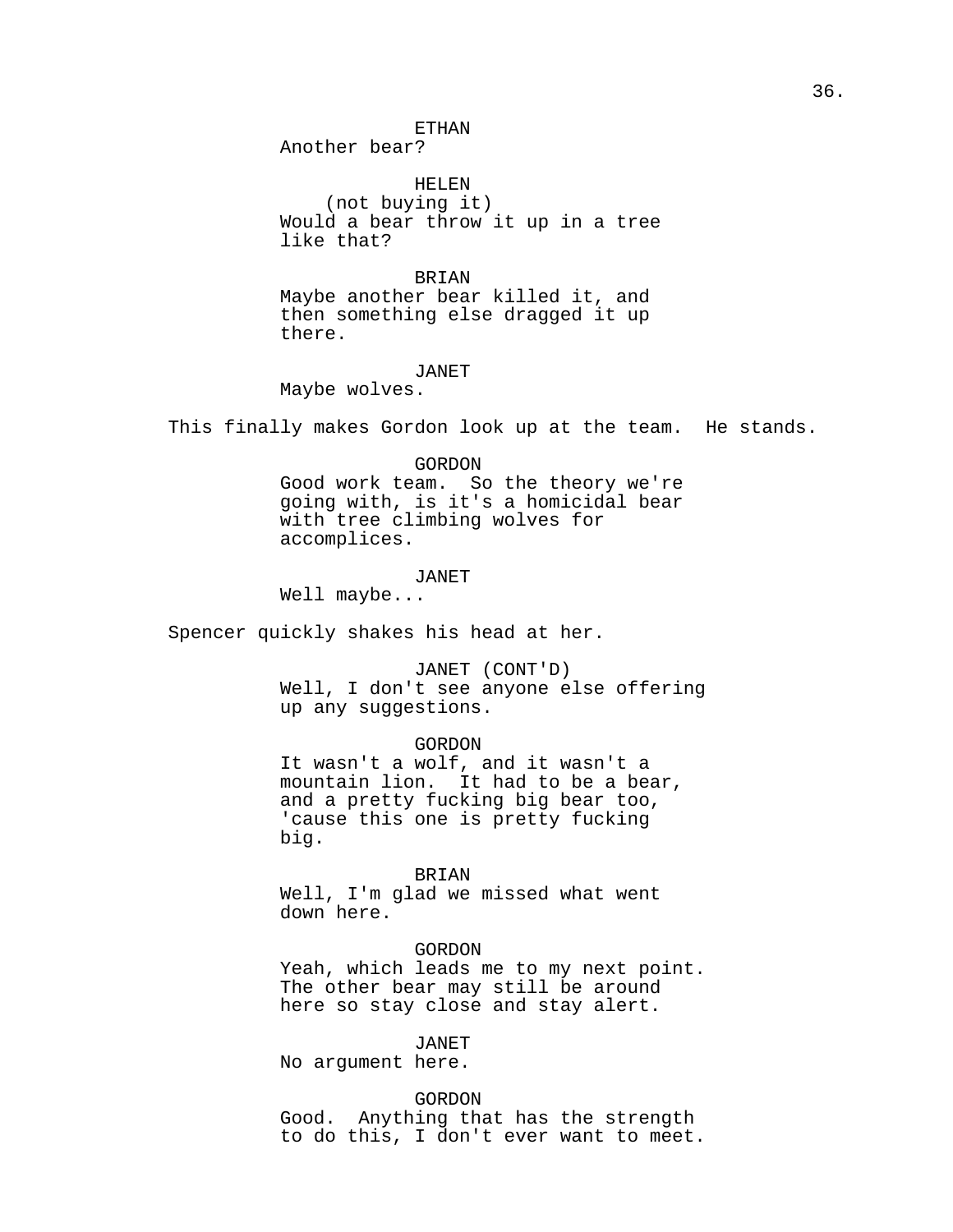ETHAN
Another bear?

HELEN
(not buying it)
Would a bear throw it up in a tree like that?

BRIAN
Maybe another bear killed it, and then something else dragged it up there.

JANET
Maybe wolves.

This finally makes Gordon look up at the team. He stands.

GORDON
Good work team. So the theory we're going with, is it's a homicidal bear with tree climbing wolves for accomplices.

JANET
Well maybe...

Spencer quickly shakes his head at her.

JANET (CONT'D)
Well, I don't see anyone else offering up any suggestions.

GORDON
It wasn't a wolf, and it wasn't a mountain lion. It had to be a bear, and a pretty fucking big bear too, 'cause this one is pretty fucking big.

BRIAN
Well, I'm glad we missed what went down here.

GORDON
Yeah, which leads me to my next point. The other bear may still be around here so stay close and stay alert.

JANET
No argument here.

GORDON
Good. Anything that has the strength to do this, I don't ever want to meet.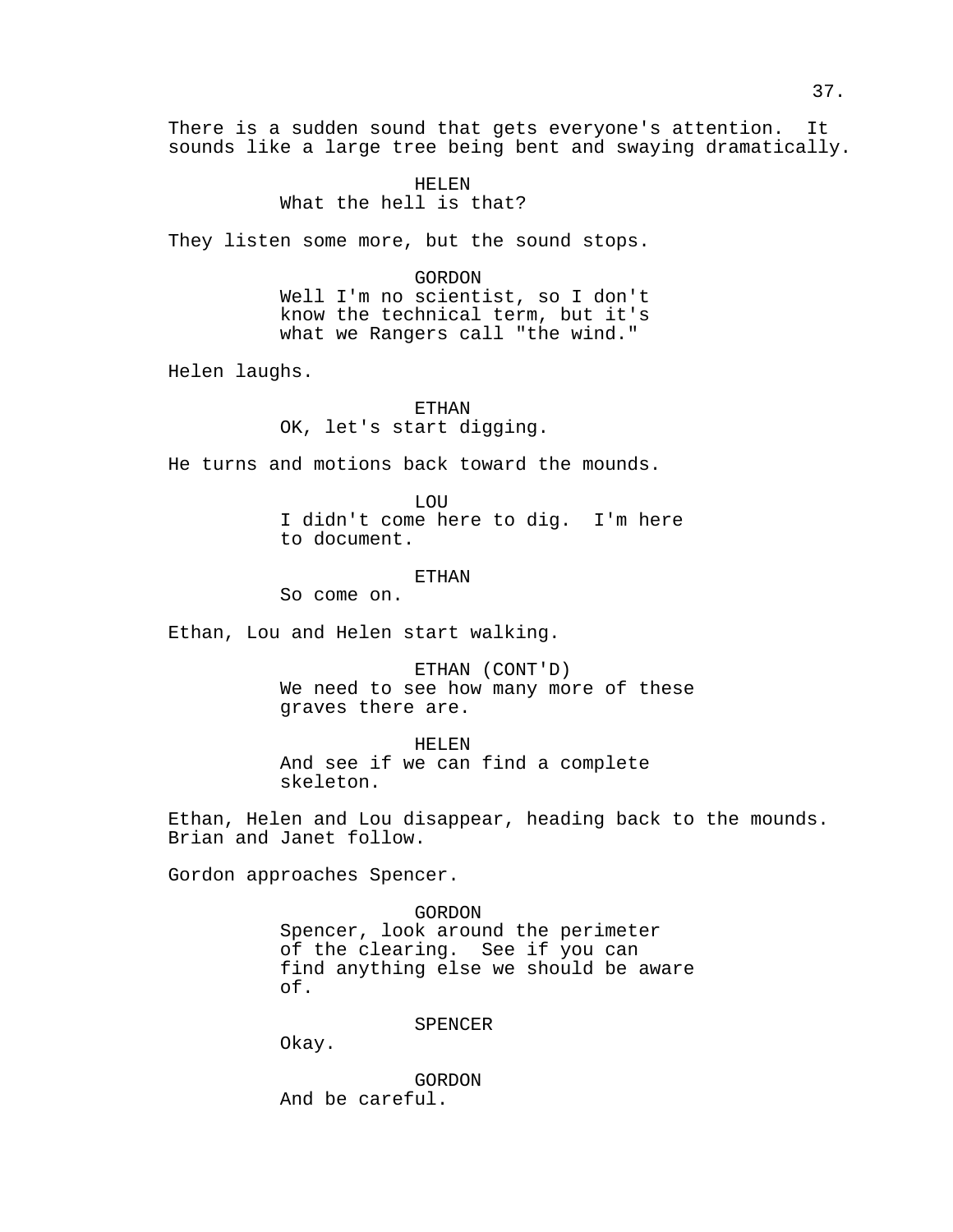There is a sudden sound that gets everyone's attention. It sounds like a large tree being bent and swaying dramatically.

HELEN
What the hell is that?

They listen some more, but the sound stops.

GORDON
Well I'm no scientist, so I don't know the technical term, but it's what we Rangers call "the wind."

Helen laughs.

ETHAN
OK, let's start digging.

He turns and motions back toward the mounds.

LOU
I didn't come here to dig. I'm here to document.

ETHAN
So come on.

Ethan, Lou and Helen start walking.

ETHAN (CONT'D)
We need to see how many more of these graves there are.

HELEN
And see if we can find a complete skeleton.

Ethan, Helen and Lou disappear, heading back to the mounds. Brian and Janet follow.

Gordon approaches Spencer.

GORDON
Spencer, look around the perimeter of the clearing. See if you can find anything else we should be aware of.

SPENCER
Okay.

GORDON
And be careful.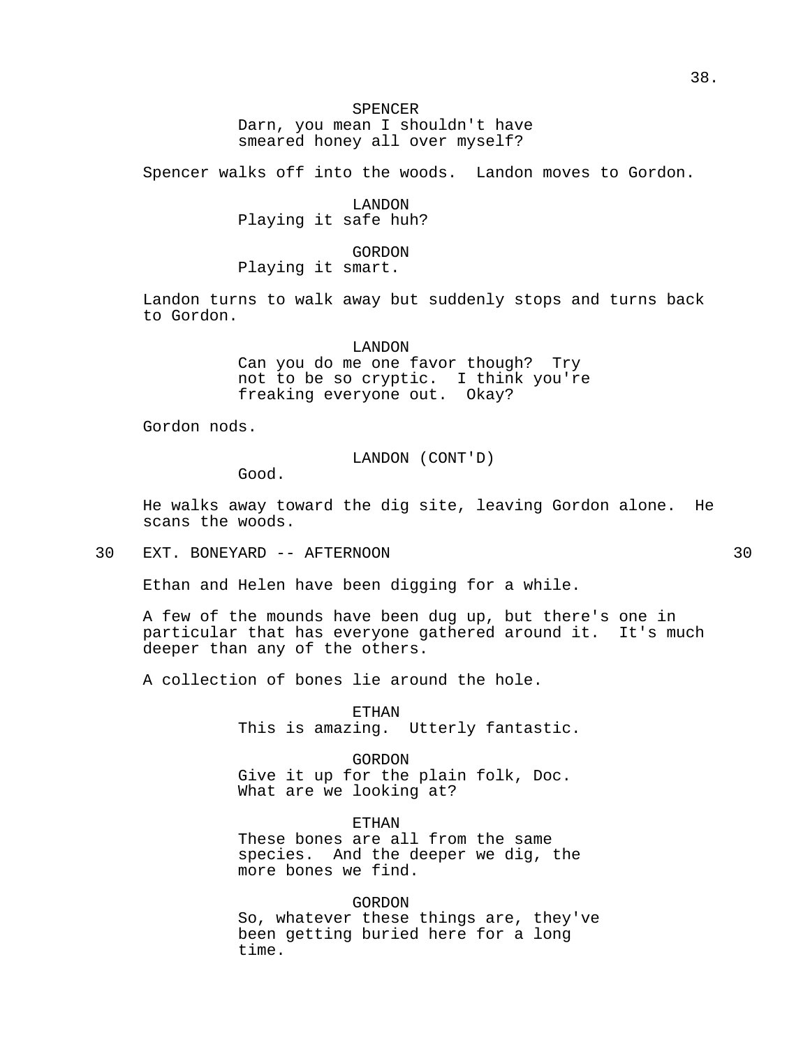SPENCER
Darn, you mean I shouldn't have smeared honey all over myself?

Spencer walks off into the woods. Landon moves to Gordon.

LANDON
Playing it safe huh?

GORDON
Playing it smart.

Landon turns to walk away but suddenly stops and turns back to Gordon.

LANDON
Can you do me one favor though? Try not to be so cryptic. I think you're freaking everyone out. Okay?

Gordon nods.

LANDON (CONT'D)
Good.

He walks away toward the dig site, leaving Gordon alone. He scans the woods.

30 EXT. BONEYARD -- AFTERNOON 30

Ethan and Helen have been digging for a while.

A few of the mounds have been dug up, but there's one in particular that has everyone gathered around it. It's much deeper than any of the others.

A collection of bones lie around the hole.

ETHAN
This is amazing. Utterly fantastic.

GORDON
Give it up for the plain folk, Doc. What are we looking at?

ETHAN
These bones are all from the same species. And the deeper we dig, the more bones we find.

GORDON
So, whatever these things are, they've been getting buried here for a long time.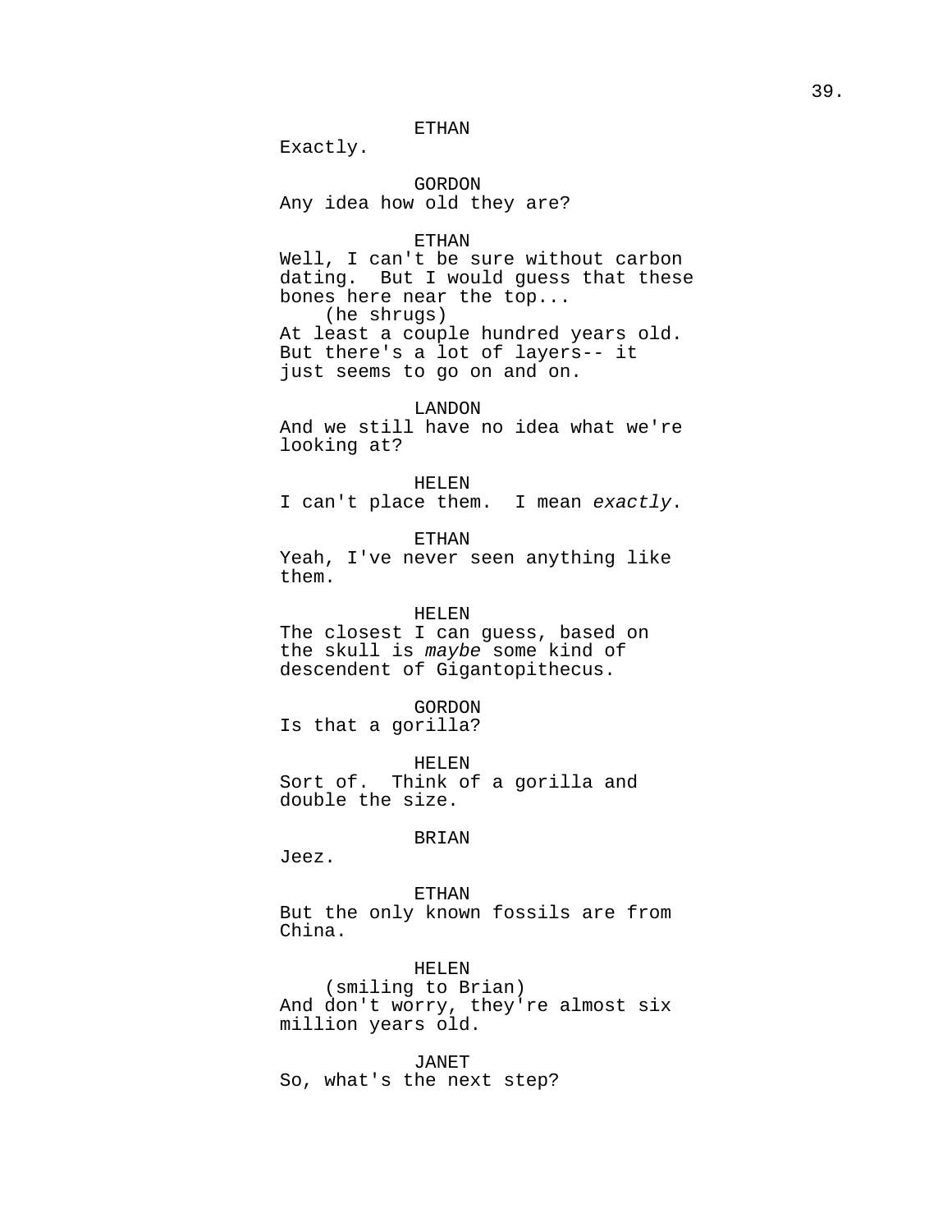ETHAN
Exactly.

GORDON
Any idea how old they are?

ETHAN
Well, I can't be sure without carbon dating. But I would guess that these bones here near the top...
(he shrugs)
At least a couple hundred years old. But there's a lot of layers-- it just seems to go on and on.

LANDON
And we still have no idea what we're looking at?

HELEN
I can't place them. I mean *exactly*.

ETHAN
Yeah, I've never seen anything like them.

HELEN
The closest I can guess, based on the skull is *maybe* some kind of descendent of Gigantopithecus.

GORDON
Is that a gorilla?

HELEN
Sort of. Think of a gorilla and double the size.

BRIAN
Jeez.

ETHAN
But the only known fossils are from China.

HELEN
(smiling to Brian)
And don't worry, they're almost six million years old.

JANET
So, what's the next step?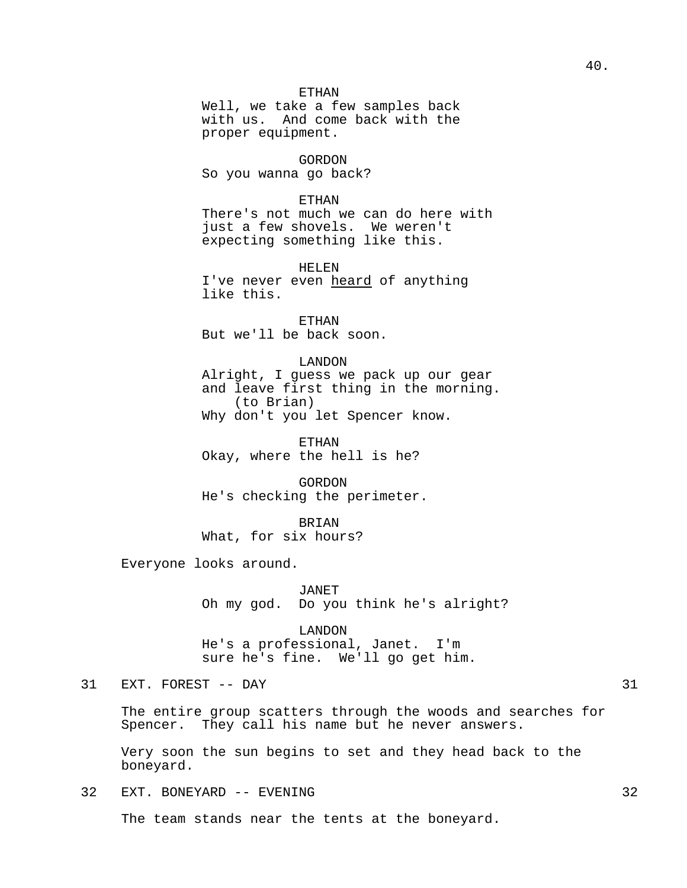ETHAN
Well, we take a few samples back with us. And come back with the proper equipment.

GORDON
So you wanna go back?

ETHAN
There's not much we can do here with just a few shovels. We weren't expecting something like this.

HELEN
I've never even <u>heard</u> of anything like this.

ETHAN
But we'll be back soon.

LANDON
Alright, I guess we pack up our gear and leave first thing in the morning.
(to Brian)
Why don't you let Spencer know.

ETHAN
Okay, where the hell is he?

GORDON
He's checking the perimeter.

BRIAN
What, for six hours?

Everyone looks around.

JANET
Oh my god. Do you think he's alright?

LANDON
He's a professional, Janet. I'm sure he's fine. We'll go get him.

31 EXT. FOREST -- DAY 31

The entire group scatters through the woods and searches for Spencer. They call his name but he never answers.

Very soon the sun begins to set and they head back to the boneyard.

32 EXT. BONEYARD -- EVENING 32

The team stands near the tents at the boneyard.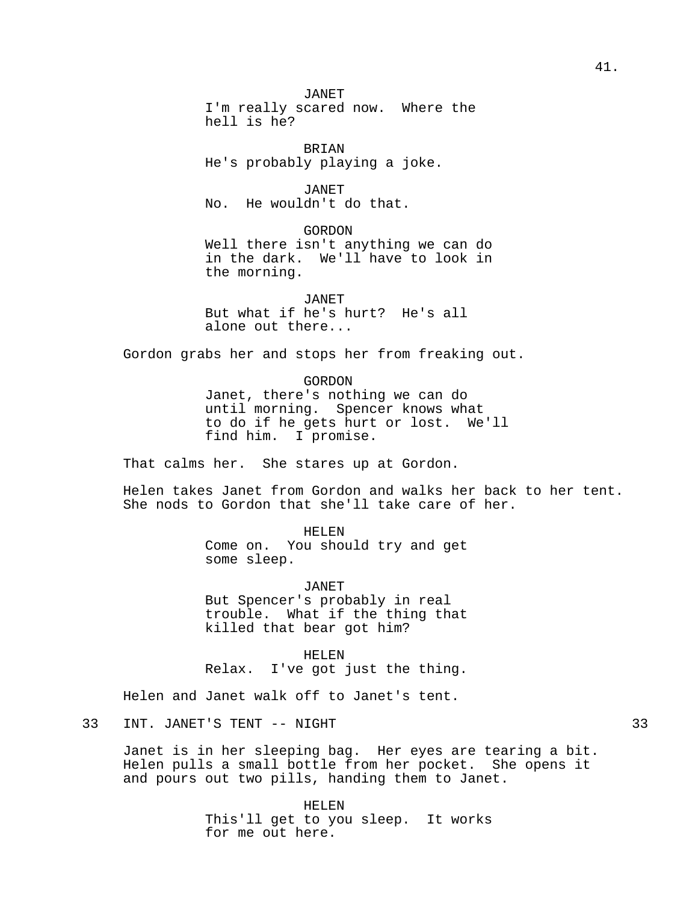JANET
I'm really scared now. Where the hell is he?

BRIAN
He's probably playing a joke.

JANET
No. He wouldn't do that.

GORDON
Well there isn't anything we can do in the dark. We'll have to look in the morning.

JANET
But what if he's hurt? He's all alone out there...

Gordon grabs her and stops her from freaking out.

GORDON
Janet, there's nothing we can do until morning. Spencer knows what to do if he gets hurt or lost. We'll find him. I promise.

That calms her. She stares up at Gordon.

Helen takes Janet from Gordon and walks her back to her tent. She nods to Gordon that she'll take care of her.

HELEN
Come on. You should try and get some sleep.

JANET
But Spencer's probably in real trouble. What if the thing that killed that bear got him?

HELEN
Relax. I've got just the thing.

Helen and Janet walk off to Janet's tent.

33 INT. JANET'S TENT -- NIGHT 33

Janet is in her sleeping bag. Her eyes are tearing a bit. Helen pulls a small bottle from her pocket. She opens it and pours out two pills, handing them to Janet.

HELEN
This'll get to you sleep. It works for me out here.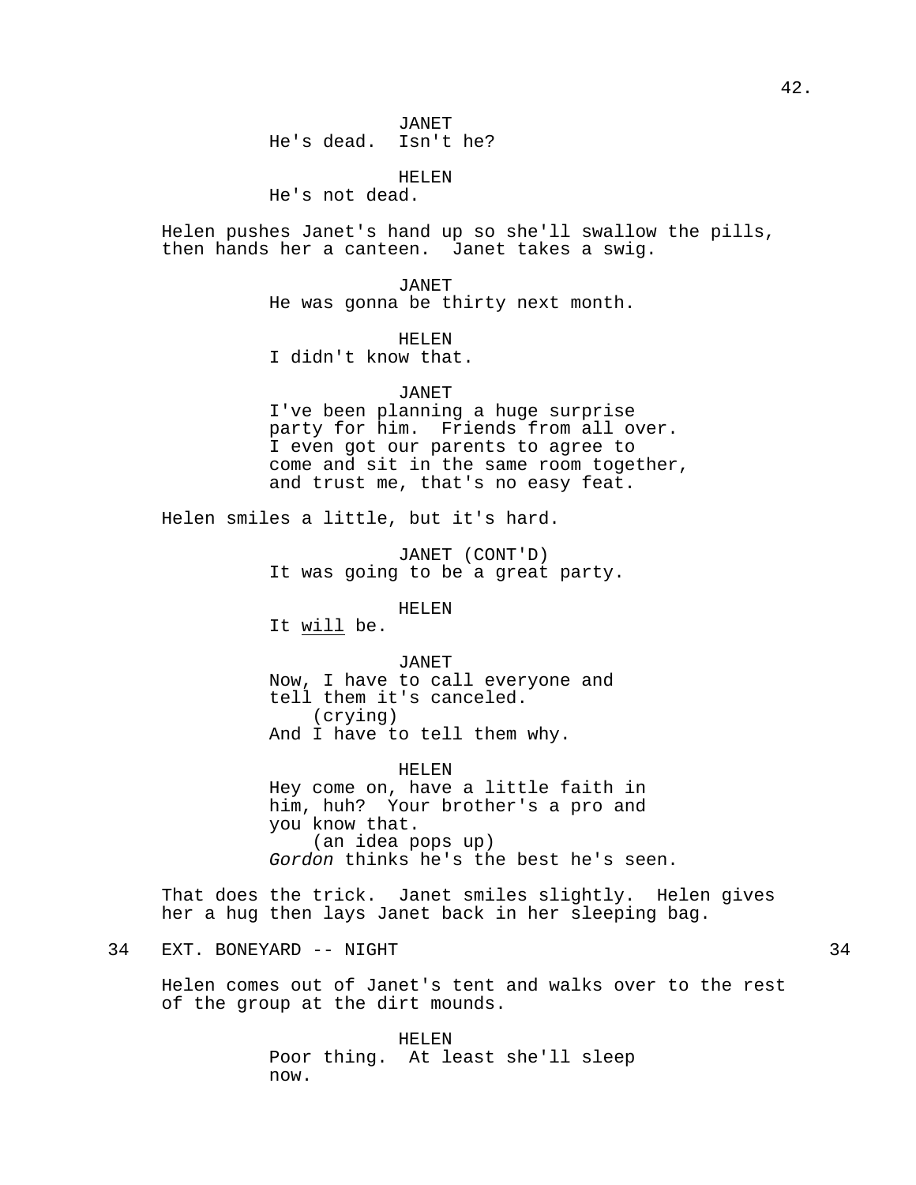JANET
He's dead.  Isn't he?

HELEN
He's not dead.

Helen pushes Janet's hand up so she'll swallow the pills, then hands her a canteen.  Janet takes a swig.

JANET
He was gonna be thirty next month.

HELEN
I didn't know that.

JANET
I've been planning a huge surprise party for him.  Friends from all over. I even got our parents to agree to come and sit in the same room together, and trust me, that's no easy feat.

Helen smiles a little, but it's hard.

JANET (CONT'D)
It was going to be a great party.

HELEN
It <u>will</u> be.

JANET
Now, I have to call everyone and tell them it's canceled.
(crying)
And I have to tell them why.

HELEN
Hey come on, have a little faith in him, huh?  Your brother's a pro and you know that.
(an idea pops up)
*Gordon* thinks he's the best he's seen.

That does the trick.  Janet smiles slightly.  Helen gives her a hug then lays Janet back in her sleeping bag.

34 EXT. BONEYARD -- NIGHT 34

Helen comes out of Janet's tent and walks over to the rest of the group at the dirt mounds.

HELEN
Poor thing.  At least she'll sleep now.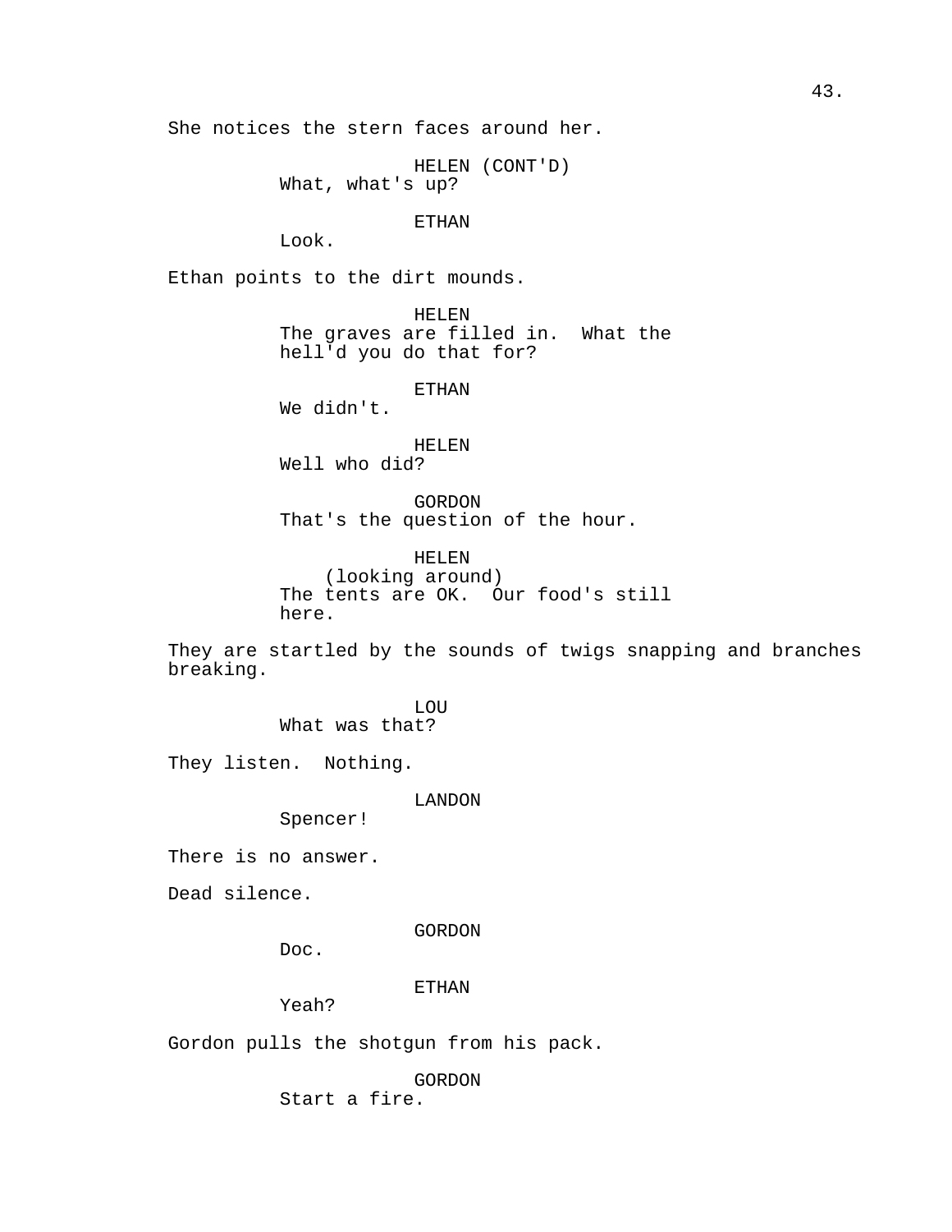She notices the stern faces around her.

HELEN (CONT'D)
What, what's up?

ETHAN
Look.

Ethan points to the dirt mounds.

HELEN
The graves are filled in. What the hell'd you do that for?

ETHAN
We didn't.

HELEN
Well who did?

GORDON
That's the question of the hour.

HELEN
(looking around)
The tents are OK. Our food's still here.

They are startled by the sounds of twigs snapping and branches breaking.

LOU
What was that?

They listen. Nothing.

LANDON
Spencer!

There is no answer.

Dead silence.

GORDON
Doc.

ETHAN
Yeah?

Gordon pulls the shotgun from his pack.

GORDON
Start a fire.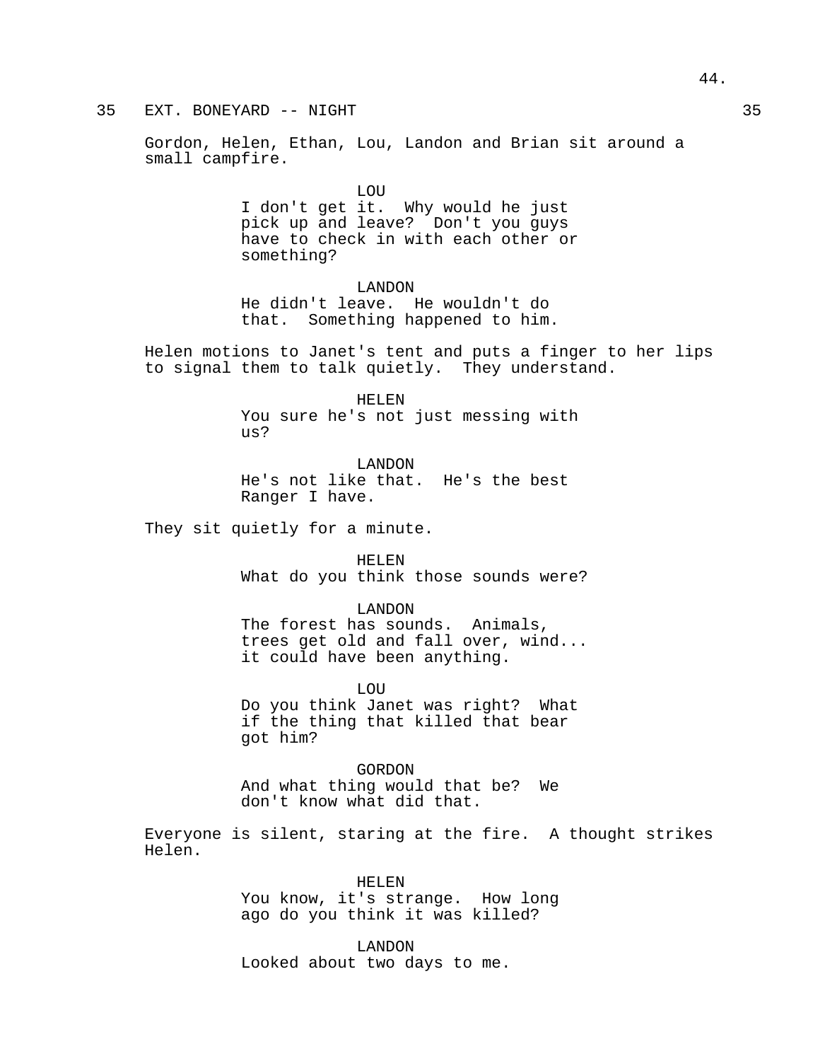35 EXT. BONEYARD -- NIGHT 35

Gordon, Helen, Ethan, Lou, Landon and Brian sit around a small campfire.

LOU
I don't get it. Why would he just pick up and leave? Don't you guys have to check in with each other or something?

LANDON
He didn't leave. He wouldn't do that. Something happened to him.

Helen motions to Janet's tent and puts a finger to her lips to signal them to talk quietly. They understand.

HELEN
You sure he's not just messing with us?

LANDON
He's not like that. He's the best Ranger I have.

They sit quietly for a minute.

HELEN
What do you think those sounds were?

LANDON
The forest has sounds. Animals, trees get old and fall over, wind... it could have been anything.

LOU
Do you think Janet was right? What if the thing that killed that bear got him?

GORDON
And what thing would that be? We don't know what did that.

Everyone is silent, staring at the fire. A thought strikes Helen.

HELEN
You know, it's strange. How long ago do you think it was killed?

LANDON
Looked about two days to me.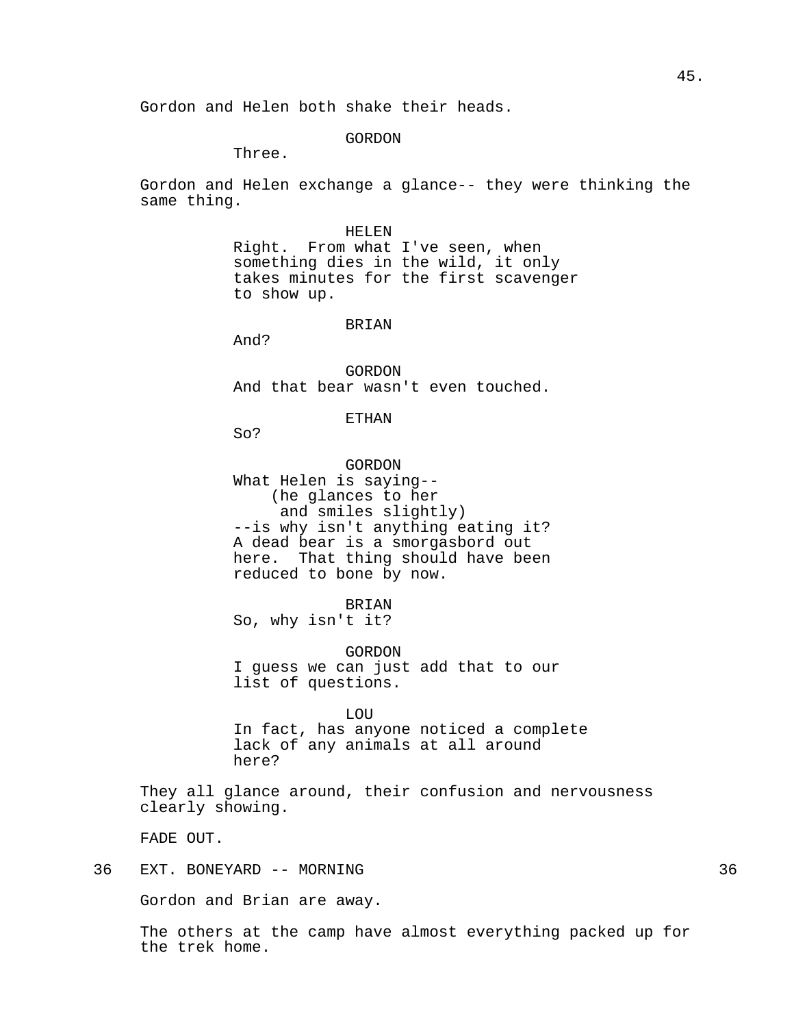Gordon and Helen both shake their heads.

GORDON
Three.

Gordon and Helen exchange a glance-- they were thinking the same thing.

HELEN
Right. From what I've seen, when something dies in the wild, it only takes minutes for the first scavenger to show up.

BRIAN
And?

GORDON
And that bear wasn't even touched.

ETHAN
So?

GORDON
What Helen is saying--
(he glances to her and smiles slightly)
--is why isn't anything eating it? A dead bear is a smorgasbord out here. That thing should have been reduced to bone by now.

BRIAN
So, why isn't it?

GORDON
I guess we can just add that to our list of questions.

LOU
In fact, has anyone noticed a complete lack of any animals at all around here?

They all glance around, their confusion and nervousness clearly showing.

FADE OUT.

36 EXT. BONEYARD -- MORNING 36

Gordon and Brian are away.

The others at the camp have almost everything packed up for the trek home.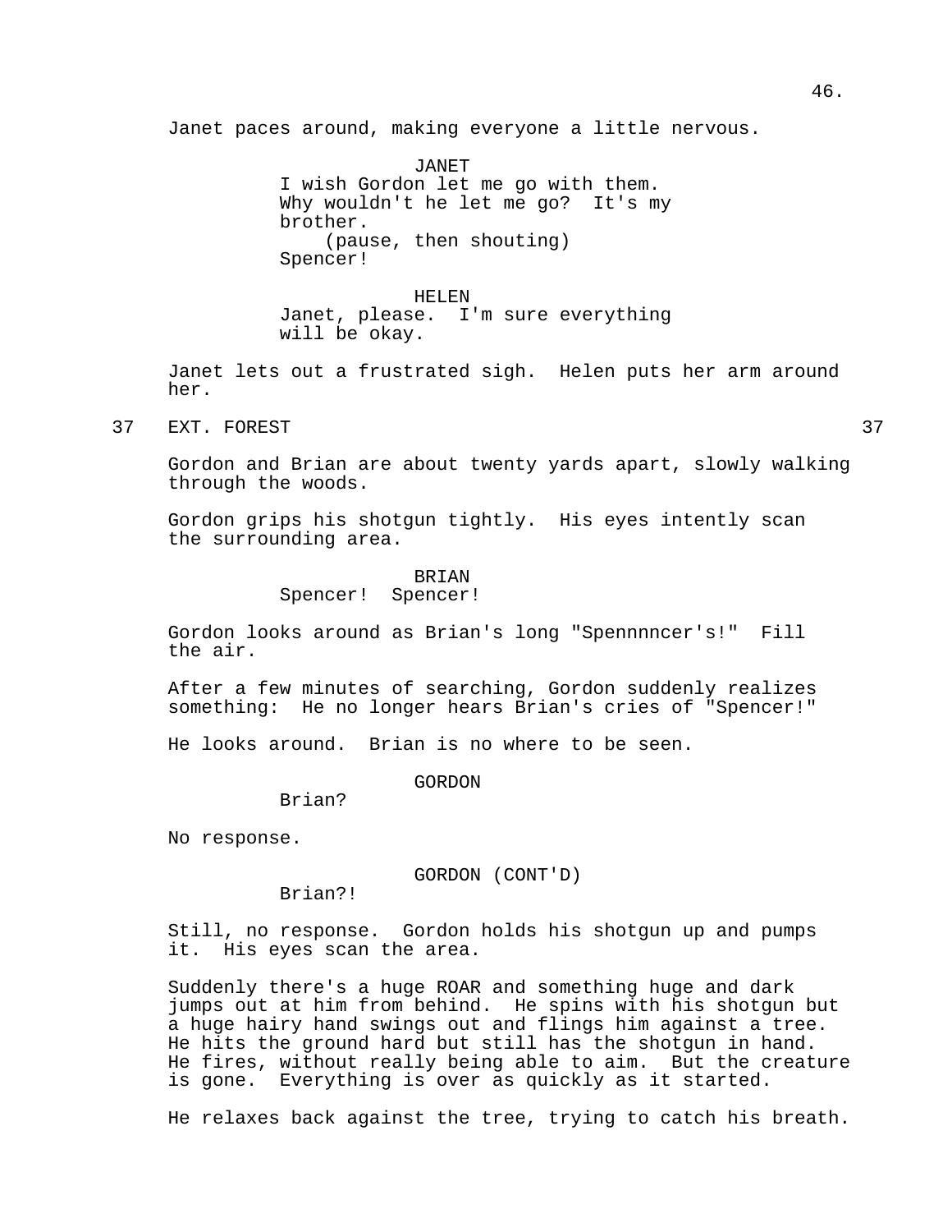Janet paces around, making everyone a little nervous.

JANET
I wish Gordon let me go with them. Why wouldn't he let me go? It's my brother.
(pause, then shouting)
Spencer!

HELEN
Janet, please. I'm sure everything will be okay.

Janet lets out a frustrated sigh. Helen puts her arm around her.

37 EXT. FOREST 37

Gordon and Brian are about twenty yards apart, slowly walking through the woods.

Gordon grips his shotgun tightly. His eyes intently scan the surrounding area.

BRIAN
Spencer! Spencer!

Gordon looks around as Brian's long "Spennnncer's!" Fill the air.

After a few minutes of searching, Gordon suddenly realizes something: He no longer hears Brian's cries of "Spencer!"

He looks around. Brian is no where to be seen.

GORDON
Brian?

No response.

GORDON (CONT'D)
Brian?!

Still, no response. Gordon holds his shotgun up and pumps it. His eyes scan the area.

Suddenly there's a huge ROAR and something huge and dark jumps out at him from behind. He spins with his shotgun but a huge hairy hand swings out and flings him against a tree. He hits the ground hard but still has the shotgun in hand. He fires, without really being able to aim. But the creature is gone. Everything is over as quickly as it started.

He relaxes back against the tree, trying to catch his breath.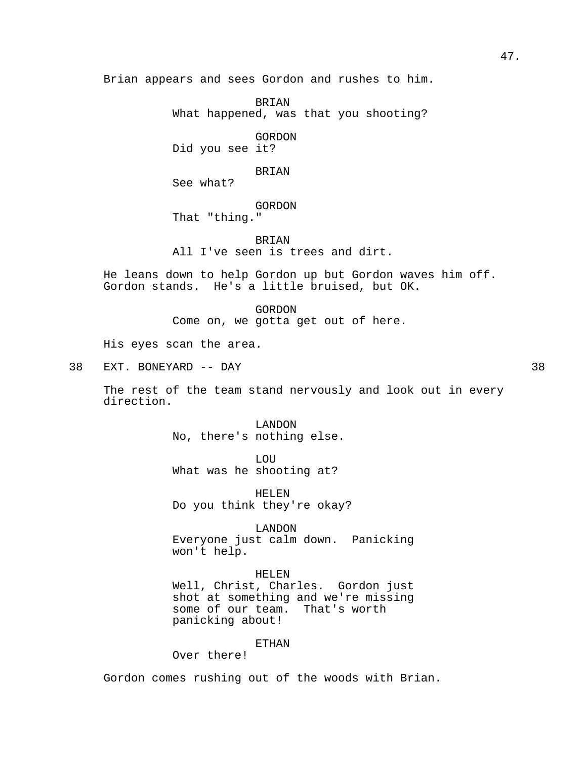Brian appears and sees Gordon and rushes to him.

BRIAN
What happened, was that you shooting?

GORDON
Did you see it?

BRIAN
See what?

GORDON
That "thing."

BRIAN
All I've seen is trees and dirt.

He leans down to help Gordon up but Gordon waves him off. Gordon stands. He's a little bruised, but OK.

GORDON
Come on, we gotta get out of here.

His eyes scan the area.

38 EXT. BONEYARD -- DAY 38

The rest of the team stand nervously and look out in every direction.

LANDON
No, there's nothing else.

LOU
What was he shooting at?

HELEN
Do you think they're okay?

LANDON
Everyone just calm down. Panicking won't help.

HELEN
Well, Christ, Charles. Gordon just shot at something and we're missing some of our team. That's worth panicking about!

ETHAN
Over there!

Gordon comes rushing out of the woods with Brian.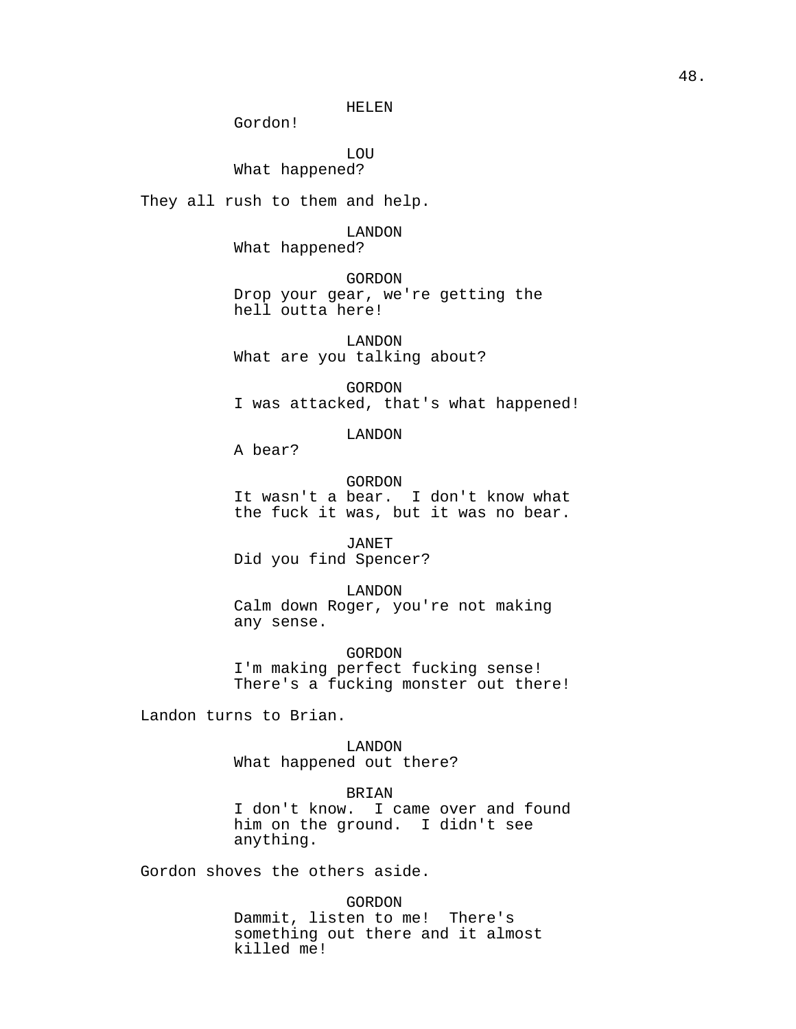HELEN
Gordon!

LOU
What happened?

They all rush to them and help.

LANDON
What happened?

GORDON
Drop your gear, we're getting the hell outta here!

LANDON
What are you talking about?

GORDON
I was attacked, that's what happened!

LANDON
A bear?

GORDON
It wasn't a bear. I don't know what the fuck it was, but it was no bear.

JANET
Did you find Spencer?

LANDON
Calm down Roger, you're not making any sense.

GORDON
I'm making perfect fucking sense! There's a fucking monster out there!

Landon turns to Brian.

LANDON
What happened out there?

BRIAN
I don't know. I came over and found him on the ground. I didn't see anything.

Gordon shoves the others aside.

GORDON
Dammit, listen to me! There's something out there and it almost killed me!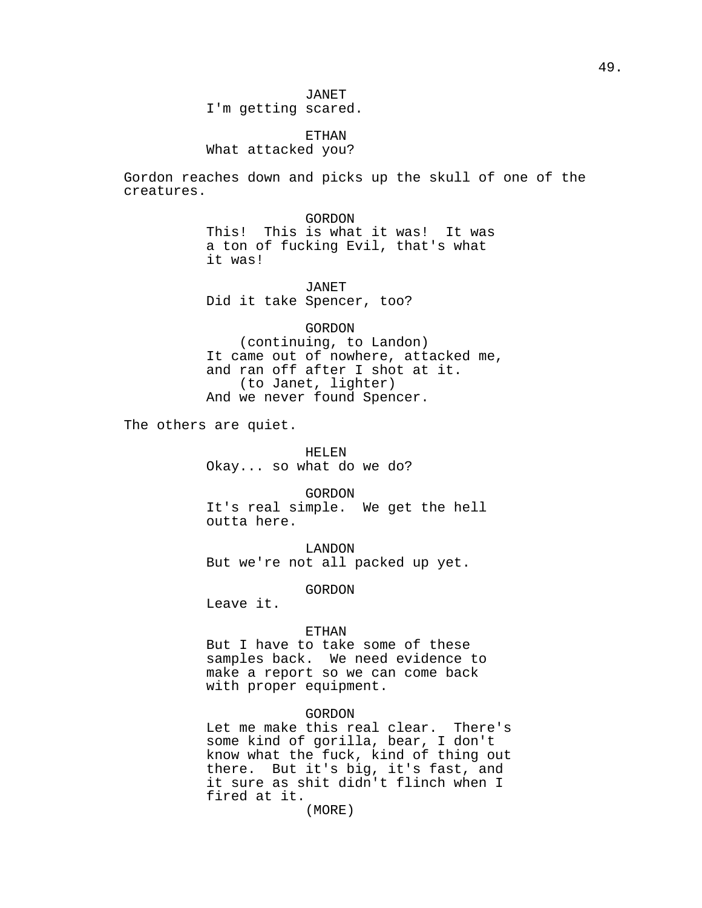JANET
I'm getting scared.

ETHAN
What attacked you?

Gordon reaches down and picks up the skull of one of the creatures.

GORDON
This!  This is what it was!  It was a ton of fucking Evil, that's what it was!

JANET
Did it take Spencer, too?

GORDON
(continuing, to Landon)
It came out of nowhere, attacked me, and ran off after I shot at it.
(to Janet, lighter)
And we never found Spencer.

The others are quiet.

HELEN
Okay... so what do we do?

GORDON
It's real simple.  We get the hell outta here.

LANDON
But we're not all packed up yet.

GORDON
Leave it.

ETHAN
But I have to take some of these samples back.  We need evidence to make a report so we can come back with proper equipment.

GORDON
Let me make this real clear.  There's some kind of gorilla, bear, I don't know what the fuck, kind of thing out there.  But it's big, it's fast, and it sure as shit didn't flinch when I fired at it.
(MORE)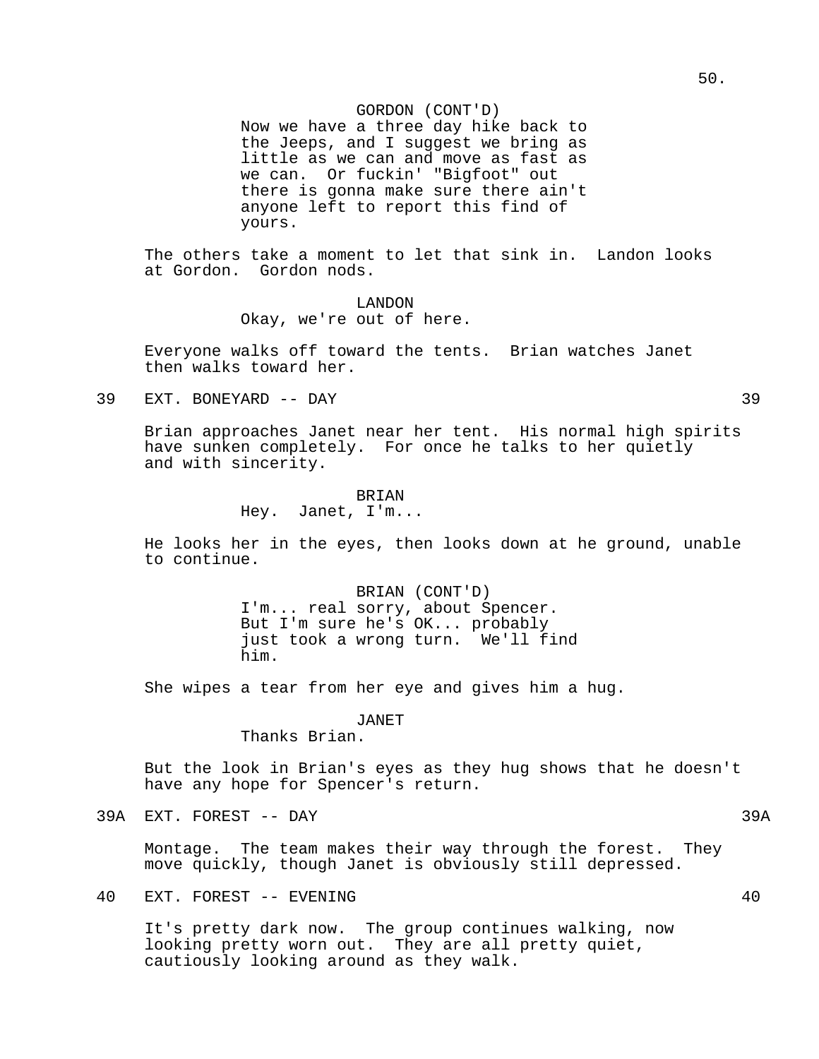GORDON (CONT'D)
Now we have a three day hike back to the Jeeps, and I suggest we bring as little as we can and move as fast as we can. Or fuckin' "Bigfoot" out there is gonna make sure there ain't anyone left to report this find of yours.

The others take a moment to let that sink in. Landon looks at Gordon. Gordon nods.

LANDON
Okay, we're out of here.

Everyone walks off toward the tents. Brian watches Janet then walks toward her.

39 EXT. BONEYARD -- DAY 39

Brian approaches Janet near her tent. His normal high spirits have sunken completely. For once he talks to her quietly and with sincerity.

BRIAN
Hey. Janet, I'm...

He looks her in the eyes, then looks down at he ground, unable to continue.

BRIAN (CONT'D)
I'm... real sorry, about Spencer. But I'm sure he's OK... probably just took a wrong turn. We'll find him.

She wipes a tear from her eye and gives him a hug.

JANET
Thanks Brian.

But the look in Brian's eyes as they hug shows that he doesn't have any hope for Spencer's return.

39A EXT. FOREST -- DAY 39A

Montage. The team makes their way through the forest. They move quickly, though Janet is obviously still depressed.

40 EXT. FOREST -- EVENING 40

It's pretty dark now. The group continues walking, now looking pretty worn out. They are all pretty quiet, cautiously looking around as they walk.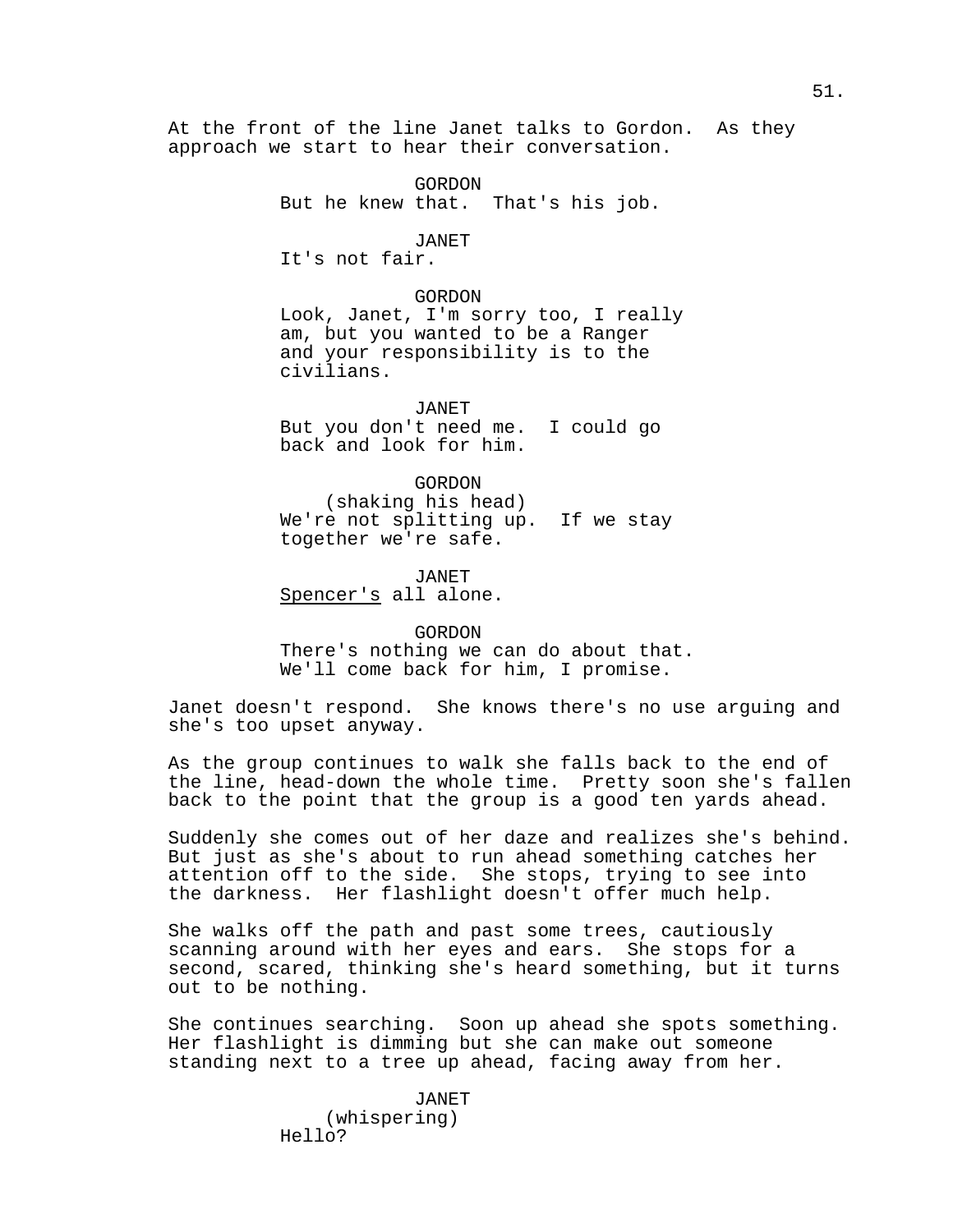At the front of the line Janet talks to Gordon. As they approach we start to hear their conversation.

GORDON
But he knew that. That's his job.

JANET
It's not fair.

GORDON
Look, Janet, I'm sorry too, I really am, but you wanted to be a Ranger and your responsibility is to the civilians.

JANET
But you don't need me. I could go back and look for him.

GORDON
(shaking his head)
We're not splitting up. If we stay together we're safe.

JANET
<u>Spencer's</u> all alone.

GORDON
There's nothing we can do about that. We'll come back for him, I promise.

Janet doesn't respond. She knows there's no use arguing and she's too upset anyway.

As the group continues to walk she falls back to the end of the line, head-down the whole time. Pretty soon she's fallen back to the point that the group is a good ten yards ahead.

Suddenly she comes out of her daze and realizes she's behind. But just as she's about to run ahead something catches her attention off to the side. She stops, trying to see into the darkness. Her flashlight doesn't offer much help.

She walks off the path and past some trees, cautiously scanning around with her eyes and ears. She stops for a second, scared, thinking she's heard something, but it turns out to be nothing.

She continues searching. Soon up ahead she spots something. Her flashlight is dimming but she can make out someone standing next to a tree up ahead, facing away from her.

JANET
(whispering)
Hello?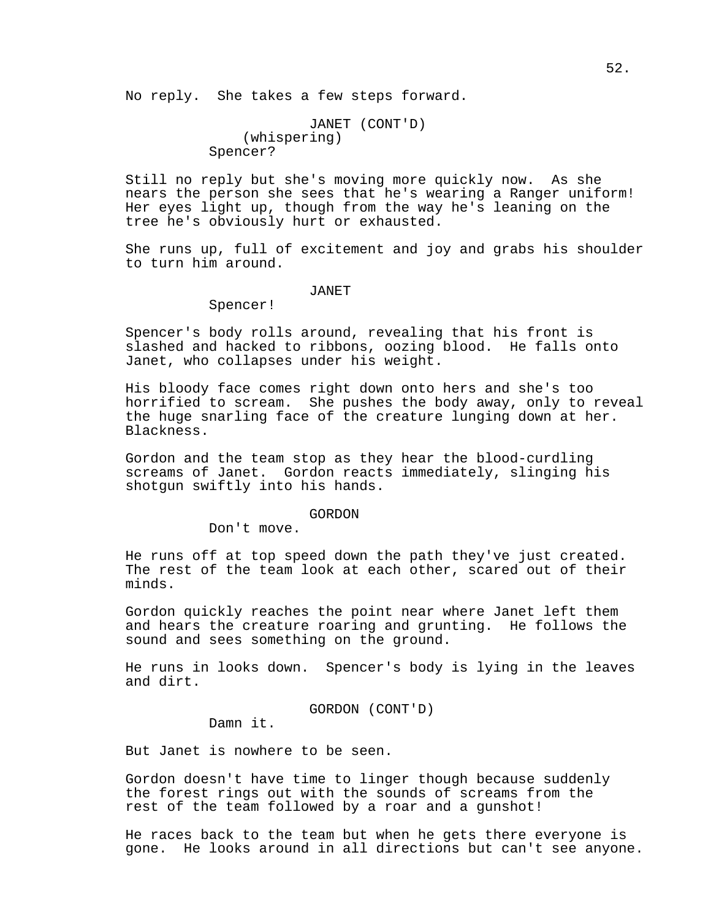No reply. She takes a few steps forward.

JANET (CONT'D)
(whispering)
Spencer?

Still no reply but she's moving more quickly now. As she nears the person she sees that he's wearing a Ranger uniform! Her eyes light up, though from the way he's leaning on the tree he's obviously hurt or exhausted.

She runs up, full of excitement and joy and grabs his shoulder to turn him around.

JANET
Spencer!

Spencer's body rolls around, revealing that his front is slashed and hacked to ribbons, oozing blood. He falls onto Janet, who collapses under his weight.

His bloody face comes right down onto hers and she's too horrified to scream. She pushes the body away, only to reveal the huge snarling face of the creature lunging down at her. Blackness.

Gordon and the team stop as they hear the blood-curdling screams of Janet. Gordon reacts immediately, slinging his shotgun swiftly into his hands.

GORDON
Don't move.

He runs off at top speed down the path they've just created. The rest of the team look at each other, scared out of their minds.

Gordon quickly reaches the point near where Janet left them and hears the creature roaring and grunting. He follows the sound and sees something on the ground.

He runs in looks down. Spencer's body is lying in the leaves and dirt.

GORDON (CONT'D)
Damn it.

But Janet is nowhere to be seen.

Gordon doesn't have time to linger though because suddenly the forest rings out with the sounds of screams from the rest of the team followed by a roar and a gunshot!

He races back to the team but when he gets there everyone is gone. He looks around in all directions but can't see anyone.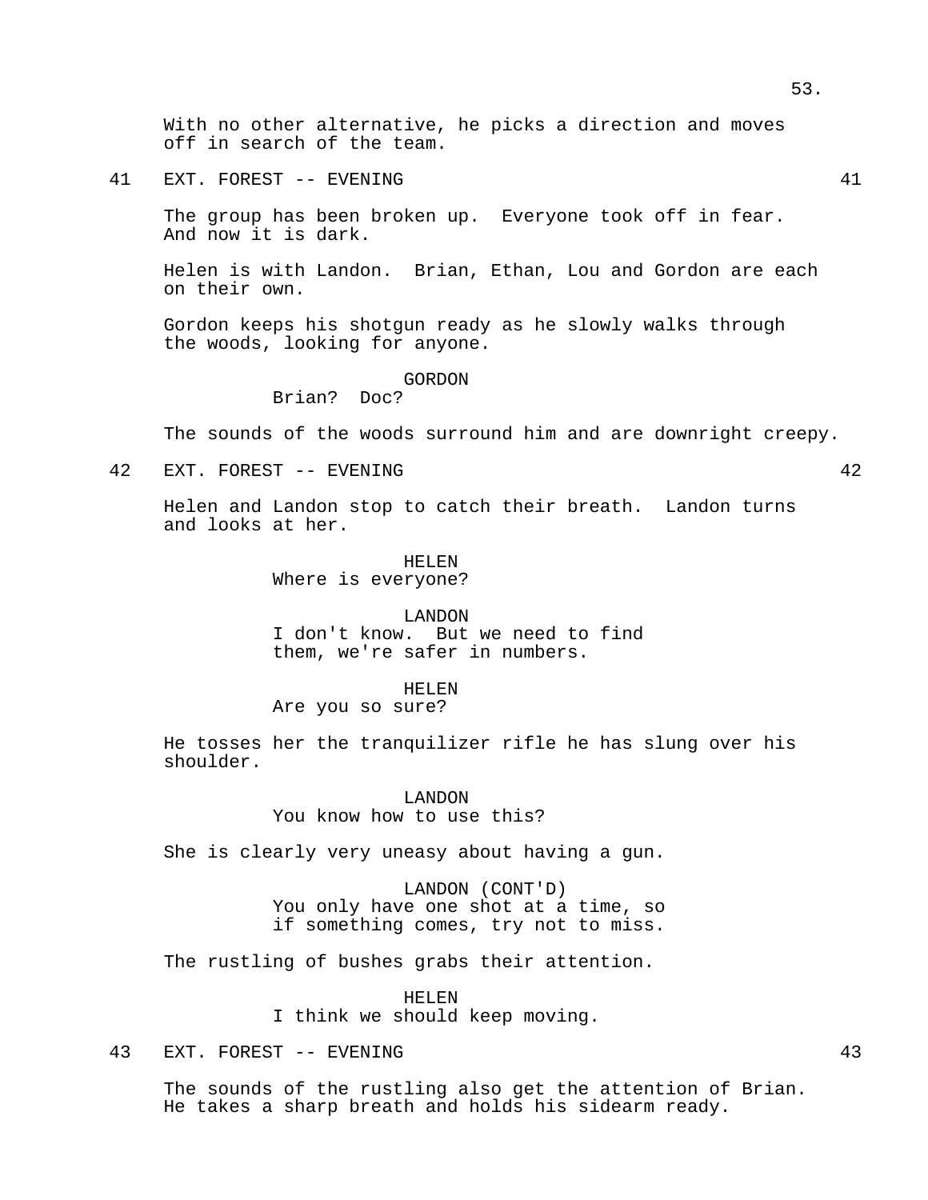With no other alternative, he picks a direction and moves off in search of the team.

41 EXT. FOREST -- EVENING 41

The group has been broken up. Everyone took off in fear. And now it is dark.

Helen is with Landon. Brian, Ethan, Lou and Gordon are each on their own.

Gordon keeps his shotgun ready as he slowly walks through the woods, looking for anyone.

GORDON
Brian? Doc?

The sounds of the woods surround him and are downright creepy.

42 EXT. FOREST -- EVENING 42

Helen and Landon stop to catch their breath. Landon turns and looks at her.

HELEN
Where is everyone?

LANDON
I don't know. But we need to find them, we're safer in numbers.

HELEN
Are you so sure?

He tosses her the tranquilizer rifle he has slung over his shoulder.

LANDON
You know how to use this?

She is clearly very uneasy about having a gun.

LANDON (CONT'D)
You only have one shot at a time, so if something comes, try not to miss.

The rustling of bushes grabs their attention.

HELEN
I think we should keep moving.

43 EXT. FOREST -- EVENING 43

The sounds of the rustling also get the attention of Brian. He takes a sharp breath and holds his sidearm ready.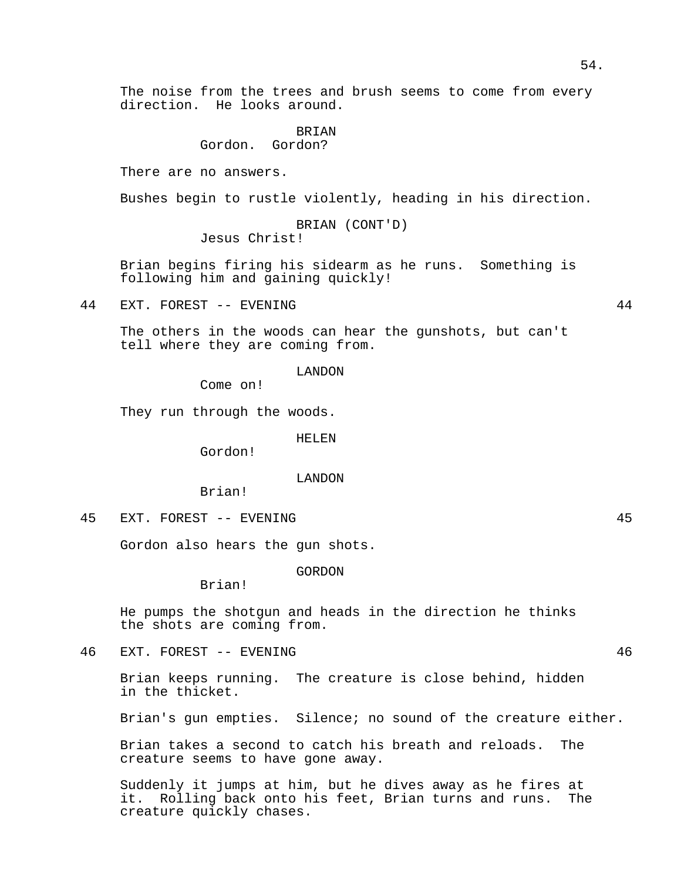The noise from the trees and brush seems to come from every direction. He looks around.

BRIAN
Gordon. Gordon?

There are no answers.

Bushes begin to rustle violently, heading in his direction.

BRIAN (CONT'D)
Jesus Christ!

Brian begins firing his sidearm as he runs. Something is following him and gaining quickly!

44 EXT. FOREST -- EVENING 44

The others in the woods can hear the gunshots, but can't tell where they are coming from.

LANDON
Come on!

They run through the woods.

HELEN
Gordon!

LANDON
Brian!

45 EXT. FOREST -- EVENING 45

Gordon also hears the gun shots.

GORDON
Brian!

He pumps the shotgun and heads in the direction he thinks the shots are coming from.

46 EXT. FOREST -- EVENING 46

Brian keeps running. The creature is close behind, hidden in the thicket.

Brian's gun empties. Silence; no sound of the creature either.

Brian takes a second to catch his breath and reloads. The creature seems to have gone away.

Suddenly it jumps at him, but he dives away as he fires at it. Rolling back onto his feet, Brian turns and runs. The creature quickly chases.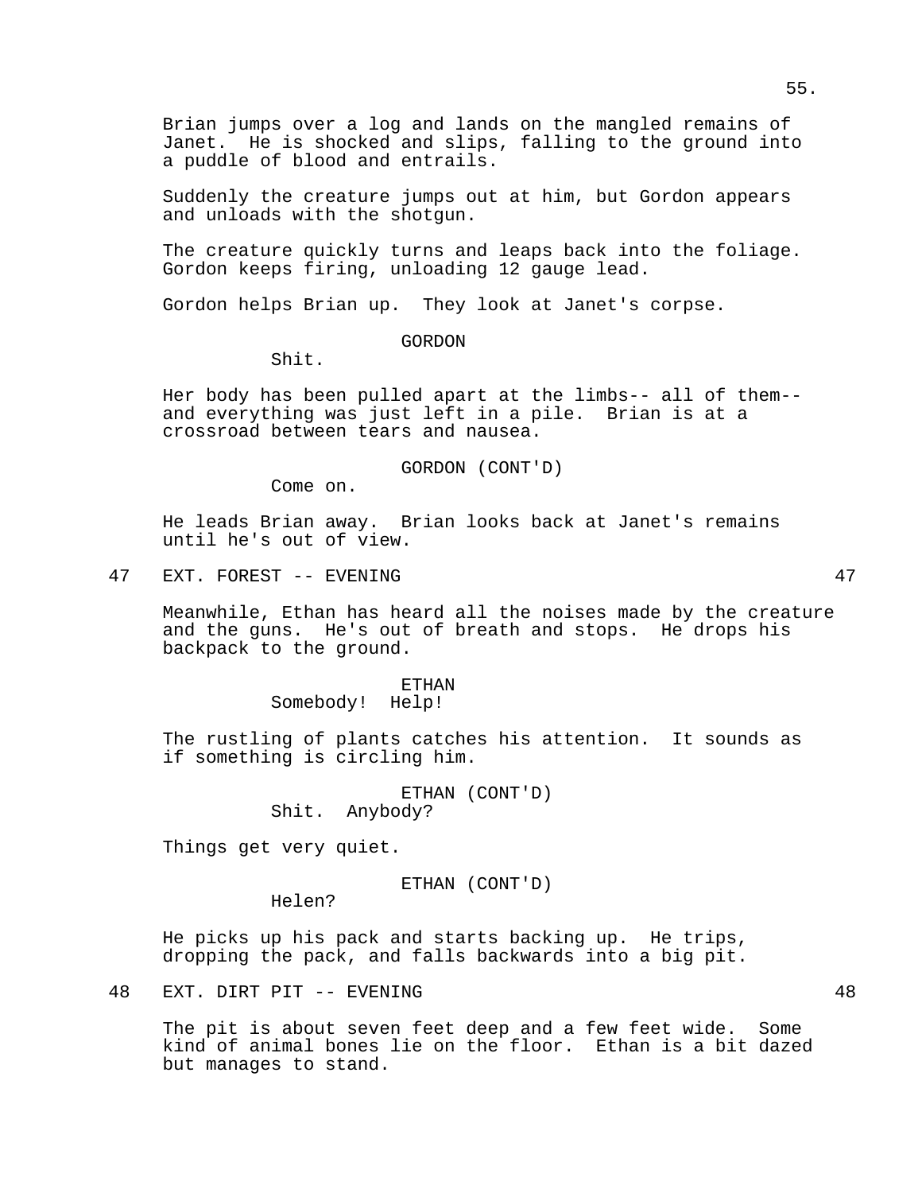Brian jumps over a log and lands on the mangled remains of Janet. He is shocked and slips, falling to the ground into a puddle of blood and entrails.

Suddenly the creature jumps out at him, but Gordon appears and unloads with the shotgun.

The creature quickly turns and leaps back into the foliage. Gordon keeps firing, unloading 12 gauge lead.

Gordon helps Brian up. They look at Janet's corpse.

GORDON
Shit.

Her body has been pulled apart at the limbs-- all of them-- and everything was just left in a pile. Brian is at a crossroad between tears and nausea.

GORDON (CONT'D)
Come on.

He leads Brian away. Brian looks back at Janet's remains until he's out of view.

## 47 EXT. FOREST -- EVENING 47

Meanwhile, Ethan has heard all the noises made by the creature and the guns. He's out of breath and stops. He drops his backpack to the ground.

ETHAN
Somebody! Help!

The rustling of plants catches his attention. It sounds as if something is circling him.

ETHAN (CONT'D)
Shit. Anybody?

Things get very quiet.

ETHAN (CONT'D)
Helen?

He picks up his pack and starts backing up. He trips, dropping the pack, and falls backwards into a big pit.

## 48 EXT. DIRT PIT -- EVENING 48

The pit is about seven feet deep and a few feet wide. Some kind of animal bones lie on the floor. Ethan is a bit dazed but manages to stand.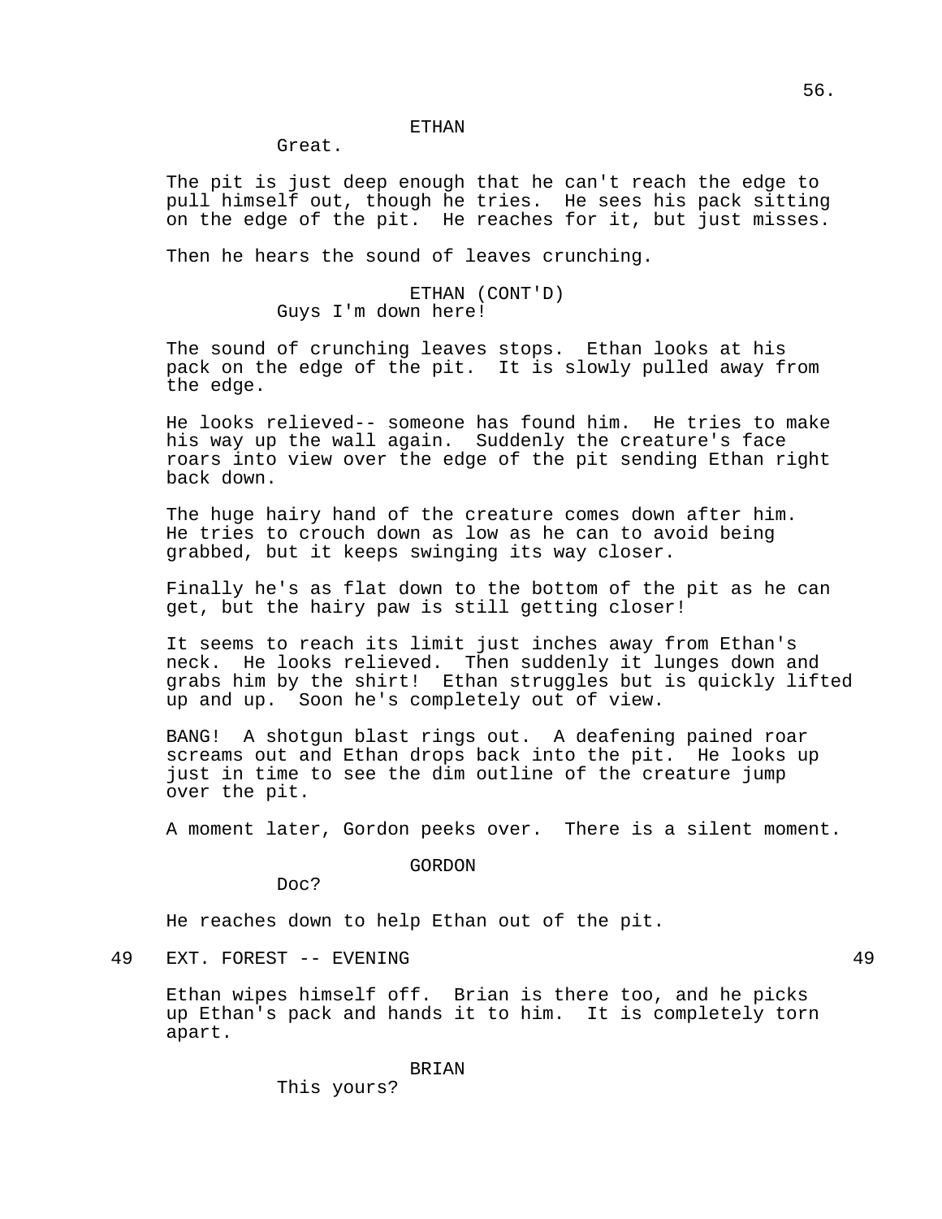ETHAN

Great.

The pit is just deep enough that he can't reach the edge to pull himself out, though he tries. He sees his pack sitting on the edge of the pit. He reaches for it, but just misses.

Then he hears the sound of leaves crunching.

ETHAN (CONT'D)

Guys I'm down here!

The sound of crunching leaves stops. Ethan looks at his pack on the edge of the pit. It is slowly pulled away from the edge.

He looks relieved-- someone has found him. He tries to make his way up the wall again. Suddenly the creature's face roars into view over the edge of the pit sending Ethan right back down.

The huge hairy hand of the creature comes down after him. He tries to crouch down as low as he can to avoid being grabbed, but it keeps swinging its way closer.

Finally he's as flat down to the bottom of the pit as he can get, but the hairy paw is still getting closer!

It seems to reach its limit just inches away from Ethan's neck. He looks relieved. Then suddenly it lunges down and grabs him by the shirt! Ethan struggles but is quickly lifted up and up. Soon he's completely out of view.

BANG! A shotgun blast rings out. A deafening pained roar screams out and Ethan drops back into the pit. He looks up just in time to see the dim outline of the creature jump over the pit.

A moment later, Gordon peeks over. There is a silent moment.

GORDON

Doc?

He reaches down to help Ethan out of the pit.

49 EXT. FOREST -- EVENING 49

Ethan wipes himself off. Brian is there too, and he picks up Ethan's pack and hands it to him. It is completely torn apart.

BRIAN

This yours?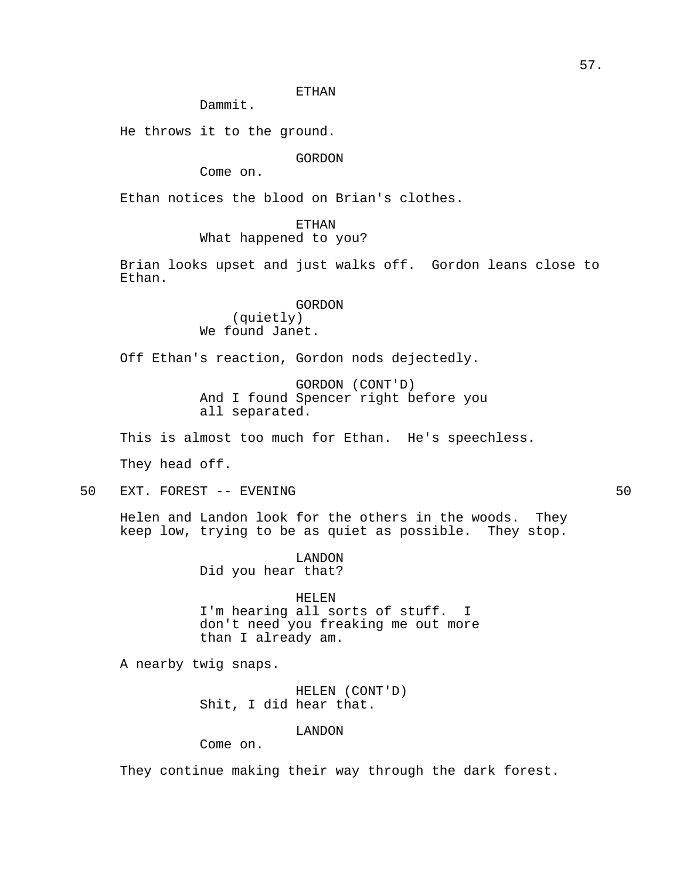ETHAN
Dammit.

He throws it to the ground.

GORDON
Come on.

Ethan notices the blood on Brian's clothes.

ETHAN
What happened to you?

Brian looks upset and just walks off. Gordon leans close to Ethan.

GORDON
(quietly)
We found Janet.

Off Ethan's reaction, Gordon nods dejectedly.

GORDON (CONT'D)
And I found Spencer right before you all separated.

This is almost too much for Ethan. He's speechless.

They head off.

50 EXT. FOREST -- EVENING 50

Helen and Landon look for the others in the woods. They keep low, trying to be as quiet as possible. They stop.

LANDON
Did you hear that?

HELEN
I'm hearing all sorts of stuff. I don't need you freaking me out more than I already am.

A nearby twig snaps.

HELEN (CONT'D)
Shit, I did hear that.

LANDON
Come on.

They continue making their way through the dark forest.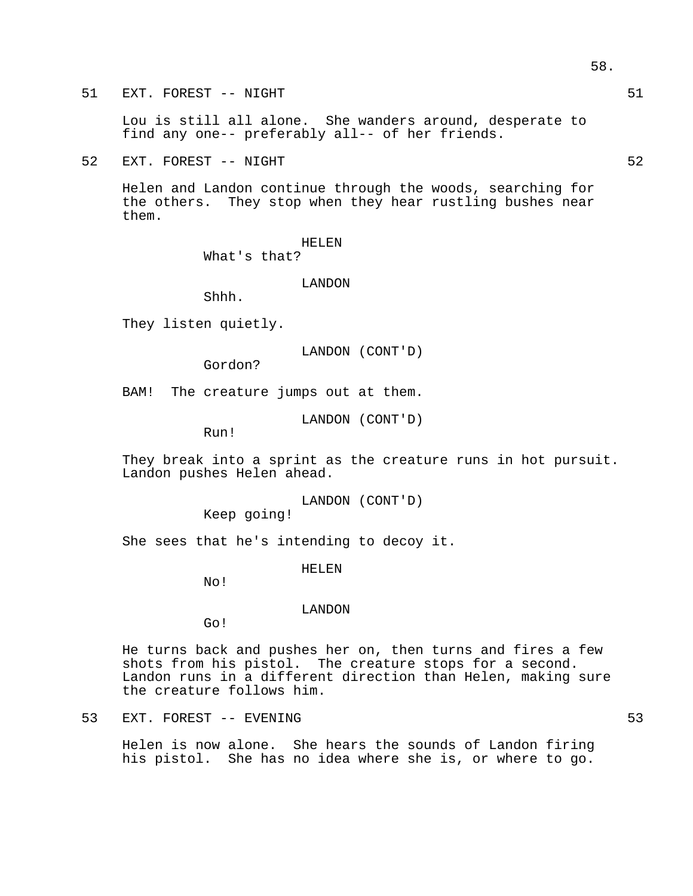51 EXT. FOREST -- NIGHT 51

Lou is still all alone. She wanders around, desperate to find any one-- preferably all-- of her friends.

52 EXT. FOREST -- NIGHT 52

Helen and Landon continue through the woods, searching for the others. They stop when they hear rustling bushes near them.

HELEN
What's that?

LANDON
Shhh.

They listen quietly.

LANDON (CONT'D)
Gordon?

BAM! The creature jumps out at them.

LANDON (CONT'D)
Run!

They break into a sprint as the creature runs in hot pursuit. Landon pushes Helen ahead.

LANDON (CONT'D)
Keep going!

She sees that he's intending to decoy it.

HELEN
No!

LANDON
Go!

He turns back and pushes her on, then turns and fires a few shots from his pistol. The creature stops for a second. Landon runs in a different direction than Helen, making sure the creature follows him.

53 EXT. FOREST -- EVENING 53

Helen is now alone. She hears the sounds of Landon firing his pistol. She has no idea where she is, or where to go.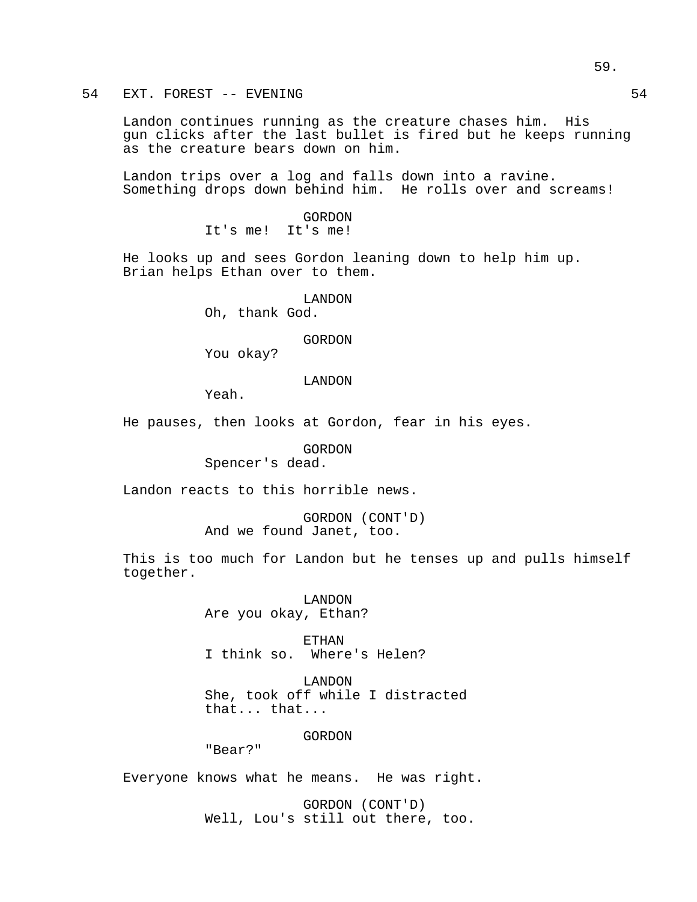54 EXT. FOREST -- EVENING 54

Landon continues running as the creature chases him. His gun clicks after the last bullet is fired but he keeps running as the creature bears down on him.

Landon trips over a log and falls down into a ravine. Something drops down behind him. He rolls over and screams!

GORDON
It's me! It's me!

He looks up and sees Gordon leaning down to help him up. Brian helps Ethan over to them.

LANDON
Oh, thank God.

GORDON
You okay?

LANDON
Yeah.

He pauses, then looks at Gordon, fear in his eyes.

GORDON
Spencer's dead.

Landon reacts to this horrible news.

GORDON (CONT'D)
And we found Janet, too.

This is too much for Landon but he tenses up and pulls himself together.

LANDON
Are you okay, Ethan?

ETHAN
I think so. Where's Helen?

LANDON
She, took off while I distracted that... that...

GORDON
"Bear?"

Everyone knows what he means. He was right.

GORDON (CONT'D)
Well, Lou's still out there, too.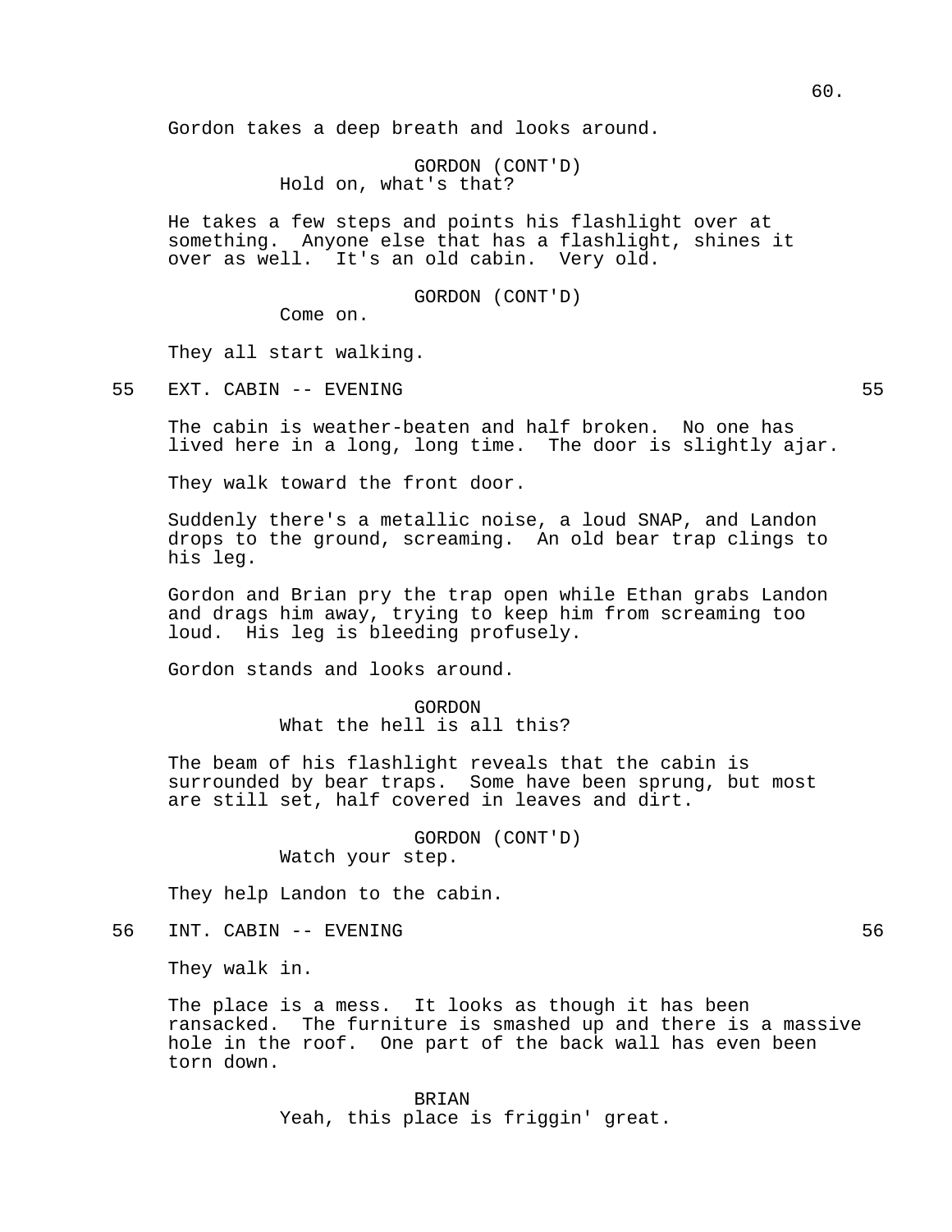Gordon takes a deep breath and looks around.

GORDON (CONT'D)
Hold on, what's that?

He takes a few steps and points his flashlight over at something. Anyone else that has a flashlight, shines it over as well. It's an old cabin. Very old.

GORDON (CONT'D)
Come on.

They all start walking.

55 EXT. CABIN -- EVENING 55

The cabin is weather-beaten and half broken. No one has lived here in a long, long time. The door is slightly ajar.

They walk toward the front door.

Suddenly there's a metallic noise, a loud SNAP, and Landon drops to the ground, screaming. An old bear trap clings to his leg.

Gordon and Brian pry the trap open while Ethan grabs Landon and drags him away, trying to keep him from screaming too loud. His leg is bleeding profusely.

Gordon stands and looks around.

GORDON
What the hell is all this?

The beam of his flashlight reveals that the cabin is surrounded by bear traps. Some have been sprung, but most are still set, half covered in leaves and dirt.

GORDON (CONT'D)
Watch your step.

They help Landon to the cabin.

56 INT. CABIN -- EVENING 56

They walk in.

The place is a mess. It looks as though it has been ransacked. The furniture is smashed up and there is a massive hole in the roof. One part of the back wall has even been torn down.

BRIAN
Yeah, this place is friggin' great.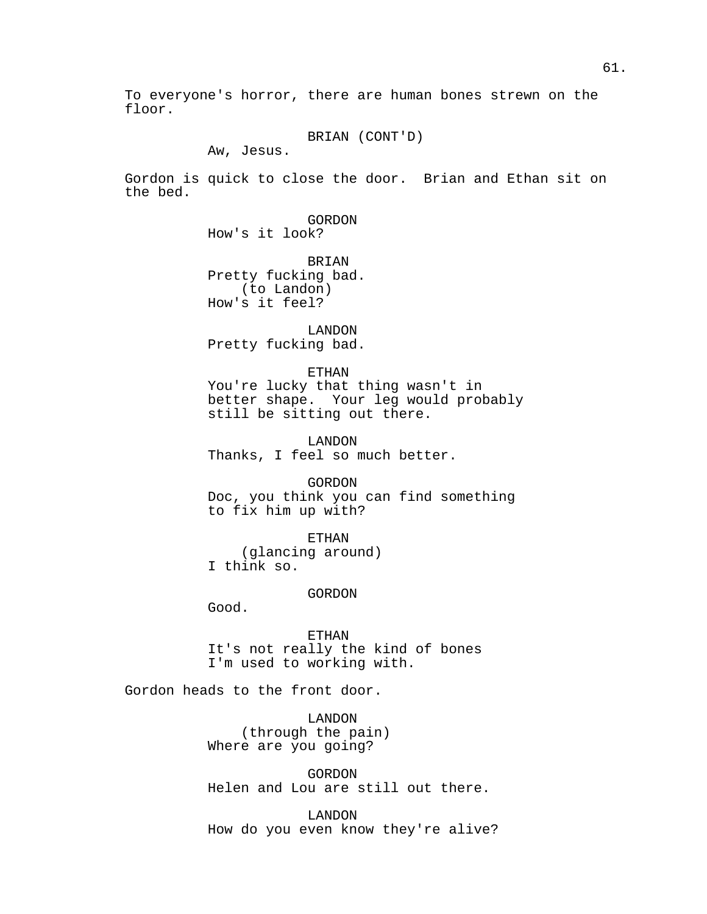To everyone's horror, there are human bones strewn on the floor.

BRIAN (CONT'D)
Aw, Jesus.

Gordon is quick to close the door. Brian and Ethan sit on the bed.

GORDON
How's it look?

BRIAN
Pretty fucking bad.
(to Landon)
How's it feel?

LANDON
Pretty fucking bad.

ETHAN
You're lucky that thing wasn't in better shape. Your leg would probably still be sitting out there.

LANDON
Thanks, I feel so much better.

GORDON
Doc, you think you can find something to fix him up with?

ETHAN
(glancing around)
I think so.

GORDON
Good.

ETHAN
It's not really the kind of bones I'm used to working with.

Gordon heads to the front door.

LANDON
(through the pain)
Where are you going?

GORDON
Helen and Lou are still out there.

LANDON
How do you even know they're alive?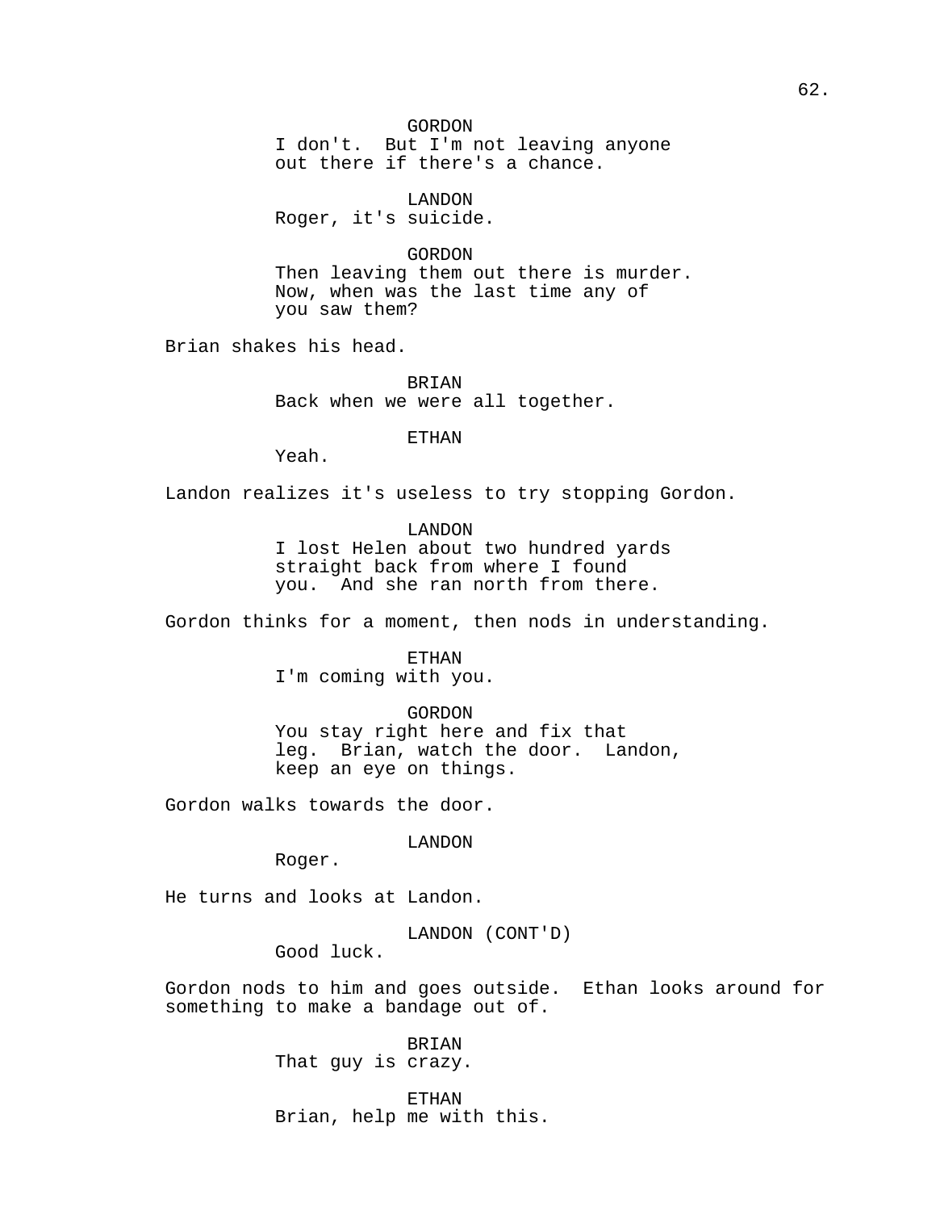GORDON
I don't. But I'm not leaving anyone out there if there's a chance.

LANDON
Roger, it's suicide.

GORDON
Then leaving them out there is murder. Now, when was the last time any of you saw them?

Brian shakes his head.

BRIAN
Back when we were all together.

ETHAN
Yeah.

Landon realizes it's useless to try stopping Gordon.

LANDON
I lost Helen about two hundred yards straight back from where I found you. And she ran north from there.

Gordon thinks for a moment, then nods in understanding.

ETHAN
I'm coming with you.

GORDON
You stay right here and fix that leg. Brian, watch the door. Landon, keep an eye on things.

Gordon walks towards the door.

LANDON
Roger.

He turns and looks at Landon.

LANDON (CONT'D)
Good luck.

Gordon nods to him and goes outside. Ethan looks around for something to make a bandage out of.

BRIAN
That guy is crazy.

ETHAN
Brian, help me with this.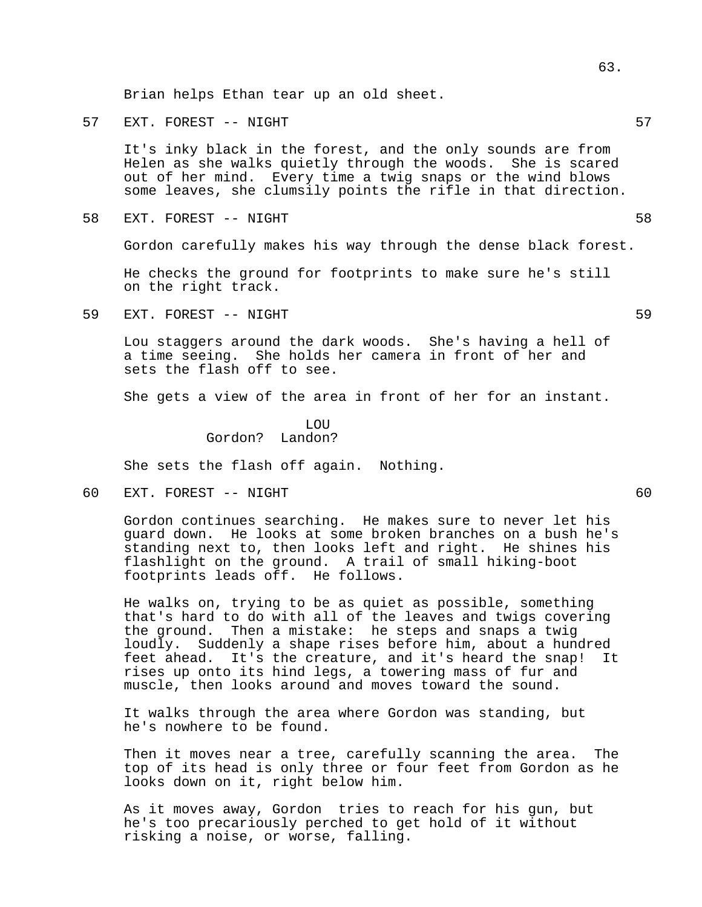Brian helps Ethan tear up an old sheet.

57 EXT. FOREST -- NIGHT 57

It's inky black in the forest, and the only sounds are from Helen as she walks quietly through the woods. She is scared out of her mind. Every time a twig snaps or the wind blows some leaves, she clumsily points the rifle in that direction.

58 EXT. FOREST -- NIGHT 58

Gordon carefully makes his way through the dense black forest.

He checks the ground for footprints to make sure he's still on the right track.

59 EXT. FOREST -- NIGHT 59

Lou staggers around the dark woods. She's having a hell of a time seeing. She holds her camera in front of her and sets the flash off to see.

She gets a view of the area in front of her for an instant.

LOU
Gordon? Landon?

She sets the flash off again. Nothing.

60 EXT. FOREST -- NIGHT 60

Gordon continues searching. He makes sure to never let his guard down. He looks at some broken branches on a bush he's standing next to, then looks left and right. He shines his flashlight on the ground. A trail of small hiking-boot footprints leads off. He follows.

He walks on, trying to be as quiet as possible, something that's hard to do with all of the leaves and twigs covering the ground. Then a mistake: he steps and snaps a twig loudly. Suddenly a shape rises before him, about a hundred feet ahead. It's the creature, and it's heard the snap! It rises up onto its hind legs, a towering mass of fur and muscle, then looks around and moves toward the sound.

It walks through the area where Gordon was standing, but he's nowhere to be found.

Then it moves near a tree, carefully scanning the area. The top of its head is only three or four feet from Gordon as he looks down on it, right below him.

As it moves away, Gordon tries to reach for his gun, but he's too precariously perched to get hold of it without risking a noise, or worse, falling.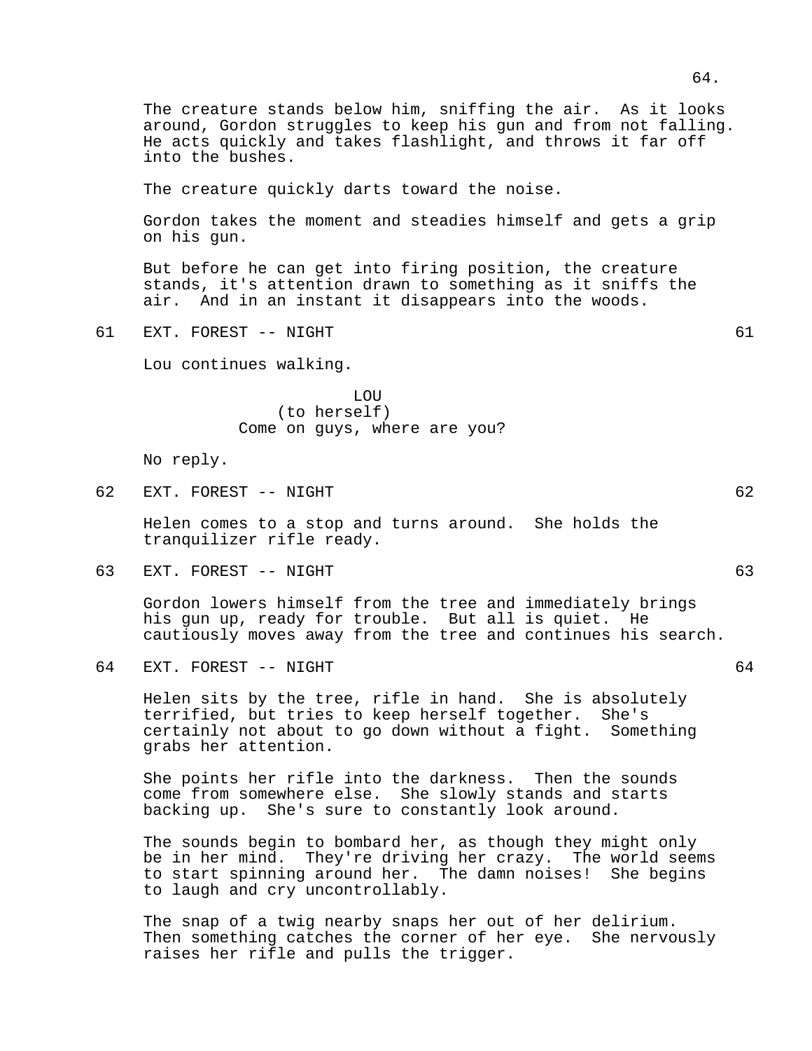The creature stands below him, sniffing the air. As it looks around, Gordon struggles to keep his gun and from not falling. He acts quickly and takes flashlight, and throws it far off into the bushes.

The creature quickly darts toward the noise.

Gordon takes the moment and steadies himself and gets a grip on his gun.

But before he can get into firing position, the creature stands, it's attention drawn to something as it sniffs the air. And in an instant it disappears into the woods.

61 EXT. FOREST -- NIGHT 61

Lou continues walking.

LOU
(to herself)
Come on guys, where are you?

No reply.

62 EXT. FOREST -- NIGHT 62

Helen comes to a stop and turns around. She holds the tranquilizer rifle ready.

63 EXT. FOREST -- NIGHT 63

Gordon lowers himself from the tree and immediately brings his gun up, ready for trouble. But all is quiet. He cautiously moves away from the tree and continues his search.

64 EXT. FOREST -- NIGHT 64

Helen sits by the tree, rifle in hand. She is absolutely terrified, but tries to keep herself together. She's certainly not about to go down without a fight. Something grabs her attention.

She points her rifle into the darkness. Then the sounds come from somewhere else. She slowly stands and starts backing up. She's sure to constantly look around.

The sounds begin to bombard her, as though they might only be in her mind. They're driving her crazy. The world seems to start spinning around her. The damn noises! She begins to laugh and cry uncontrollably.

The snap of a twig nearby snaps her out of her delirium. Then something catches the corner of her eye. She nervously raises her rifle and pulls the trigger.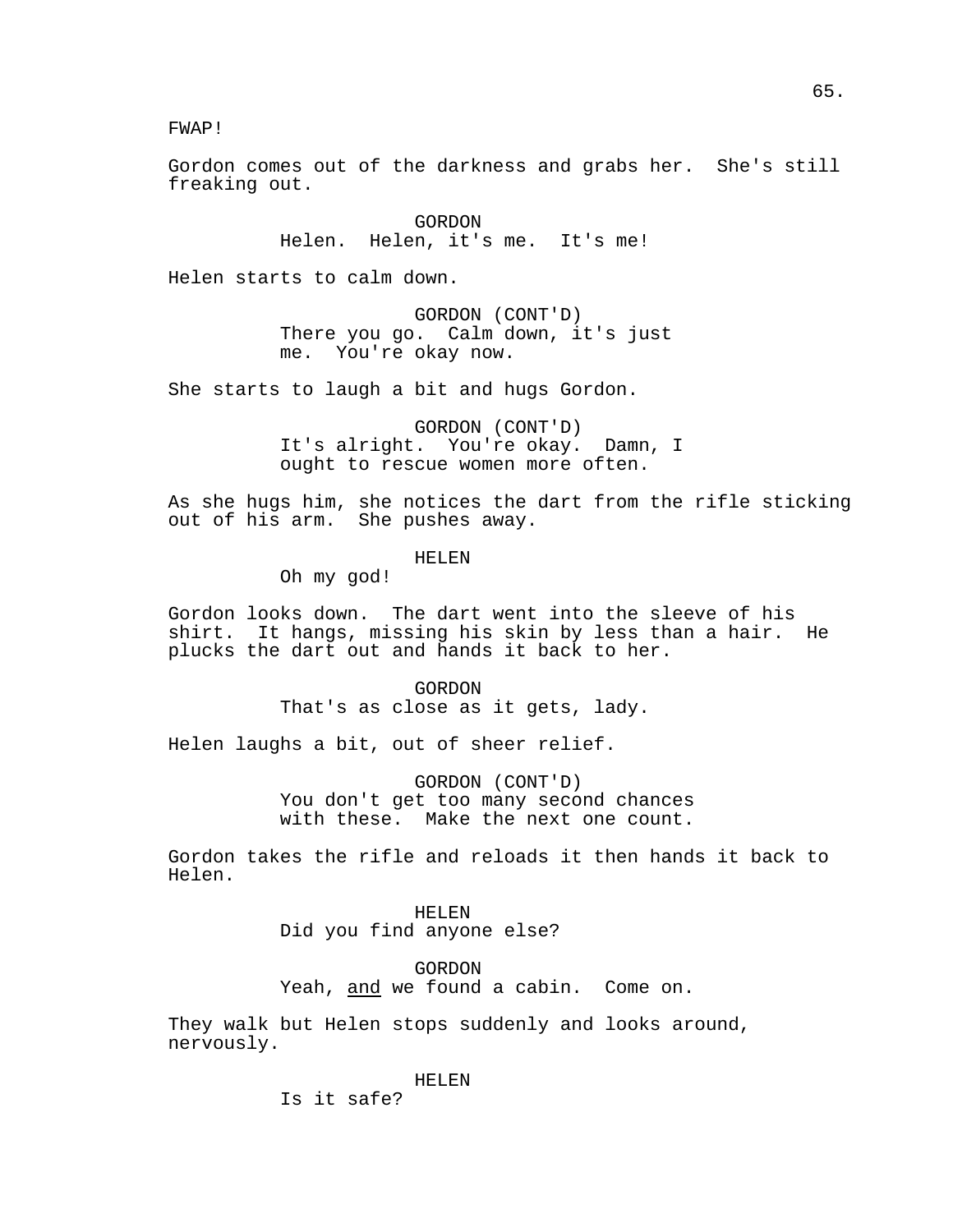FWAP!

Gordon comes out of the darkness and grabs her. She's still freaking out.

GORDON
Helen. Helen, it's me. It's me!

Helen starts to calm down.

GORDON (CONT'D)
There you go. Calm down, it's just me. You're okay now.

She starts to laugh a bit and hugs Gordon.

GORDON (CONT'D)
It's alright. You're okay. Damn, I ought to rescue women more often.

As she hugs him, she notices the dart from the rifle sticking out of his arm. She pushes away.

HELEN
Oh my god!

Gordon looks down. The dart went into the sleeve of his shirt. It hangs, missing his skin by less than a hair. He plucks the dart out and hands it back to her.

GORDON
That's as close as it gets, lady.

Helen laughs a bit, out of sheer relief.

GORDON (CONT'D)
You don't get too many second chances with these. Make the next one count.

Gordon takes the rifle and reloads it then hands it back to Helen.

HELEN
Did you find anyone else?

GORDON
Yeah, <u>and</u> we found a cabin. Come on.

They walk but Helen stops suddenly and looks around, nervously.

HELEN
Is it safe?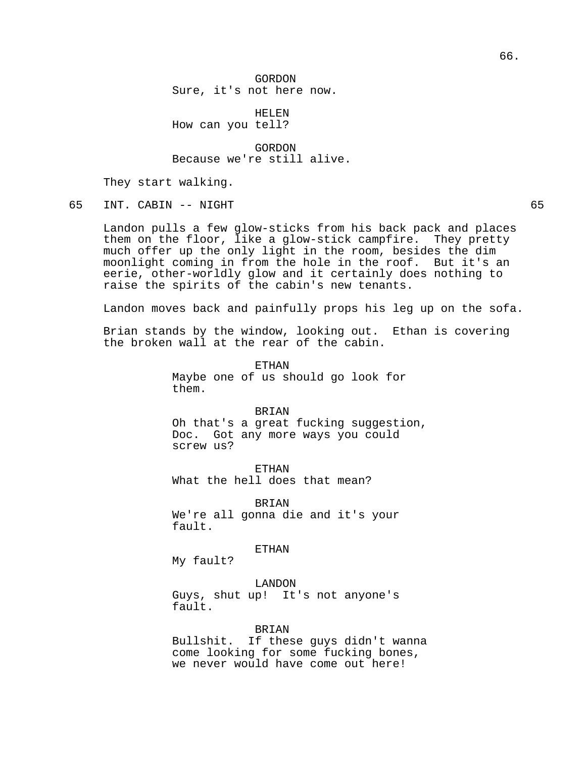GORDON
Sure, it's not here now.

HELEN
How can you tell?

GORDON
Because we're still alive.

They start walking.

65 INT. CABIN -- NIGHT 65

Landon pulls a few glow-sticks from his back pack and places them on the floor, like a glow-stick campfire. They pretty much offer up the only light in the room, besides the dim moonlight coming in from the hole in the roof. But it's an eerie, other-worldly glow and it certainly does nothing to raise the spirits of the cabin's new tenants.

Landon moves back and painfully props his leg up on the sofa.

Brian stands by the window, looking out. Ethan is covering the broken wall at the rear of the cabin.

ETHAN
Maybe one of us should go look for them.

BRIAN
Oh that's a great fucking suggestion, Doc. Got any more ways you could screw us?

ETHAN
What the hell does that mean?

BRIAN
We're all gonna die and it's your fault.

ETHAN
My fault?

LANDON
Guys, shut up! It's not anyone's fault.

BRIAN
Bullshit. If these guys didn't wanna come looking for some fucking bones, we never would have come out here!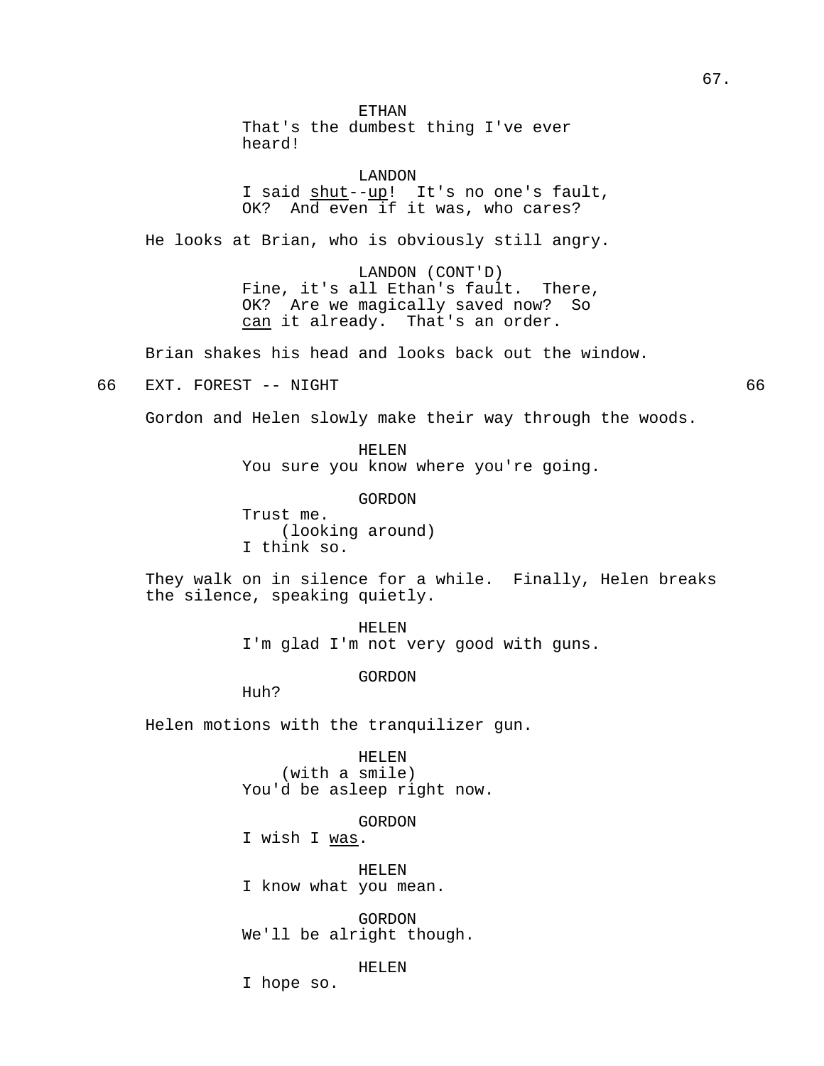ETHAN
That's the dumbest thing I've ever heard!

LANDON
I said _shut_--_up_! It's no one's fault, OK? And even if it was, who cares?

He looks at Brian, who is obviously still angry.

LANDON (CONT'D)
Fine, it's all Ethan's fault. There, OK? Are we magically saved now? So _can_ it already. That's an order.

Brian shakes his head and looks back out the window.

66 EXT. FOREST -- NIGHT 66

Gordon and Helen slowly make their way through the woods.

HELEN
You sure you know where you're going.

GORDON
Trust me.
(looking around)
I think so.

They walk on in silence for a while. Finally, Helen breaks the silence, speaking quietly.

HELEN
I'm glad I'm not very good with guns.

GORDON
Huh?

Helen motions with the tranquilizer gun.

HELEN
(with a smile)
You'd be asleep right now.

GORDON
I wish I _was_.

HELEN
I know what you mean.

GORDON
We'll be alright though.

HELEN
I hope so.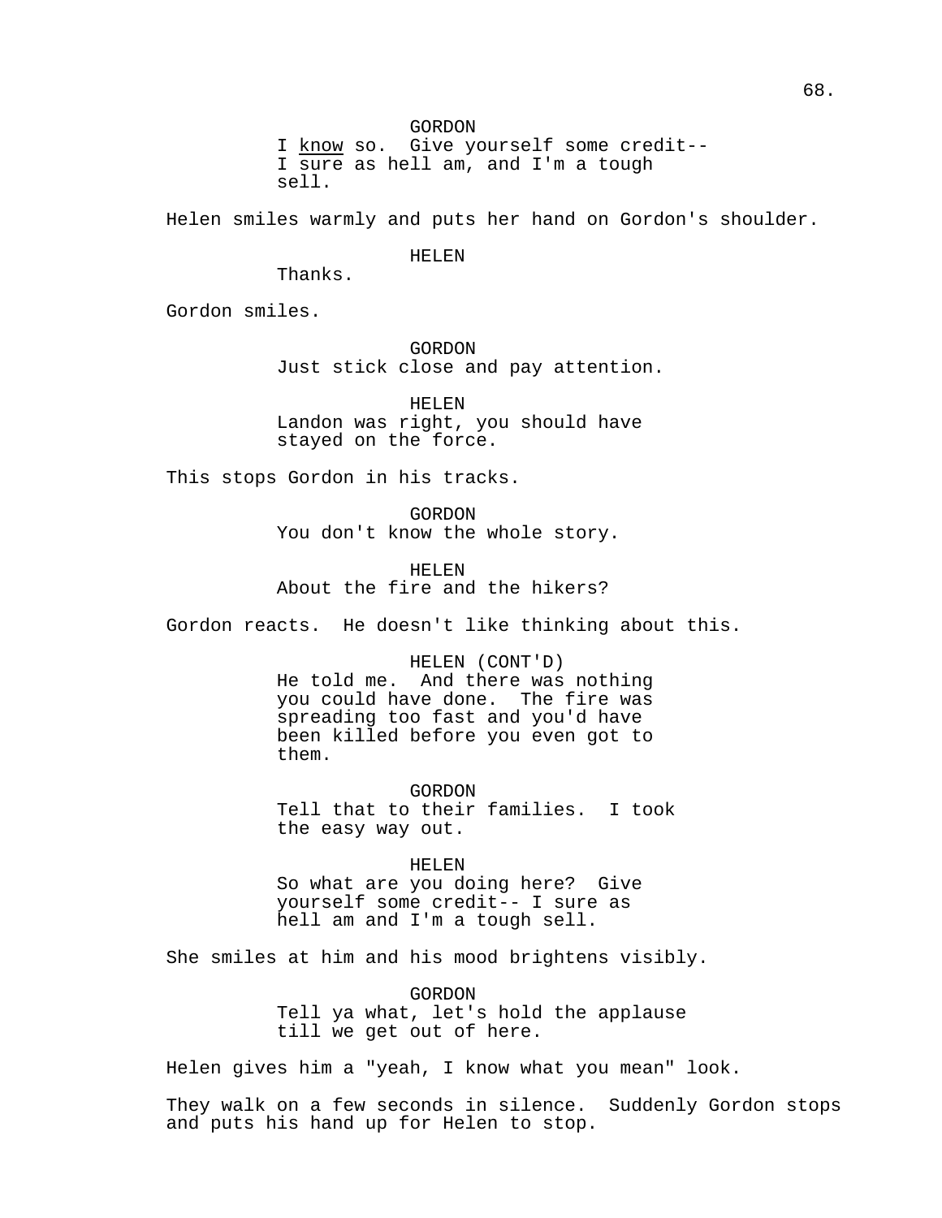GORDON
I _know_ so. Give yourself some credit--
I sure as hell am, and I'm a tough
sell.

Helen smiles warmly and puts her hand on Gordon's shoulder.

HELEN
Thanks.

Gordon smiles.

GORDON
Just stick close and pay attention.

HELEN
Landon was right, you should have
stayed on the force.

This stops Gordon in his tracks.

GORDON
You don't know the whole story.

HELEN
About the fire and the hikers?

Gordon reacts. He doesn't like thinking about this.

HELEN (CONT'D)
He told me. And there was nothing
you could have done. The fire was
spreading too fast and you'd have
been killed before you even got to
them.

GORDON
Tell that to their families. I took
the easy way out.

HELEN
So what are you doing here? Give
yourself some credit-- I sure as
hell am and I'm a tough sell.

She smiles at him and his mood brightens visibly.

GORDON
Tell ya what, let's hold the applause
till we get out of here.

Helen gives him a "yeah, I know what you mean" look.

They walk on a few seconds in silence. Suddenly Gordon stops
and puts his hand up for Helen to stop.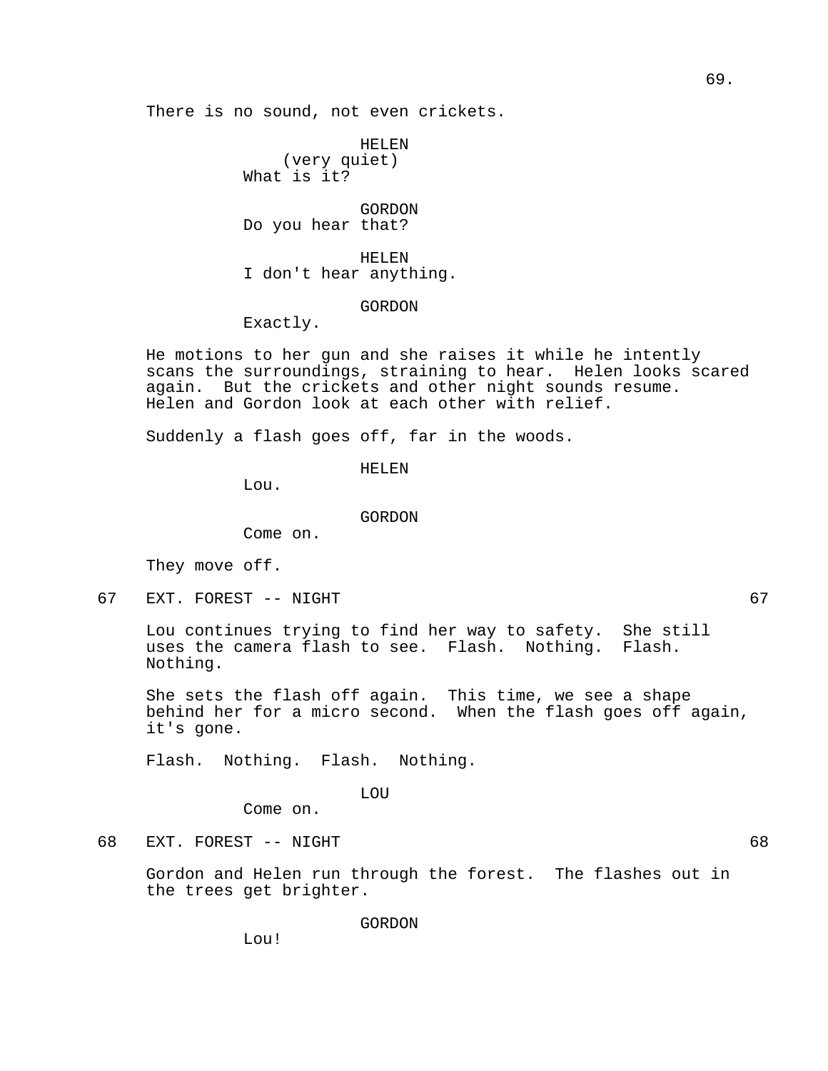There is no sound, not even crickets.

HELEN
(very quiet)
What is it?

GORDON
Do you hear that?

HELEN
I don't hear anything.

GORDON
Exactly.

He motions to her gun and she raises it while he intently scans the surroundings, straining to hear. Helen looks scared again. But the crickets and other night sounds resume. Helen and Gordon look at each other with relief.

Suddenly a flash goes off, far in the woods.

HELEN
Lou.

GORDON
Come on.

They move off.

67 EXT. FOREST -- NIGHT 67

Lou continues trying to find her way to safety. She still uses the camera flash to see. Flash. Nothing. Flash. Nothing.

She sets the flash off again. This time, we see a shape behind her for a micro second. When the flash goes off again, it's gone.

Flash. Nothing. Flash. Nothing.

LOU
Come on.

68 EXT. FOREST -- NIGHT 68

Gordon and Helen run through the forest. The flashes out in the trees get brighter.

GORDON
Lou!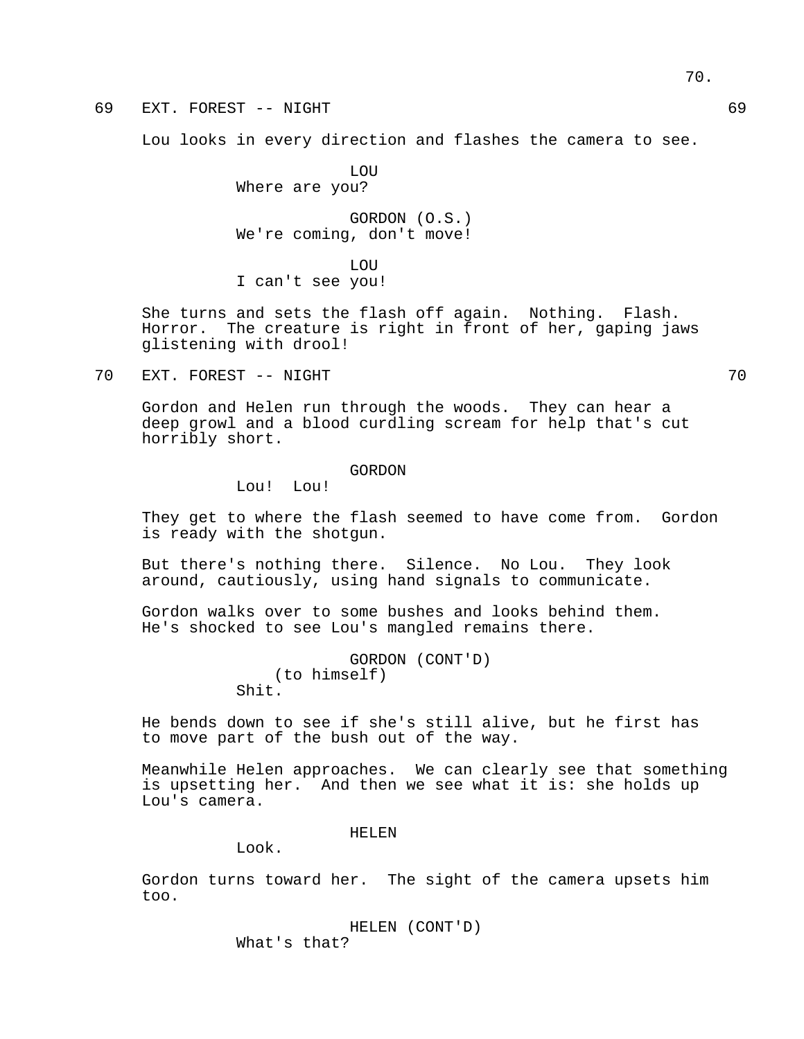69 EXT. FOREST -- NIGHT 69

Lou looks in every direction and flashes the camera to see.

LOU
Where are you?

GORDON (O.S.)
We're coming, don't move!

LOU
I can't see you!

She turns and sets the flash off again. Nothing. Flash. Horror. The creature is right in front of her, gaping jaws glistening with drool!

70 EXT. FOREST -- NIGHT 70

Gordon and Helen run through the woods. They can hear a deep growl and a blood curdling scream for help that's cut horribly short.

GORDON
Lou! Lou!

They get to where the flash seemed to have come from. Gordon is ready with the shotgun.

But there's nothing there. Silence. No Lou. They look around, cautiously, using hand signals to communicate.

Gordon walks over to some bushes and looks behind them. He's shocked to see Lou's mangled remains there.

GORDON (CONT'D)
(to himself)
Shit.

He bends down to see if she's still alive, but he first has to move part of the bush out of the way.

Meanwhile Helen approaches. We can clearly see that something is upsetting her. And then we see what it is: she holds up Lou's camera.

HELEN
Look.

Gordon turns toward her. The sight of the camera upsets him too.

HELEN (CONT'D)
What's that?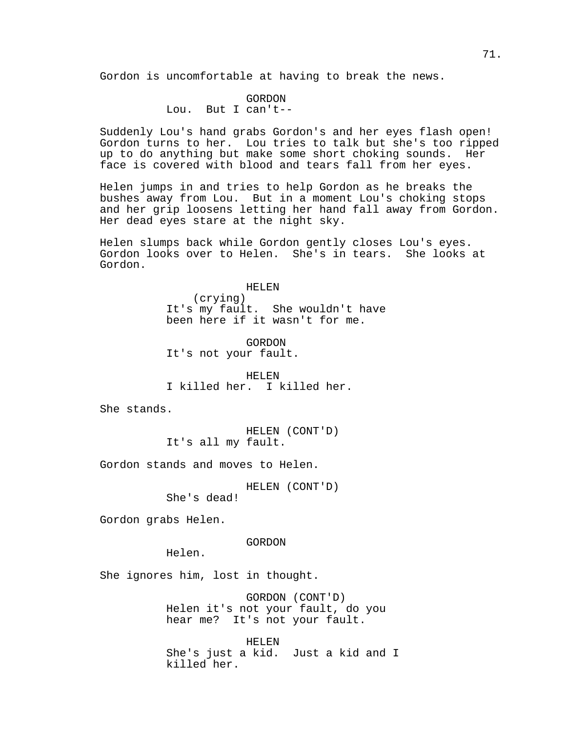Gordon is uncomfortable at having to break the news.

GORDON
Lou.  But I can't--

Suddenly Lou's hand grabs Gordon's and her eyes flash open! Gordon turns to her.  Lou tries to talk but she's too ripped up to do anything but make some short choking sounds.  Her face is covered with blood and tears fall from her eyes.

Helen jumps in and tries to help Gordon as he breaks the bushes away from Lou.  But in a moment Lou's choking stops and her grip loosens letting her hand fall away from Gordon. Her dead eyes stare at the night sky.

Helen slumps back while Gordon gently closes Lou's eyes. Gordon looks over to Helen.  She's in tears.  She looks at Gordon.

HELEN
(crying)
It's my fault.  She wouldn't have been here if it wasn't for me.

GORDON
It's not your fault.

HELEN
I killed her.  I killed her.

She stands.

HELEN (CONT'D)
It's all my fault.

Gordon stands and moves to Helen.

HELEN (CONT'D)
She's dead!

Gordon grabs Helen.

GORDON
Helen.

She ignores him, lost in thought.

GORDON (CONT'D)
Helen it's not your fault, do you hear me?  It's not your fault.

HELEN
She's just a kid.  Just a kid and I killed her.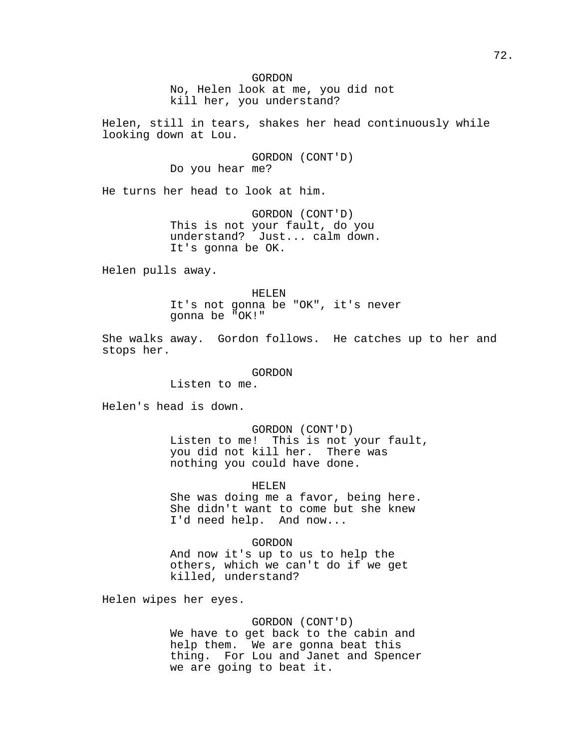GORDON
No, Helen look at me, you did not kill her, you understand?

Helen, still in tears, shakes her head continuously while looking down at Lou.

GORDON (CONT'D)
Do you hear me?

He turns her head to look at him.

GORDON (CONT'D)
This is not your fault, do you understand? Just... calm down. It's gonna be OK.

Helen pulls away.

HELEN
It's not gonna be "OK", it's never gonna be "OK!"

She walks away. Gordon follows. He catches up to her and stops her.

GORDON
Listen to me.

Helen's head is down.

GORDON (CONT'D)
Listen to me! This is not your fault, you did not kill her. There was nothing you could have done.

HELEN
She was doing me a favor, being here. She didn't want to come but she knew I'd need help. And now...

GORDON
And now it's up to us to help the others, which we can't do if we get killed, understand?

Helen wipes her eyes.

GORDON (CONT'D)
We have to get back to the cabin and help them. We are gonna beat this thing. For Lou and Janet and Spencer we are going to beat it.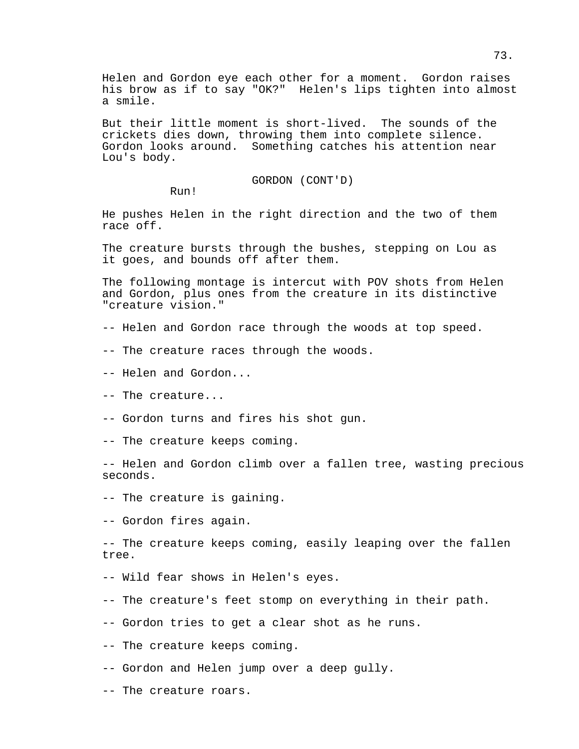Helen and Gordon eye each other for a moment. Gordon raises his brow as if to say "OK?" Helen's lips tighten into almost a smile.

But their little moment is short-lived. The sounds of the crickets dies down, throwing them into complete silence. Gordon looks around. Something catches his attention near Lou's body.

GORDON (CONT'D)
Run!

He pushes Helen in the right direction and the two of them race off.

The creature bursts through the bushes, stepping on Lou as it goes, and bounds off after them.

The following montage is intercut with POV shots from Helen and Gordon, plus ones from the creature in its distinctive "creature vision."

-- Helen and Gordon race through the woods at top speed.

-- The creature races through the woods.

-- Helen and Gordon...

-- The creature...

-- Gordon turns and fires his shot gun.

-- The creature keeps coming.

-- Helen and Gordon climb over a fallen tree, wasting precious seconds.

-- The creature is gaining.

-- Gordon fires again.

-- The creature keeps coming, easily leaping over the fallen tree.

-- Wild fear shows in Helen's eyes.

-- The creature's feet stomp on everything in their path.

-- Gordon tries to get a clear shot as he runs.

-- The creature keeps coming.

-- Gordon and Helen jump over a deep gully.

-- The creature roars.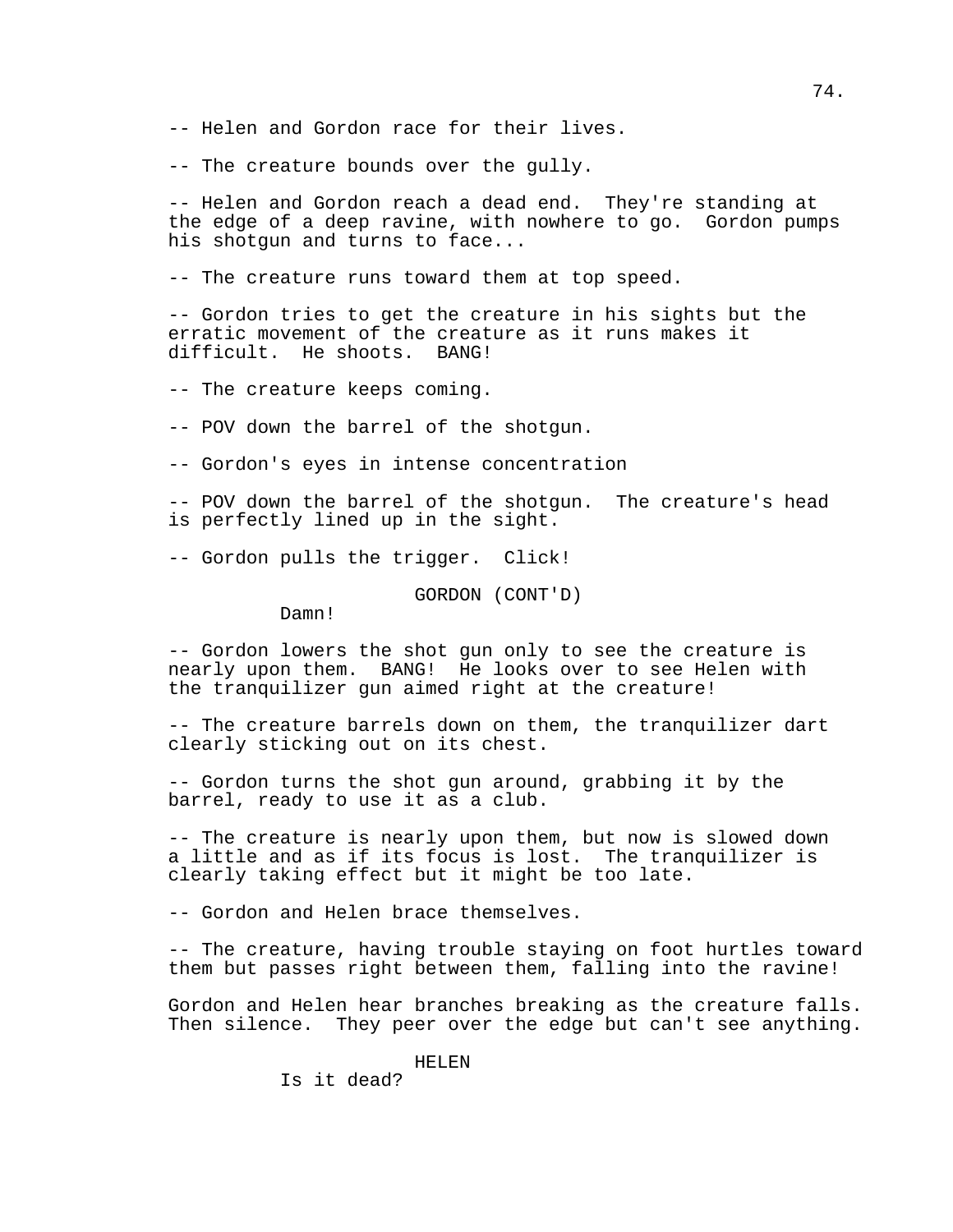-- Helen and Gordon race for their lives.

-- The creature bounds over the gully.

-- Helen and Gordon reach a dead end. They're standing at the edge of a deep ravine, with nowhere to go. Gordon pumps his shotgun and turns to face...

-- The creature runs toward them at top speed.

-- Gordon tries to get the creature in his sights but the erratic movement of the creature as it runs makes it difficult. He shoots. BANG!

-- The creature keeps coming.

-- POV down the barrel of the shotgun.

-- Gordon's eyes in intense concentration

-- POV down the barrel of the shotgun. The creature's head is perfectly lined up in the sight.

-- Gordon pulls the trigger. Click!

GORDON (CONT'D)
Damn!

-- Gordon lowers the shot gun only to see the creature is nearly upon them. BANG! He looks over to see Helen with the tranquilizer gun aimed right at the creature!

-- The creature barrels down on them, the tranquilizer dart clearly sticking out on its chest.

-- Gordon turns the shot gun around, grabbing it by the barrel, ready to use it as a club.

-- The creature is nearly upon them, but now is slowed down a little and as if its focus is lost. The tranquilizer is clearly taking effect but it might be too late.

-- Gordon and Helen brace themselves.

-- The creature, having trouble staying on foot hurtles toward them but passes right between them, falling into the ravine!

Gordon and Helen hear branches breaking as the creature falls. Then silence. They peer over the edge but can't see anything.

HELEN
Is it dead?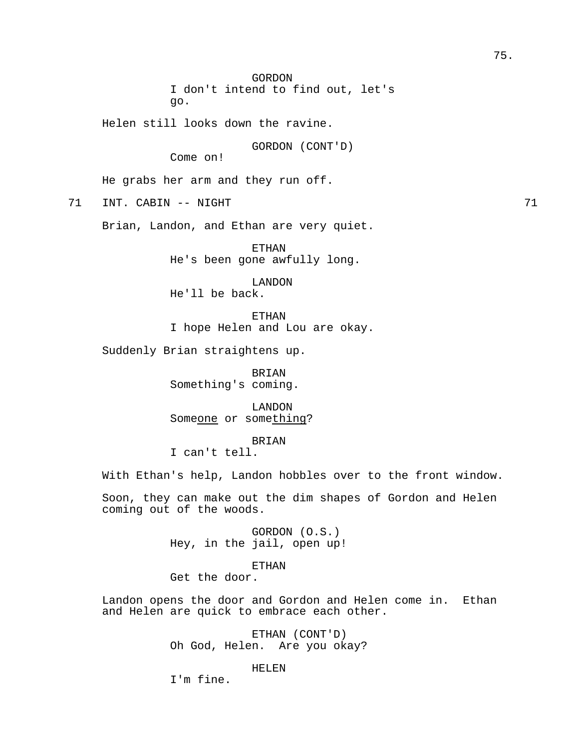GORDON
I don't intend to find out, let's go.

Helen still looks down the ravine.

GORDON (CONT'D)
Come on!

He grabs her arm and they run off.

## 71 INT. CABIN -- NIGHT 71

Brian, Landon, and Ethan are very quiet.

ETHAN
He's been gone awfully long.

LANDON
He'll be back.

ETHAN
I hope Helen and Lou are okay.

Suddenly Brian straightens up.

BRIAN
Something's coming.

LANDON
Some<u>one</u> or some<u>thing</u>?

BRIAN
I can't tell.

With Ethan's help, Landon hobbles over to the front window.

Soon, they can make out the dim shapes of Gordon and Helen coming out of the woods.

GORDON (O.S.)
Hey, in the jail, open up!

ETHAN
Get the door.

Landon opens the door and Gordon and Helen come in. Ethan and Helen are quick to embrace each other.

ETHAN (CONT'D)
Oh God, Helen. Are you okay?

HELEN
I'm fine.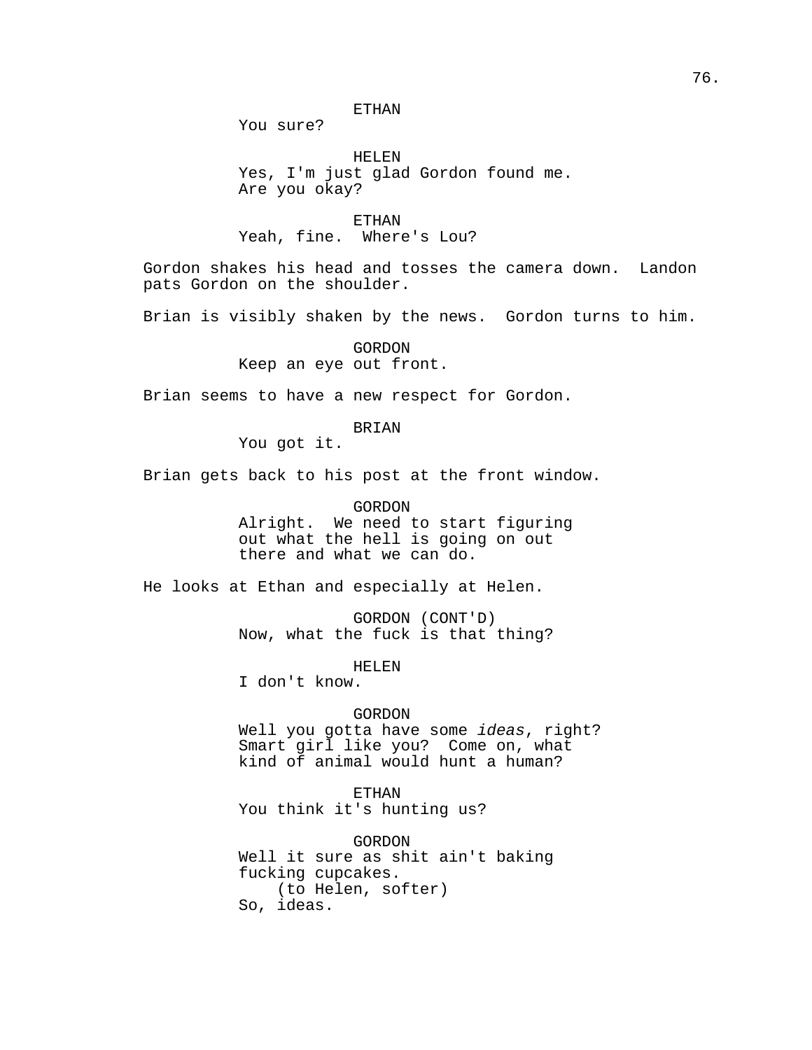ETHAN
You sure?

HELEN
Yes, I'm just glad Gordon found me.
Are you okay?

ETHAN
Yeah, fine. Where's Lou?

Gordon shakes his head and tosses the camera down. Landon pats Gordon on the shoulder.

Brian is visibly shaken by the news. Gordon turns to him.

GORDON
Keep an eye out front.

Brian seems to have a new respect for Gordon.

BRIAN
You got it.

Brian gets back to his post at the front window.

GORDON
Alright. We need to start figuring out what the hell is going on out there and what we can do.

He looks at Ethan and especially at Helen.

GORDON (CONT'D)
Now, what the fuck is that thing?

HELEN
I don't know.

GORDON
Well you gotta have some *ideas*, right? Smart girl like you? Come on, what kind of animal would hunt a human?

ETHAN
You think it's hunting us?

GORDON
Well it sure as shit ain't baking fucking cupcakes.
(to Helen, softer)
So, ideas.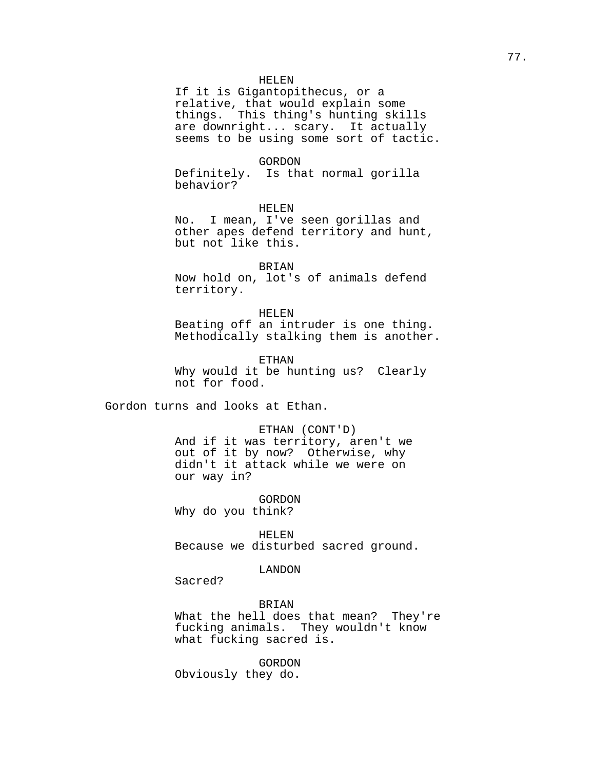HELEN
If it is Gigantopithecus, or a relative, that would explain some things. This thing's hunting skills are downright... scary. It actually seems to be using some sort of tactic.

GORDON
Definitely. Is that normal gorilla behavior?

HELEN
No. I mean, I've seen gorillas and other apes defend territory and hunt, but not like this.

BRIAN
Now hold on, lot's of animals defend territory.

HELEN
Beating off an intruder is one thing. Methodically stalking them is another.

ETHAN
Why would it be hunting us? Clearly not for food.

Gordon turns and looks at Ethan.

ETHAN (CONT'D)
And if it was territory, aren't we out of it by now? Otherwise, why didn't it attack while we were on our way in?

GORDON
Why do you think?

HELEN
Because we disturbed sacred ground.

LANDON
Sacred?

BRIAN
What the hell does that mean? They're fucking animals. They wouldn't know what fucking sacred is.

GORDON
Obviously they do.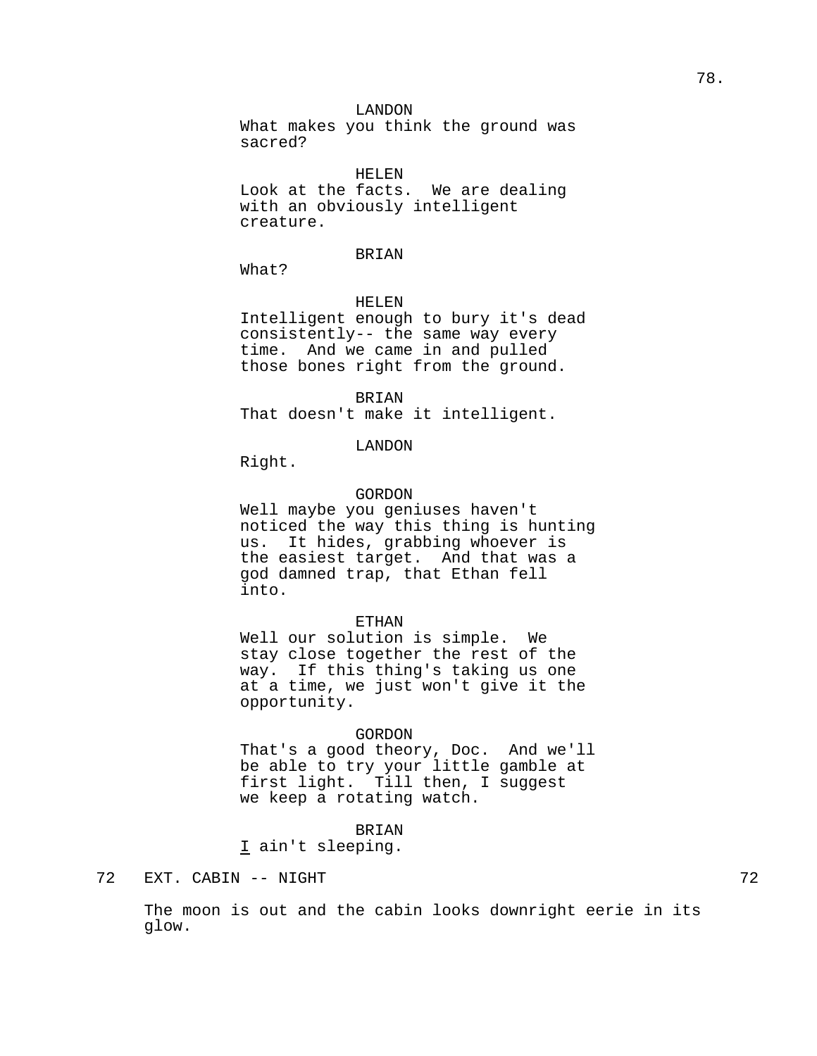LANDON
What makes you think the ground was sacred?

HELEN
Look at the facts. We are dealing with an obviously intelligent creature.

BRIAN
What?

HELEN
Intelligent enough to bury it's dead consistently-- the same way every time. And we came in and pulled those bones right from the ground.

BRIAN
That doesn't make it intelligent.

LANDON
Right.

GORDON
Well maybe you geniuses haven't noticed the way this thing is hunting us. It hides, grabbing whoever is the easiest target. And that was a god damned trap, that Ethan fell into.

ETHAN
Well our solution is simple. We stay close together the rest of the way. If this thing's taking us one at a time, we just won't give it the opportunity.

GORDON
That's a good theory, Doc. And we'll be able to try your little gamble at first light. Till then, I suggest we keep a rotating watch.

BRIAN
_I_ ain't sleeping.

72 EXT. CABIN -- NIGHT 72

The moon is out and the cabin looks downright eerie in its glow.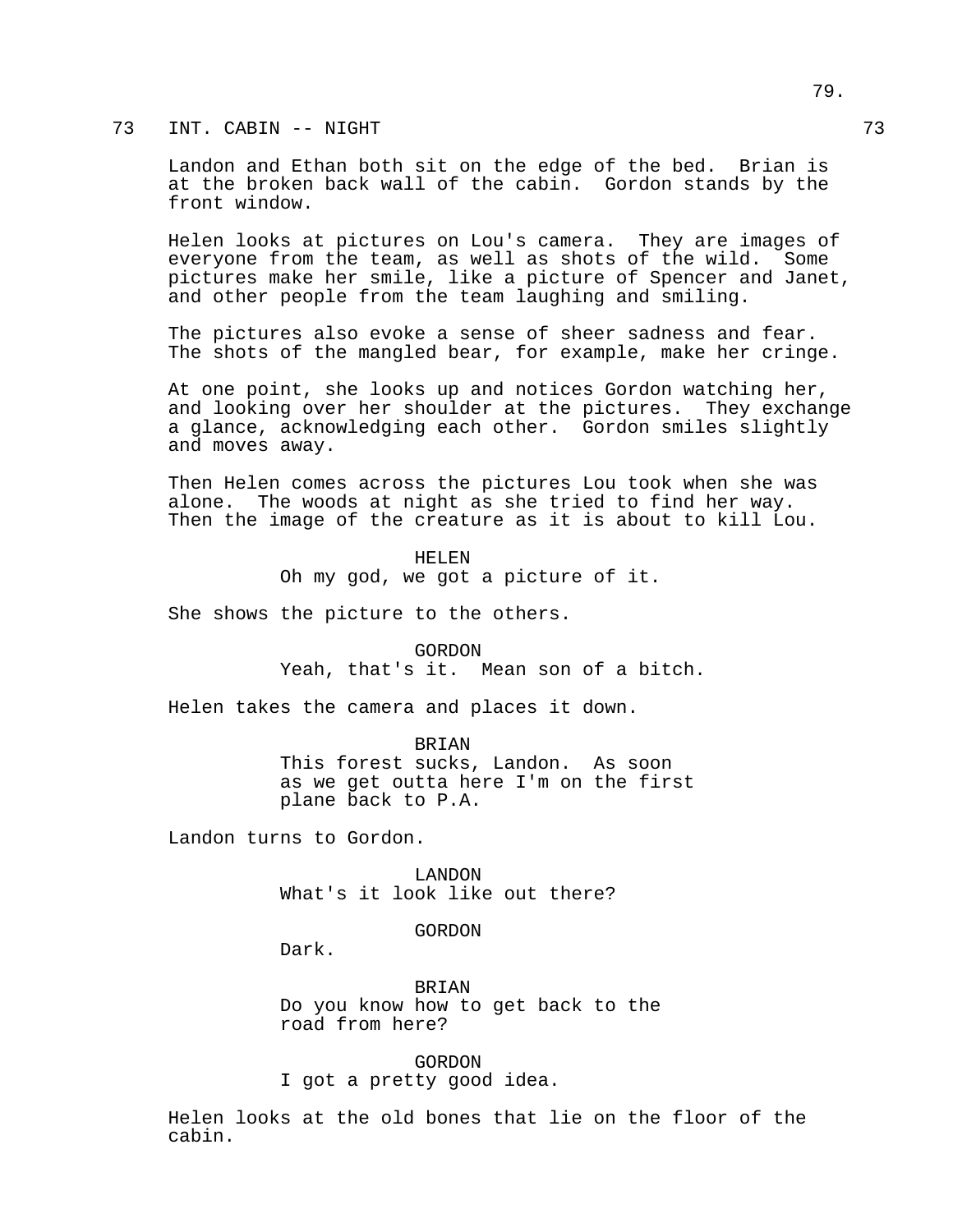73 INT. CABIN -- NIGHT 73

Landon and Ethan both sit on the edge of the bed. Brian is at the broken back wall of the cabin. Gordon stands by the front window.

Helen looks at pictures on Lou's camera. They are images of everyone from the team, as well as shots of the wild. Some pictures make her smile, like a picture of Spencer and Janet, and other people from the team laughing and smiling.

The pictures also evoke a sense of sheer sadness and fear. The shots of the mangled bear, for example, make her cringe.

At one point, she looks up and notices Gordon watching her, and looking over her shoulder at the pictures. They exchange a glance, acknowledging each other. Gordon smiles slightly and moves away.

Then Helen comes across the pictures Lou took when she was alone. The woods at night as she tried to find her way. Then the image of the creature as it is about to kill Lou.

HELEN
Oh my god, we got a picture of it.

She shows the picture to the others.

GORDON
Yeah, that's it. Mean son of a bitch.

Helen takes the camera and places it down.

BRIAN
This forest sucks, Landon. As soon as we get outta here I'm on the first plane back to P.A.

Landon turns to Gordon.

LANDON
What's it look like out there?

GORDON
Dark.

BRIAN
Do you know how to get back to the road from here?

GORDON
I got a pretty good idea.

Helen looks at the old bones that lie on the floor of the cabin.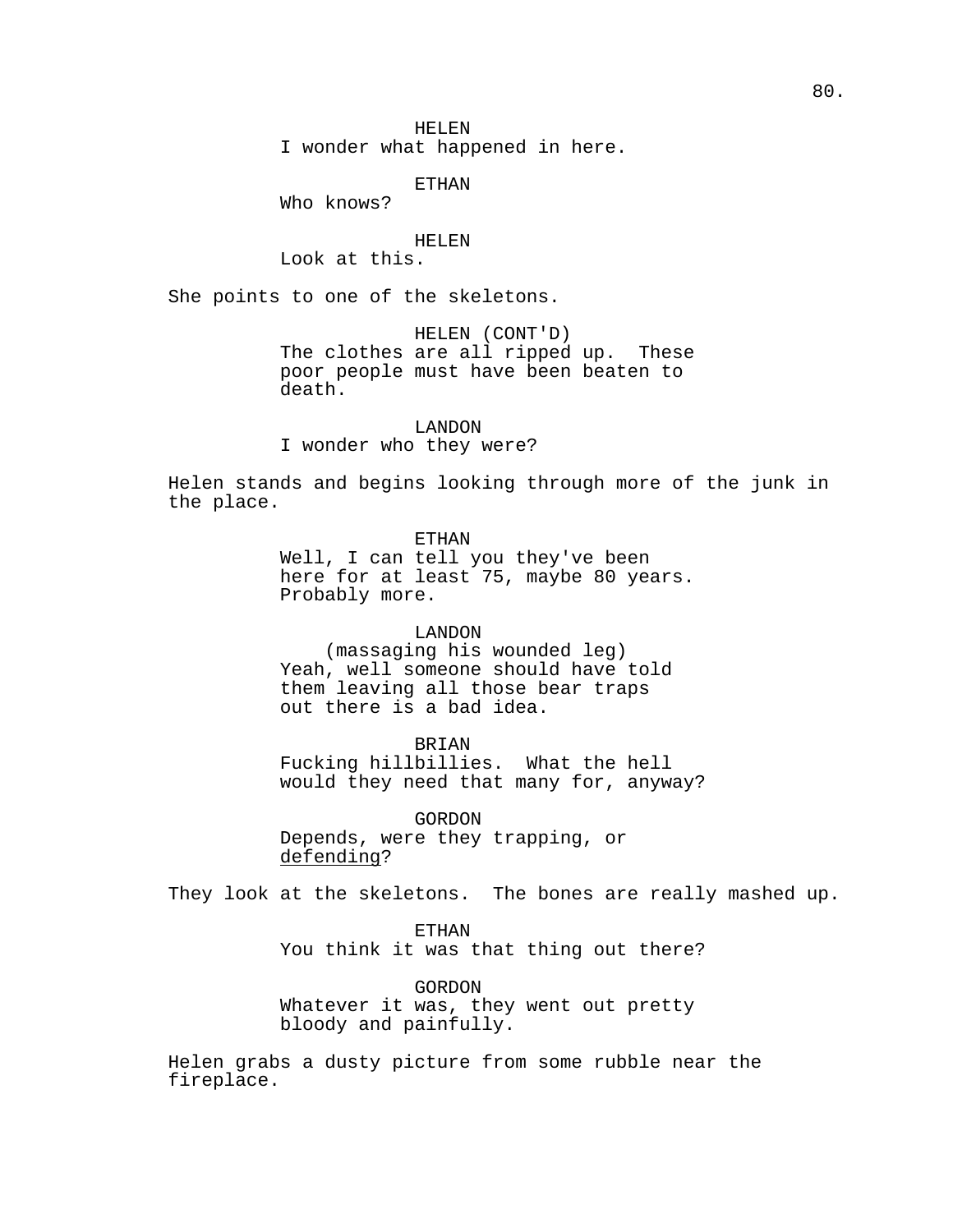HELEN
I wonder what happened in here.

ETHAN
Who knows?

HELEN
Look at this.

She points to one of the skeletons.

HELEN (CONT'D)
The clothes are all ripped up. These poor people must have been beaten to death.

LANDON
I wonder who they were?

Helen stands and begins looking through more of the junk in the place.

ETHAN
Well, I can tell you they've been here for at least 75, maybe 80 years. Probably more.

LANDON
(massaging his wounded leg)
Yeah, well someone should have told them leaving all those bear traps out there is a bad idea.

BRIAN
Fucking hillbillies. What the hell would they need that many for, anyway?

GORDON
Depends, were they trapping, or <u>defending</u>?

They look at the skeletons. The bones are really mashed up.

ETHAN
You think it was that thing out there?

GORDON
Whatever it was, they went out pretty bloody and painfully.

Helen grabs a dusty picture from some rubble near the fireplace.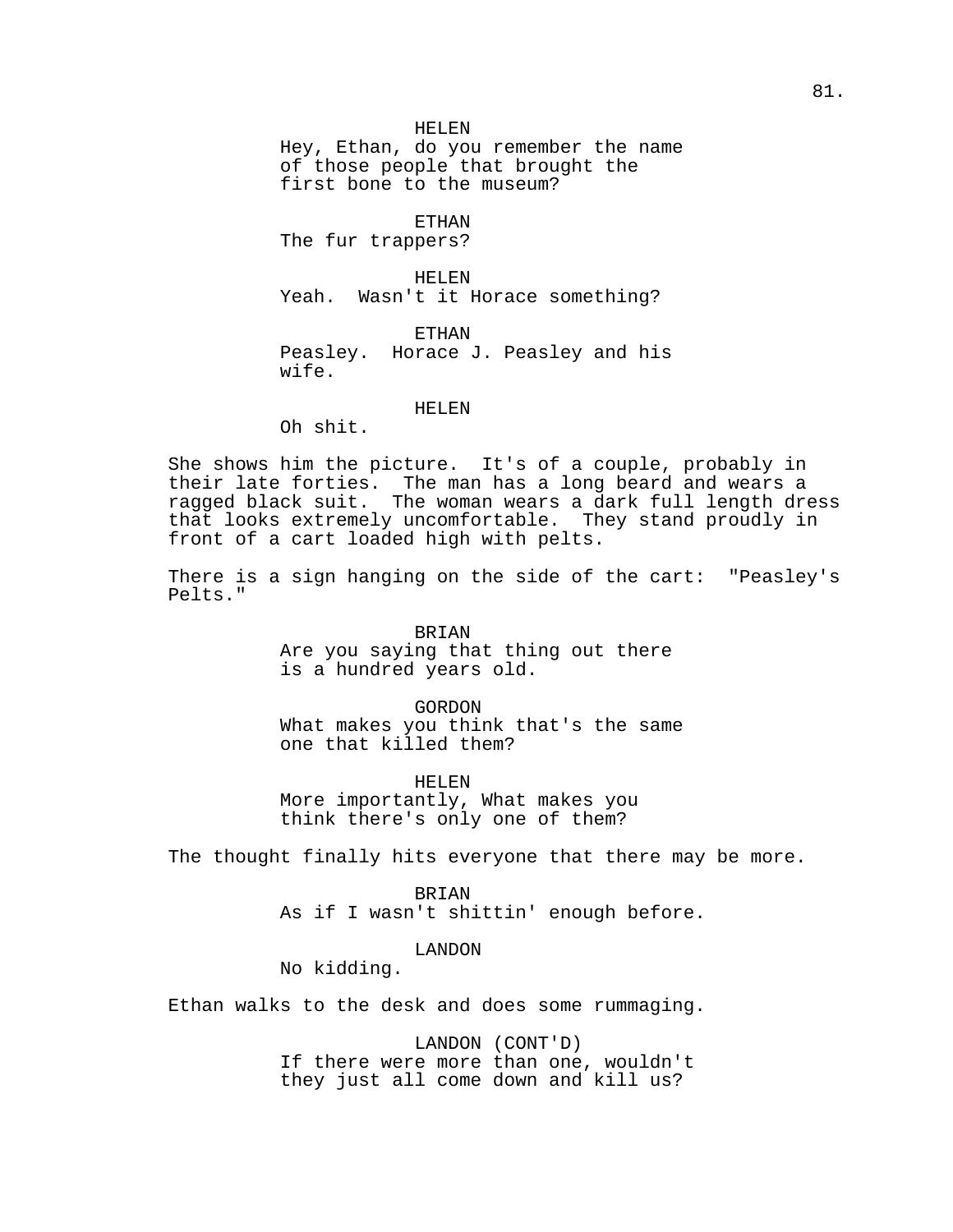HELEN
Hey, Ethan, do you remember the name of those people that brought the first bone to the museum?

ETHAN
The fur trappers?

HELEN
Yeah. Wasn't it Horace something?

ETHAN
Peasley. Horace J. Peasley and his wife.

HELEN
Oh shit.

She shows him the picture. It's of a couple, probably in their late forties. The man has a long beard and wears a ragged black suit. The woman wears a dark full length dress that looks extremely uncomfortable. They stand proudly in front of a cart loaded high with pelts.

There is a sign hanging on the side of the cart: "Peasley's Pelts."

BRIAN
Are you saying that thing out there is a hundred years old.

GORDON
What makes you think that's the same one that killed them?

HELEN
More importantly, What makes you think there's only one of them?

The thought finally hits everyone that there may be more.

BRIAN
As if I wasn't shittin' enough before.

LANDON
No kidding.

Ethan walks to the desk and does some rummaging.

LANDON (CONT'D)
If there were more than one, wouldn't they just all come down and kill us?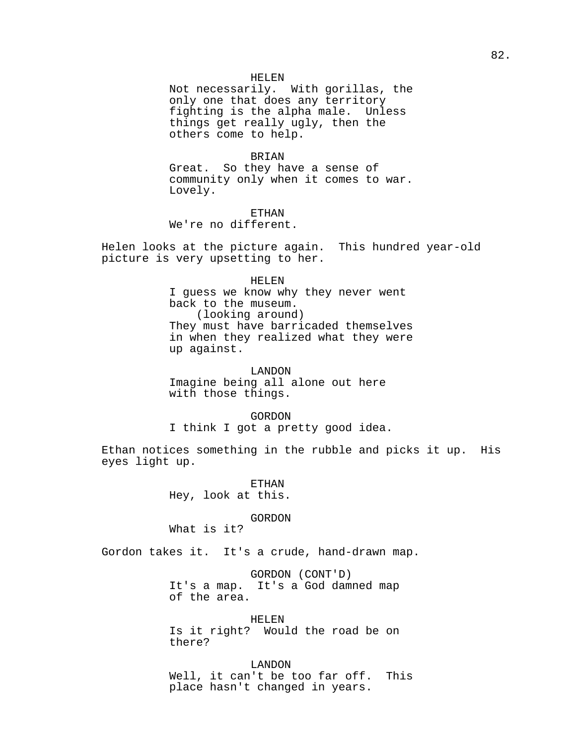HELEN
Not necessarily. With gorillas, the only one that does any territory fighting is the alpha male. Unless things get really ugly, then the others come to help.

BRIAN
Great. So they have a sense of community only when it comes to war. Lovely.

ETHAN
We're no different.

Helen looks at the picture again. This hundred year-old picture is very upsetting to her.

HELEN
I guess we know why they never went back to the museum.
(looking around)
They must have barricaded themselves in when they realized what they were up against.

LANDON
Imagine being all alone out here with those things.

GORDON
I think I got a pretty good idea.

Ethan notices something in the rubble and picks it up. His eyes light up.

ETHAN
Hey, look at this.

GORDON
What is it?

Gordon takes it. It's a crude, hand-drawn map.

GORDON (CONT'D)
It's a map. It's a God damned map of the area.

HELEN
Is it right? Would the road be on there?

LANDON
Well, it can't be too far off. This place hasn't changed in years.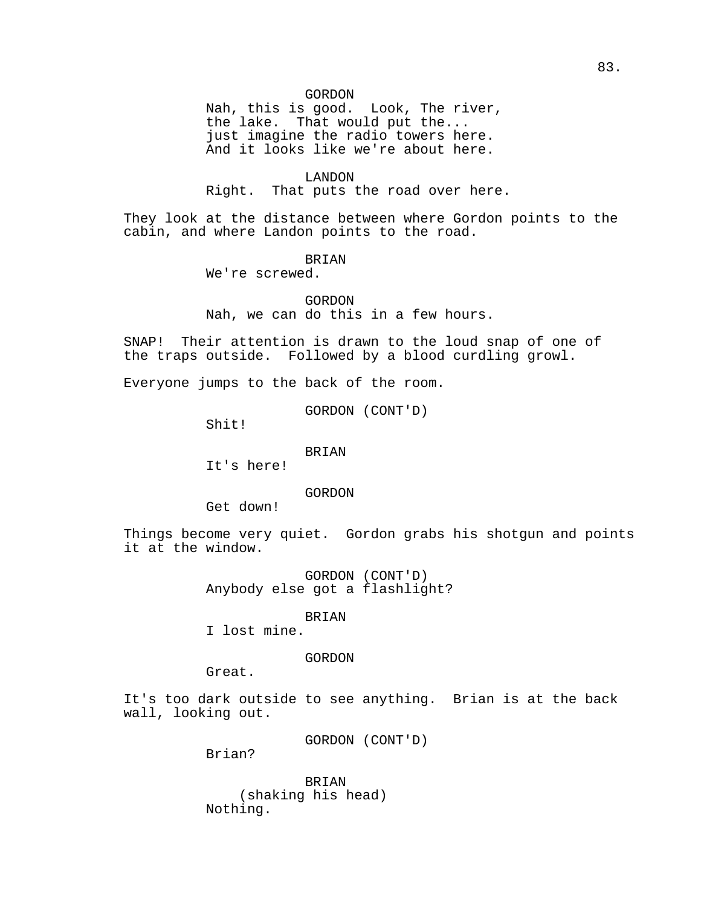GORDON

Nah, this is good.  Look, The river, the lake.  That would put the... just imagine the radio towers here. And it looks like we're about here.

LANDON

Right.  That puts the road over here.

They look at the distance between where Gordon points to the cabin, and where Landon points to the road.

BRIAN

We're screwed.

GORDON

Nah, we can do this in a few hours.

SNAP!  Their attention is drawn to the loud snap of one of the traps outside.  Followed by a blood curdling growl.

Everyone jumps to the back of the room.

GORDON (CONT'D)

Shit!

BRIAN

It's here!

GORDON

Get down!

Things become very quiet.  Gordon grabs his shotgun and points it at the window.

GORDON (CONT'D)

Anybody else got a flashlight?

BRIAN

I lost mine.

GORDON

Great.

It's too dark outside to see anything.  Brian is at the back wall, looking out.

GORDON (CONT'D)

Brian?

BRIAN

(shaking his head)

Nothing.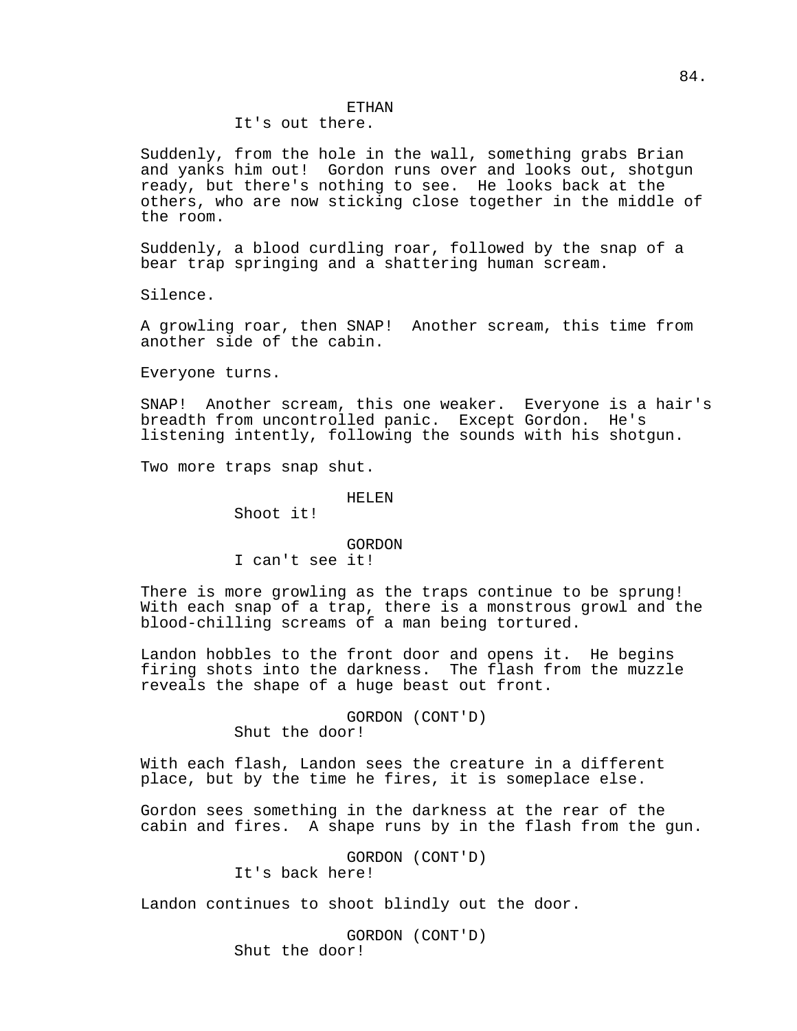ETHAN
It's out there.

Suddenly, from the hole in the wall, something grabs Brian and yanks him out! Gordon runs over and looks out, shotgun ready, but there's nothing to see. He looks back at the others, who are now sticking close together in the middle of the room.

Suddenly, a blood curdling roar, followed by the snap of a bear trap springing and a shattering human scream.

Silence.

A growling roar, then SNAP! Another scream, this time from another side of the cabin.

Everyone turns.

SNAP! Another scream, this one weaker. Everyone is a hair's breadth from uncontrolled panic. Except Gordon. He's listening intently, following the sounds with his shotgun.

Two more traps snap shut.

HELEN
Shoot it!

GORDON
I can't see it!

There is more growling as the traps continue to be sprung! With each snap of a trap, there is a monstrous growl and the blood-chilling screams of a man being tortured.

Landon hobbles to the front door and opens it. He begins firing shots into the darkness. The flash from the muzzle reveals the shape of a huge beast out front.

GORDON (CONT'D)
Shut the door!

With each flash, Landon sees the creature in a different place, but by the time he fires, it is someplace else.

Gordon sees something in the darkness at the rear of the cabin and fires. A shape runs by in the flash from the gun.

GORDON (CONT'D)
It's back here!

Landon continues to shoot blindly out the door.

GORDON (CONT'D)
Shut the door!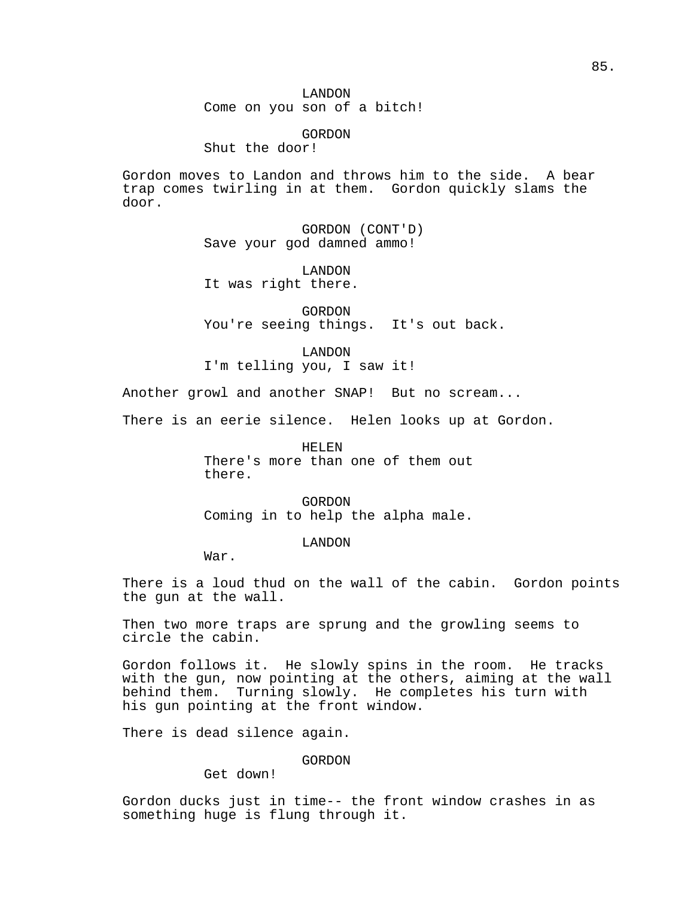LANDON
Come on you son of a bitch!

GORDON
Shut the door!

Gordon moves to Landon and throws him to the side. A bear trap comes twirling in at them. Gordon quickly slams the door.

GORDON (CONT'D)
Save your god damned ammo!

LANDON
It was right there.

GORDON
You're seeing things. It's out back.

LANDON
I'm telling you, I saw it!

Another growl and another SNAP! But no scream...

There is an eerie silence. Helen looks up at Gordon.

HELEN
There's more than one of them out there.

GORDON
Coming in to help the alpha male.

LANDON
War.

There is a loud thud on the wall of the cabin. Gordon points the gun at the wall.

Then two more traps are sprung and the growling seems to circle the cabin.

Gordon follows it. He slowly spins in the room. He tracks with the gun, now pointing at the others, aiming at the wall behind them. Turning slowly. He completes his turn with his gun pointing at the front window.

There is dead silence again.

GORDON
Get down!

Gordon ducks just in time-- the front window crashes in as something huge is flung through it.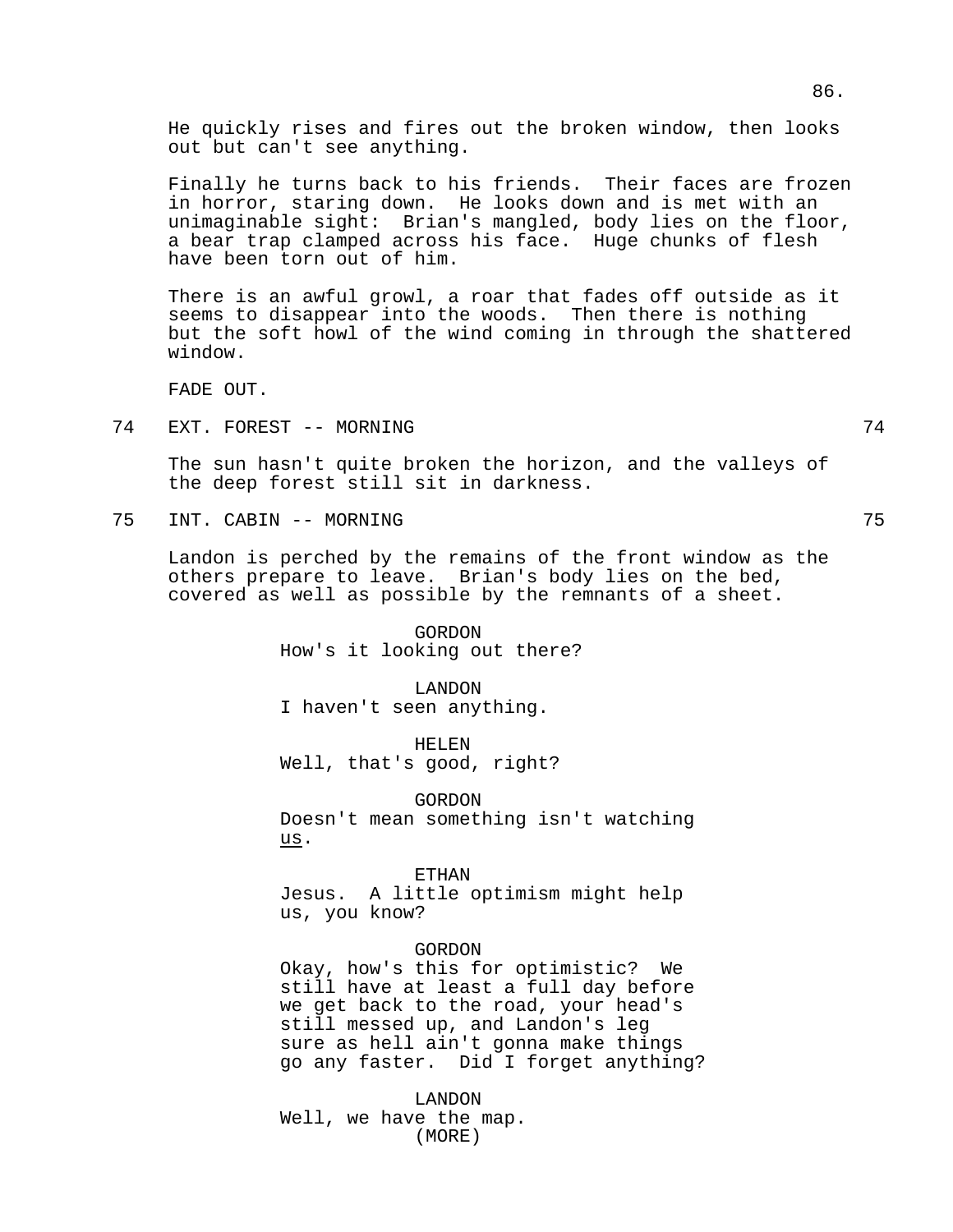He quickly rises and fires out the broken window, then looks out but can't see anything.

Finally he turns back to his friends. Their faces are frozen in horror, staring down. He looks down and is met with an unimaginable sight: Brian's mangled, body lies on the floor, a bear trap clamped across his face. Huge chunks of flesh have been torn out of him.

There is an awful growl, a roar that fades off outside as it seems to disappear into the woods. Then there is nothing but the soft howl of the wind coming in through the shattered window.

FADE OUT.

74 EXT. FOREST -- MORNING 74

The sun hasn't quite broken the horizon, and the valleys of the deep forest still sit in darkness.

75 INT. CABIN -- MORNING 75

Landon is perched by the remains of the front window as the others prepare to leave. Brian's body lies on the bed, covered as well as possible by the remnants of a sheet.

GORDON
How's it looking out there?

LANDON
I haven't seen anything.

HELEN
Well, that's good, right?

GORDON
Doesn't mean something isn't watching us.

ETHAN
Jesus. A little optimism might help us, you know?

GORDON
Okay, how's this for optimistic? We still have at least a full day before we get back to the road, your head's still messed up, and Landon's leg sure as hell ain't gonna make things go any faster. Did I forget anything?

LANDON
Well, we have the map.
(MORE)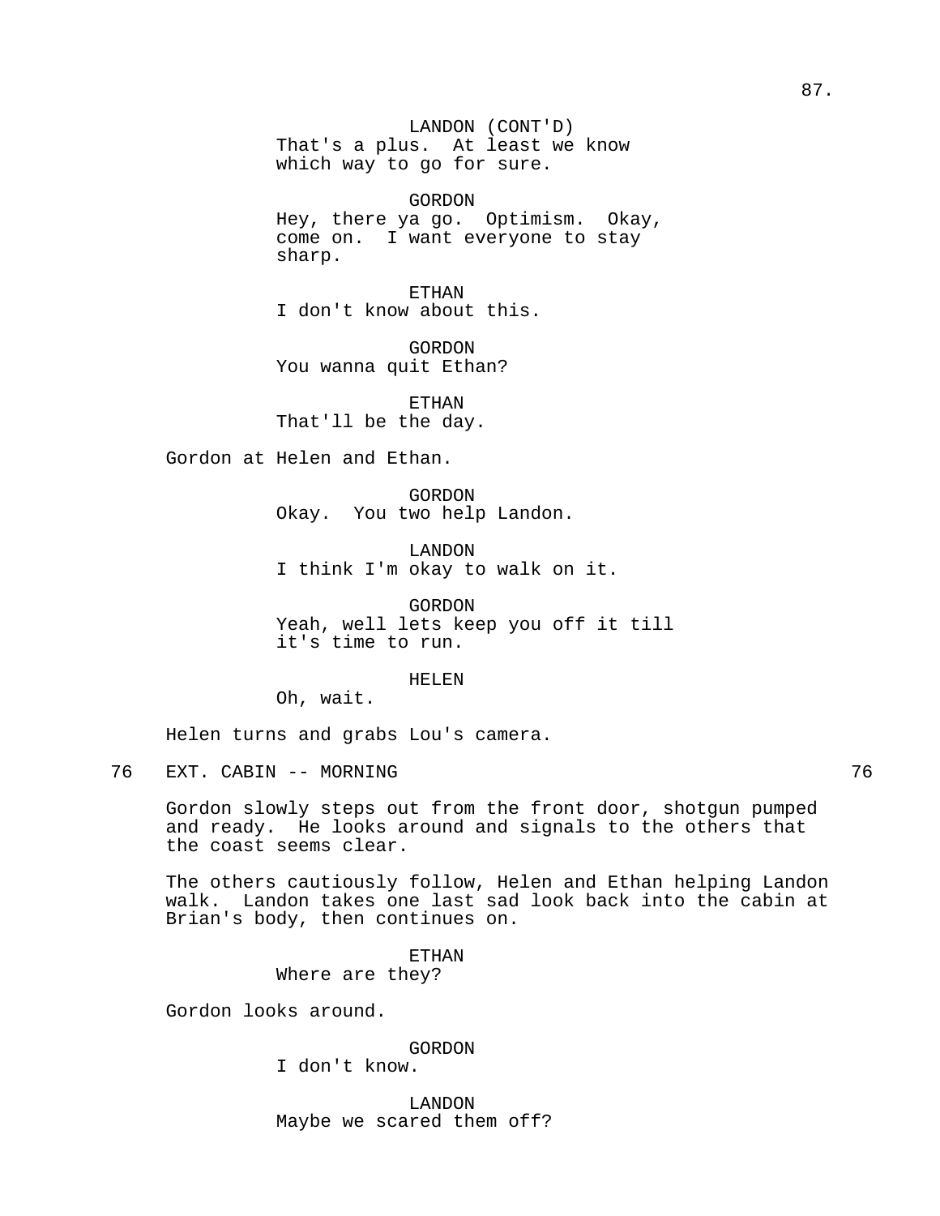LANDON (CONT'D)
That's a plus. At least we know which way to go for sure.

GORDON
Hey, there ya go. Optimism. Okay, come on. I want everyone to stay sharp.

ETHAN
I don't know about this.

GORDON
You wanna quit Ethan?

ETHAN
That'll be the day.

Gordon at Helen and Ethan.

GORDON
Okay. You two help Landon.

LANDON
I think I'm okay to walk on it.

GORDON
Yeah, well lets keep you off it till it's time to run.

HELEN
Oh, wait.

Helen turns and grabs Lou's camera.

76 EXT. CABIN -- MORNING 76

Gordon slowly steps out from the front door, shotgun pumped and ready. He looks around and signals to the others that the coast seems clear.

The others cautiously follow, Helen and Ethan helping Landon walk. Landon takes one last sad look back into the cabin at Brian's body, then continues on.

ETHAN
Where are they?

Gordon looks around.

GORDON
I don't know.

LANDON
Maybe we scared them off?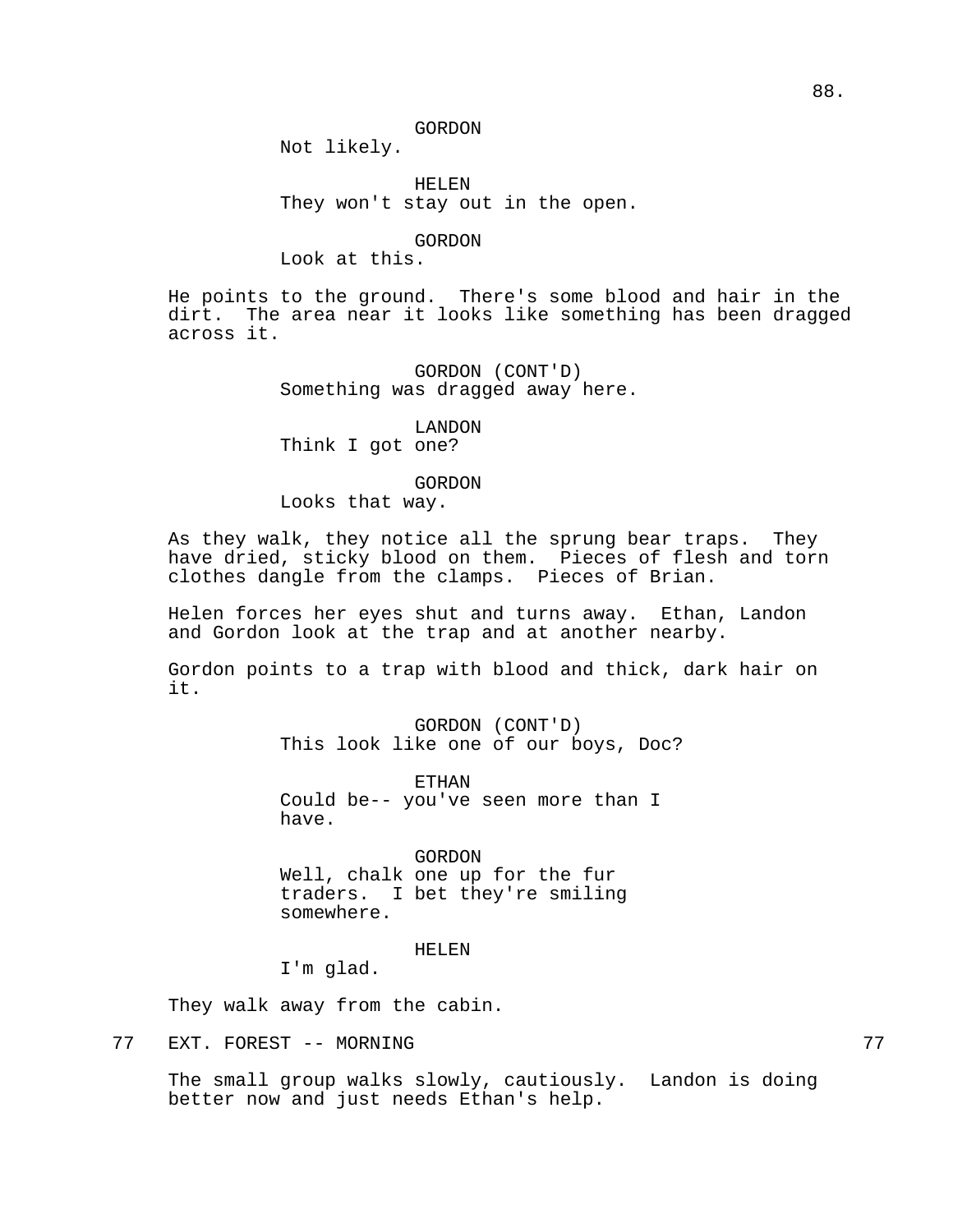GORDON
Not likely.

HELEN
They won't stay out in the open.

GORDON
Look at this.

He points to the ground. There's some blood and hair in the dirt. The area near it looks like something has been dragged across it.

GORDON (CONT'D)
Something was dragged away here.

LANDON
Think I got one?

GORDON
Looks that way.

As they walk, they notice all the sprung bear traps. They have dried, sticky blood on them. Pieces of flesh and torn clothes dangle from the clamps. Pieces of Brian.

Helen forces her eyes shut and turns away. Ethan, Landon and Gordon look at the trap and at another nearby.

Gordon points to a trap with blood and thick, dark hair on it.

GORDON (CONT'D)
This look like one of our boys, Doc?

ETHAN
Could be-- you've seen more than I have.

GORDON
Well, chalk one up for the fur traders. I bet they're smiling somewhere.

HELEN
I'm glad.

They walk away from the cabin.

77 EXT. FOREST -- MORNING 77

The small group walks slowly, cautiously. Landon is doing better now and just needs Ethan's help.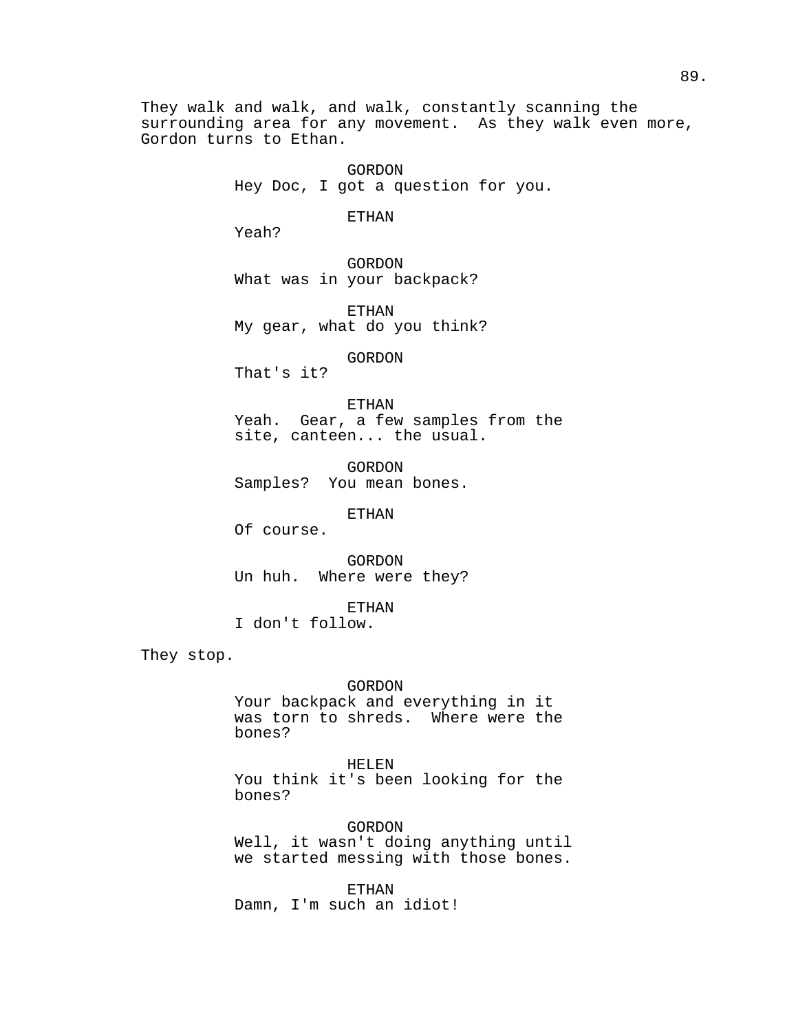They walk and walk, and walk, constantly scanning the surrounding area for any movement. As they walk even more, Gordon turns to Ethan.

GORDON
Hey Doc, I got a question for you.

ETHAN
Yeah?

GORDON
What was in your backpack?

ETHAN
My gear, what do you think?

GORDON
That's it?

ETHAN
Yeah. Gear, a few samples from the site, canteen... the usual.

GORDON
Samples? You mean bones.

ETHAN
Of course.

GORDON
Un huh. Where were they?

ETHAN
I don't follow.

They stop.

GORDON
Your backpack and everything in it was torn to shreds. Where were the bones?

HELEN
You think it's been looking for the bones?

GORDON
Well, it wasn't doing anything until we started messing with those bones.

ETHAN
Damn, I'm such an idiot!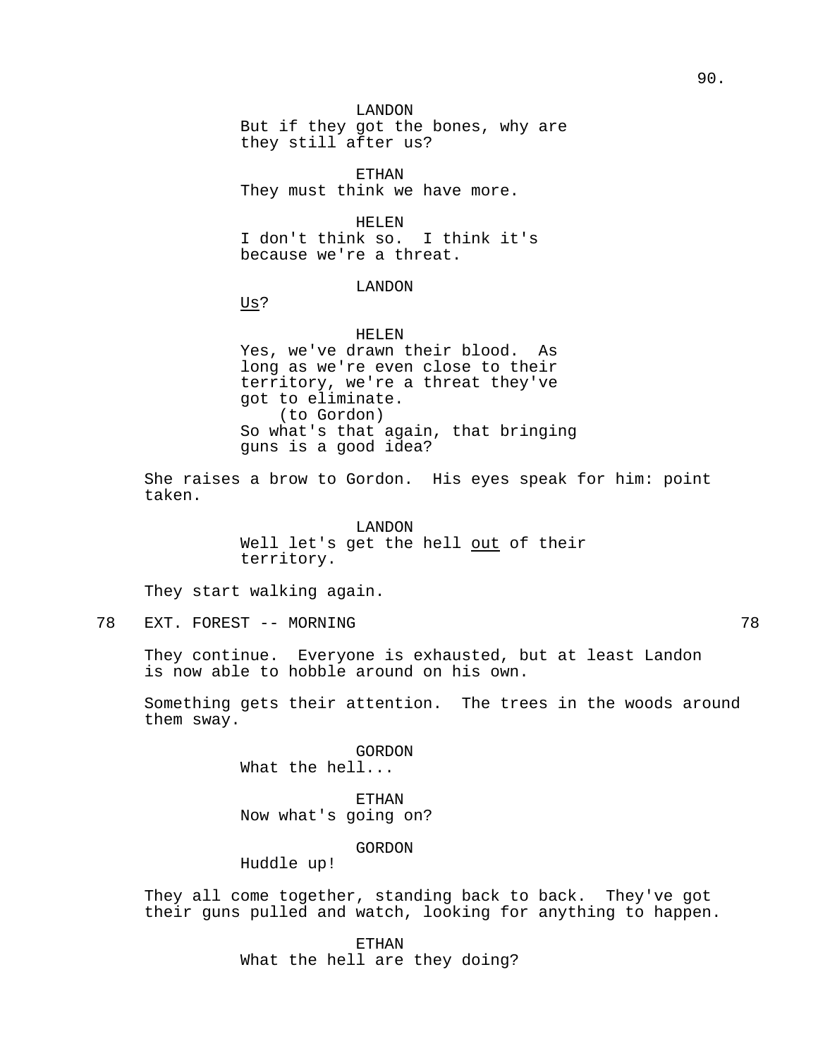LANDON
But if they got the bones, why are they still after us?

ETHAN
They must think we have more.

HELEN
I don't think so. I think it's because we're a threat.

LANDON
Us?

HELEN
Yes, we've drawn their blood. As long as we're even close to their territory, we're a threat they've got to eliminate.
(to Gordon)
So what's that again, that bringing guns is a good idea?

She raises a brow to Gordon. His eyes speak for him: point taken.

LANDON
Well let's get the hell out of their territory.

They start walking again.

78 EXT. FOREST -- MORNING 78

They continue. Everyone is exhausted, but at least Landon is now able to hobble around on his own.

Something gets their attention. The trees in the woods around them sway.

GORDON
What the hell...

ETHAN
Now what's going on?

GORDON
Huddle up!

They all come together, standing back to back. They've got their guns pulled and watch, looking for anything to happen.

ETHAN
What the hell are they doing?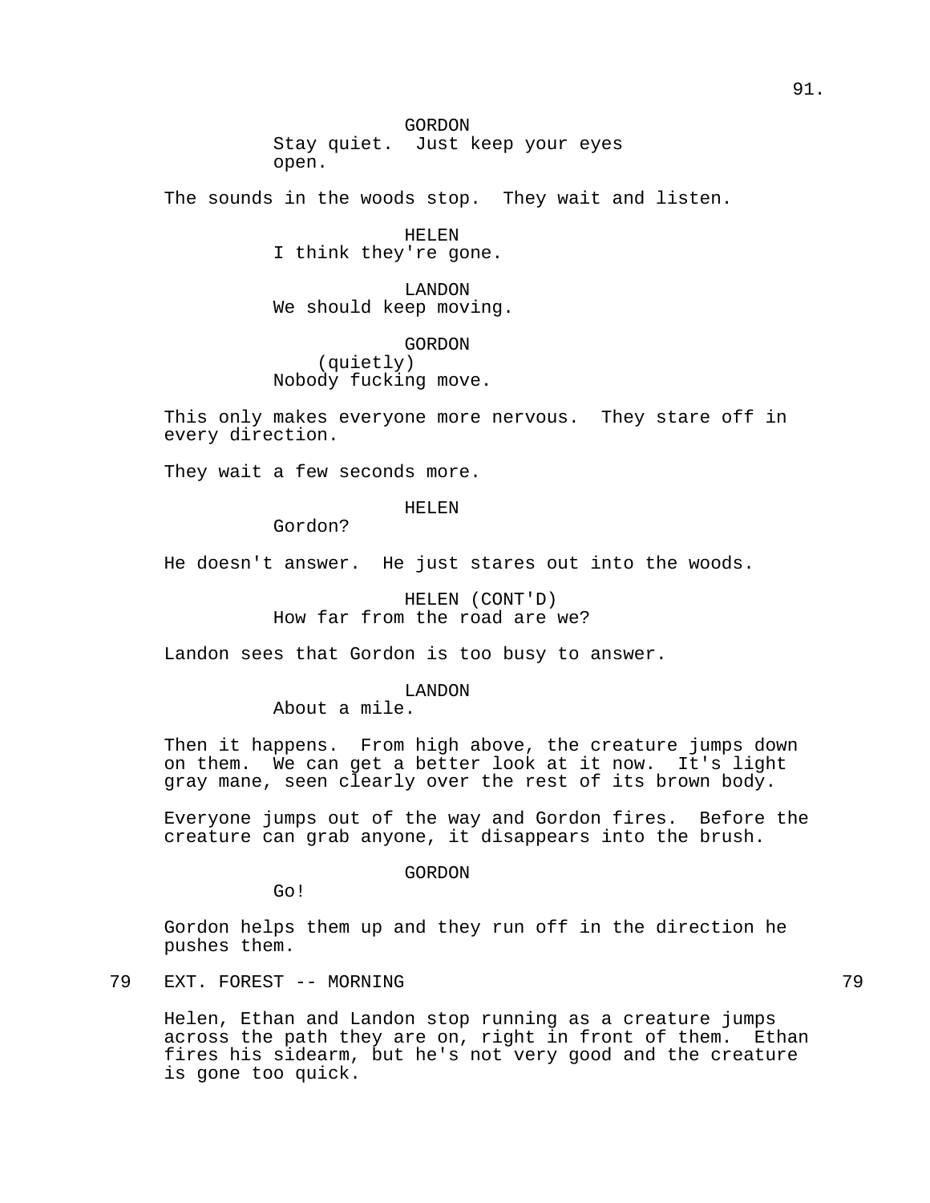GORDON
Stay quiet.  Just keep your eyes open.

The sounds in the woods stop.  They wait and listen.

HELEN
I think they're gone.

LANDON
We should keep moving.

GORDON
(quietly)
Nobody fucking move.

This only makes everyone more nervous.  They stare off in every direction.

They wait a few seconds more.

HELEN
Gordon?

He doesn't answer.  He just stares out into the woods.

HELEN (CONT'D)
How far from the road are we?

Landon sees that Gordon is too busy to answer.

LANDON
About a mile.

Then it happens.  From high above, the creature jumps down on them.  We can get a better look at it now.  It's light gray mane, seen clearly over the rest of its brown body.

Everyone jumps out of the way and Gordon fires.  Before the creature can grab anyone, it disappears into the brush.

GORDON
Go!

Gordon helps them up and they run off in the direction he pushes them.

79 EXT. FOREST -- MORNING 79

Helen, Ethan and Landon stop running as a creature jumps across the path they are on, right in front of them.  Ethan fires his sidearm, but he's not very good and the creature is gone too quick.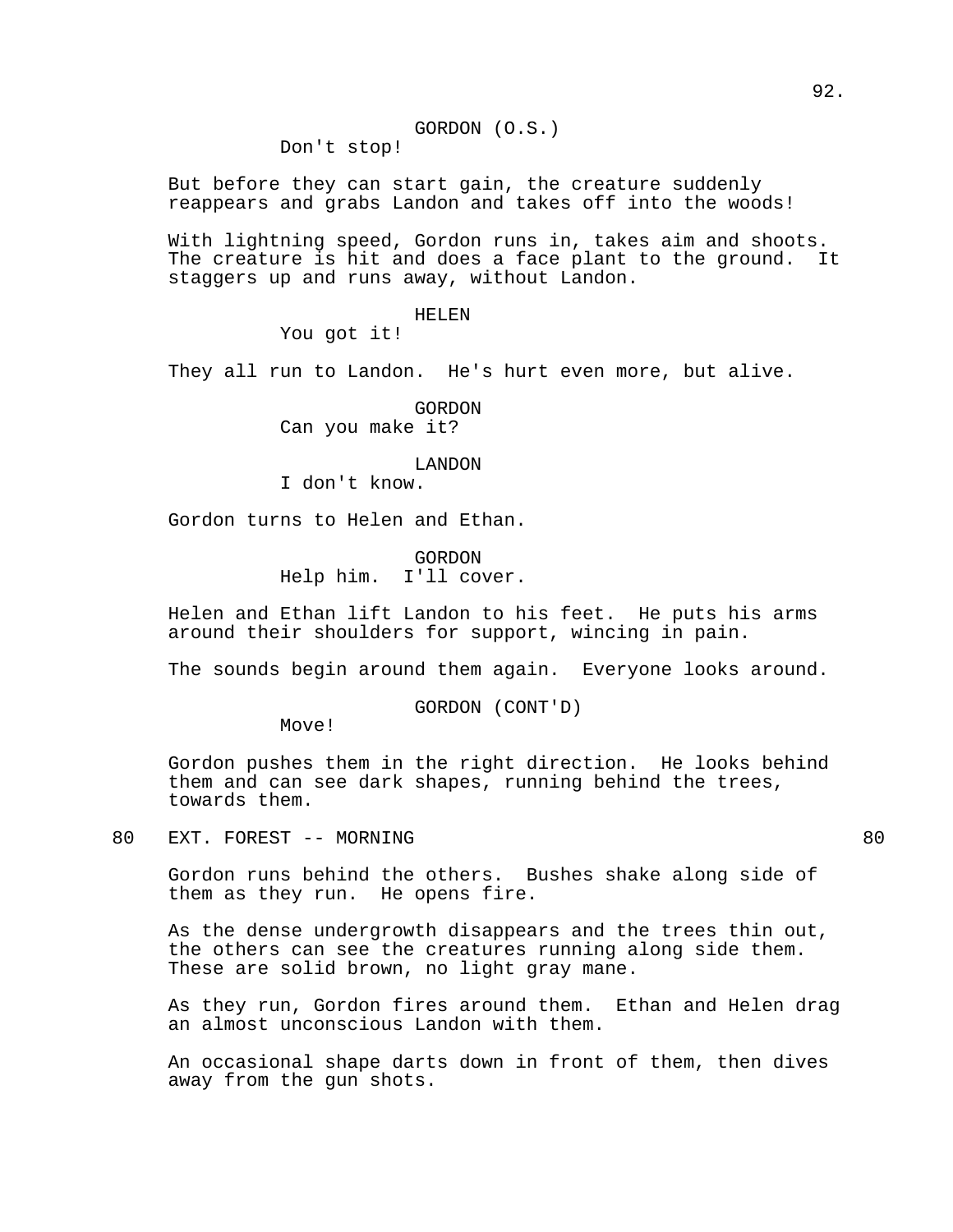GORDON (O.S.)
Don't stop!

But before they can start gain, the creature suddenly reappears and grabs Landon and takes off into the woods!

With lightning speed, Gordon runs in, takes aim and shoots. The creature is hit and does a face plant to the ground. It staggers up and runs away, without Landon.

HELEN
You got it!

They all run to Landon. He's hurt even more, but alive.

GORDON
Can you make it?

LANDON
I don't know.

Gordon turns to Helen and Ethan.

GORDON
Help him. I'll cover.

Helen and Ethan lift Landon to his feet. He puts his arms around their shoulders for support, wincing in pain.

The sounds begin around them again. Everyone looks around.

GORDON (CONT'D)
Move!

Gordon pushes them in the right direction. He looks behind them and can see dark shapes, running behind the trees, towards them.

80 EXT. FOREST -- MORNING 80

Gordon runs behind the others. Bushes shake along side of them as they run. He opens fire.

As the dense undergrowth disappears and the trees thin out, the others can see the creatures running along side them. These are solid brown, no light gray mane.

As they run, Gordon fires around them. Ethan and Helen drag an almost unconscious Landon with them.

An occasional shape darts down in front of them, then dives away from the gun shots.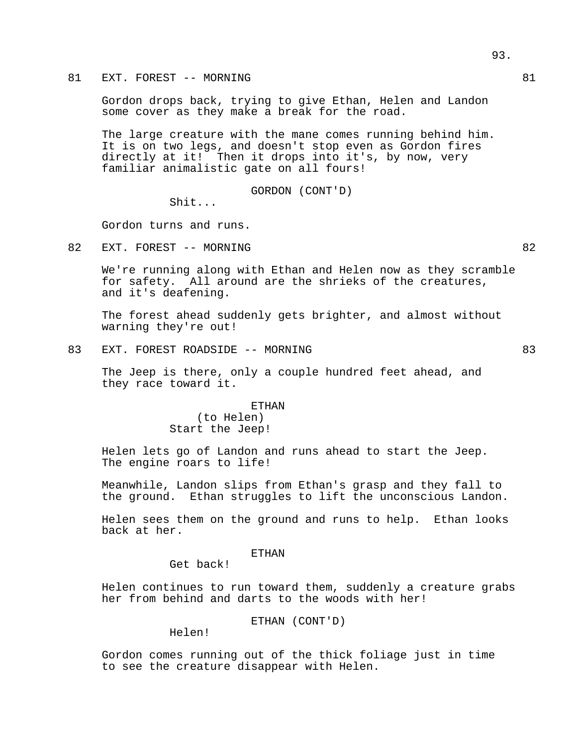81 EXT. FOREST -- MORNING 81

Gordon drops back, trying to give Ethan, Helen and Landon some cover as they make a break for the road.

The large creature with the mane comes running behind him. It is on two legs, and doesn't stop even as Gordon fires directly at it! Then it drops into it's, by now, very familiar animalistic gate on all fours!

GORDON (CONT'D)
Shit...

Gordon turns and runs.

82 EXT. FOREST -- MORNING 82

We're running along with Ethan and Helen now as they scramble for safety. All around are the shrieks of the creatures, and it's deafening.

The forest ahead suddenly gets brighter, and almost without warning they're out!

83 EXT. FOREST ROADSIDE -- MORNING 83

The Jeep is there, only a couple hundred feet ahead, and they race toward it.

ETHAN
(to Helen)
Start the Jeep!

Helen lets go of Landon and runs ahead to start the Jeep. The engine roars to life!

Meanwhile, Landon slips from Ethan's grasp and they fall to the ground. Ethan struggles to lift the unconscious Landon.

Helen sees them on the ground and runs to help. Ethan looks back at her.

ETHAN
Get back!

Helen continues to run toward them, suddenly a creature grabs her from behind and darts to the woods with her!

ETHAN (CONT'D)
Helen!

Gordon comes running out of the thick foliage just in time to see the creature disappear with Helen.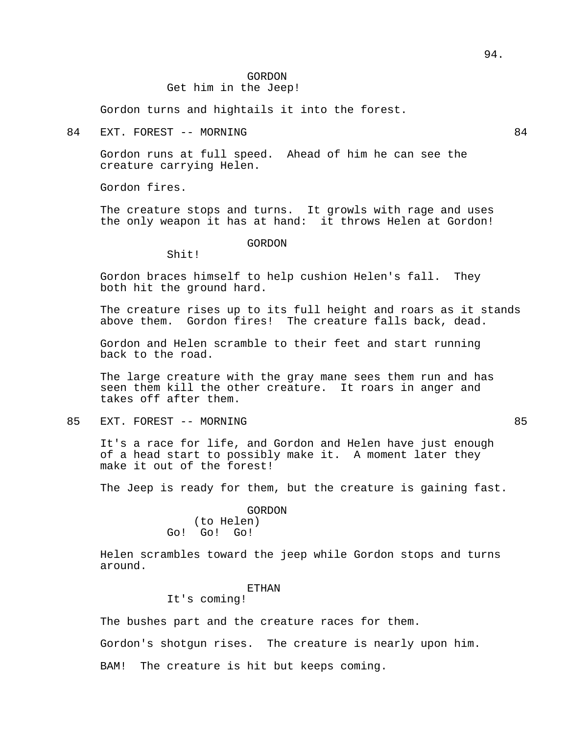GORDON
Get him in the Jeep!

Gordon turns and hightails it into the forest.

84 EXT. FOREST -- MORNING 84

Gordon runs at full speed. Ahead of him he can see the creature carrying Helen.

Gordon fires.

The creature stops and turns. It growls with rage and uses the only weapon it has at hand: it throws Helen at Gordon!

GORDON
Shit!

Gordon braces himself to help cushion Helen's fall. They both hit the ground hard.

The creature rises up to its full height and roars as it stands above them. Gordon fires! The creature falls back, dead.

Gordon and Helen scramble to their feet and start running back to the road.

The large creature with the gray mane sees them run and has seen them kill the other creature. It roars in anger and takes off after them.

85 EXT. FOREST -- MORNING 85

It's a race for life, and Gordon and Helen have just enough of a head start to possibly make it. A moment later they make it out of the forest!

The Jeep is ready for them, but the creature is gaining fast.

GORDON
(to Helen)
Go! Go! Go!

Helen scrambles toward the jeep while Gordon stops and turns around.

ETHAN
It's coming!

The bushes part and the creature races for them.

Gordon's shotgun rises. The creature is nearly upon him.

BAM! The creature is hit but keeps coming.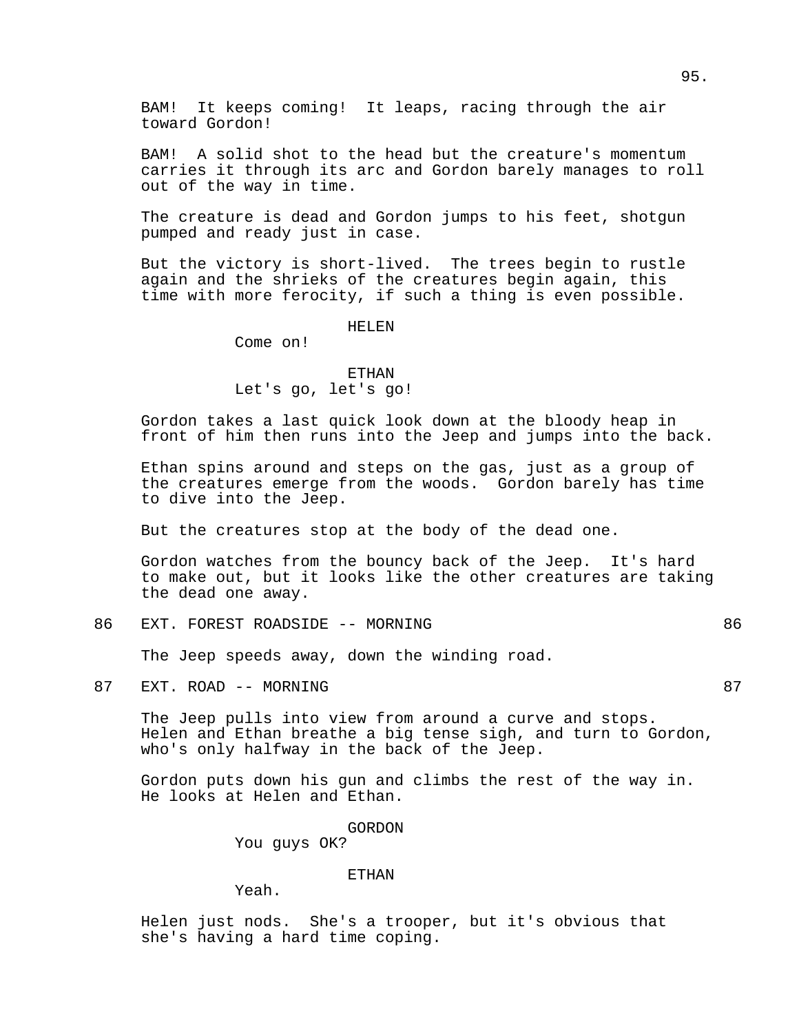BAM! It keeps coming! It leaps, racing through the air toward Gordon!

BAM! A solid shot to the head but the creature's momentum carries it through its arc and Gordon barely manages to roll out of the way in time.

The creature is dead and Gordon jumps to his feet, shotgun pumped and ready just in case.

But the victory is short-lived. The trees begin to rustle again and the shrieks of the creatures begin again, this time with more ferocity, if such a thing is even possible.

HELEN

Come on!

ETHAN

Let's go, let's go!

Gordon takes a last quick look down at the bloody heap in front of him then runs into the Jeep and jumps into the back.

Ethan spins around and steps on the gas, just as a group of the creatures emerge from the woods. Gordon barely has time to dive into the Jeep.

But the creatures stop at the body of the dead one.

Gordon watches from the bouncy back of the Jeep. It's hard to make out, but it looks like the other creatures are taking the dead one away.

86 EXT. FOREST ROADSIDE -- MORNING 86

The Jeep speeds away, down the winding road.

87 EXT. ROAD -- MORNING 87

The Jeep pulls into view from around a curve and stops. Helen and Ethan breathe a big tense sigh, and turn to Gordon, who's only halfway in the back of the Jeep.

Gordon puts down his gun and climbs the rest of the way in. He looks at Helen and Ethan.

GORDON

You guys OK?

ETHAN

Yeah.

Helen just nods. She's a trooper, but it's obvious that she's having a hard time coping.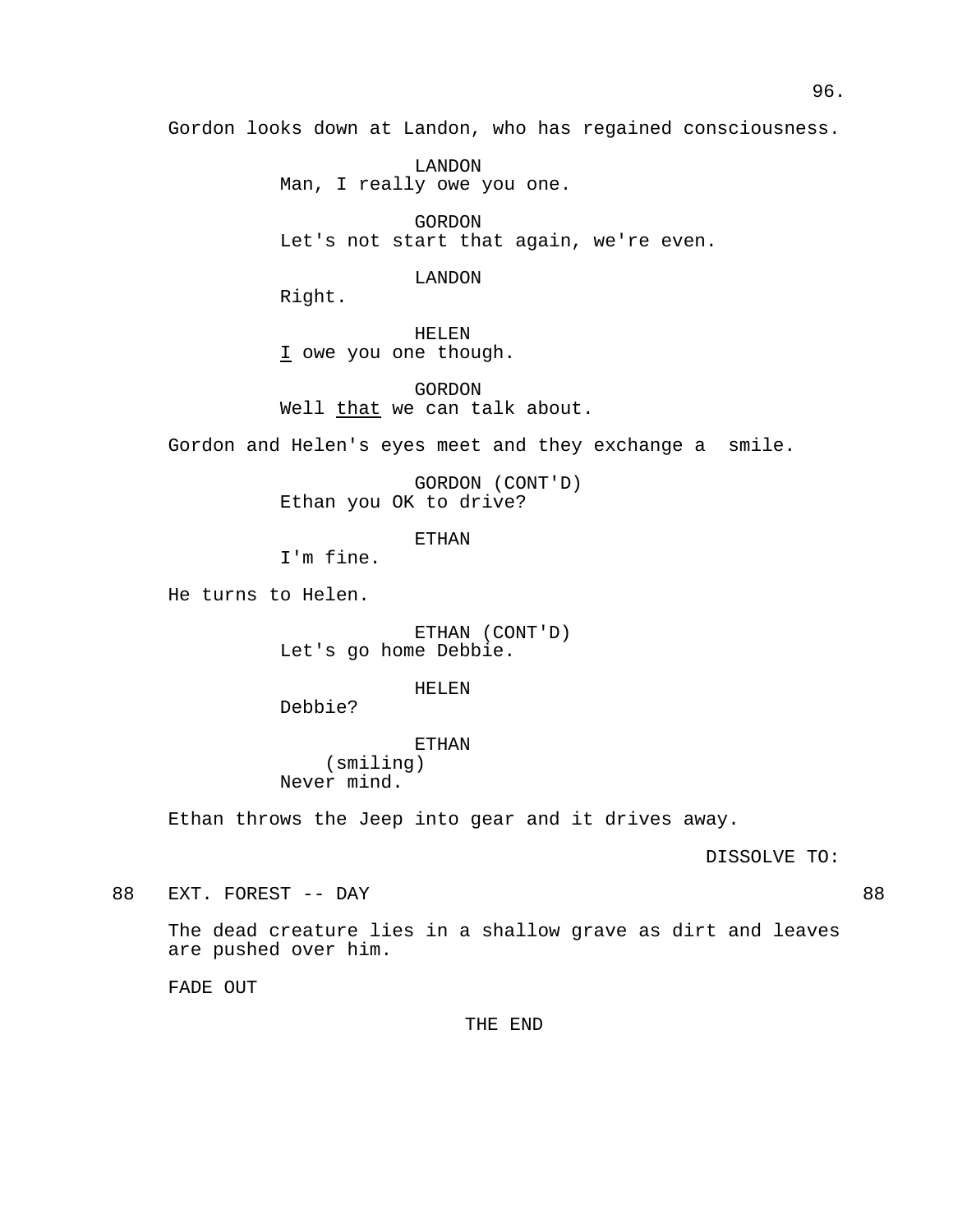Gordon looks down at Landon, who has regained consciousness.

LANDON
Man, I really owe you one.

GORDON
Let's not start that again, we're even.

LANDON
Right.

HELEN
<u>I</u> owe you one though.

GORDON
Well <u>that</u> we can talk about.

Gordon and Helen's eyes meet and they exchange a smile.

GORDON (CONT'D)
Ethan you OK to drive?

ETHAN
I'm fine.

He turns to Helen.

ETHAN (CONT'D)
Let's go home Debbie.

HELEN
Debbie?

ETHAN
(smiling)
Never mind.

Ethan throws the Jeep into gear and it drives away.

DISSOLVE TO:

88 EXT. FOREST -- DAY 88

The dead creature lies in a shallow grave as dirt and leaves are pushed over him.

FADE OUT

THE END